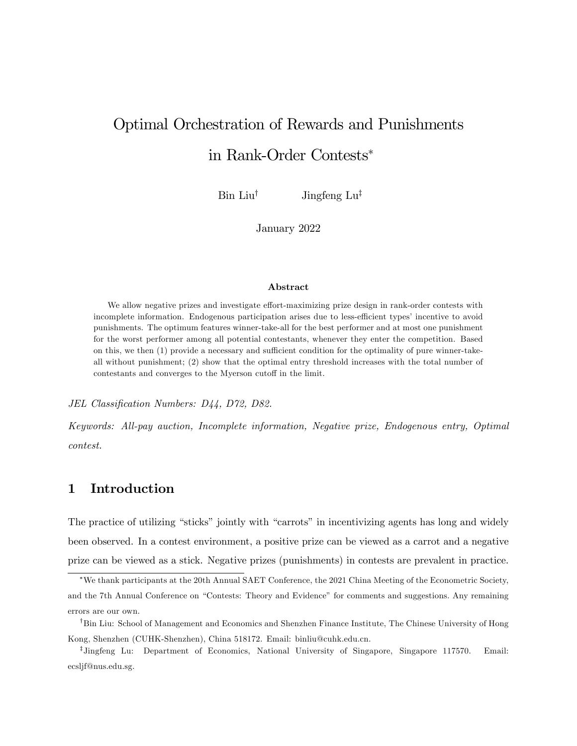# Optimal Orchestration of Rewards and Punishments in Rank-Order Contests*

Bin Liu[†] Jingfeng Lu[‡]

January 2022

### Abstract

We allow negative prizes and investigate effort-maximizing prize design in rank-order contests with incomplete information. Endogenous participation arises due to less-efficient types' incentive to avoid punishments. The optimum features winner-take-all for the best performer and at most one punishment for the worst performer among all potential contestants, whenever they enter the competition. Based on this, we then (1) provide a necessary and sufficient condition for the optimality of pure winner-take-all without punishment; (2) show that the optimal entry threshold increases with the total number of contestants and converges to the Myerson cutoff in the limit.

*JEL Classification Numbers: D44, D72, D82.*

*Keywords: All-pay auction, Incomplete information, Negative prize, Endogenous entry, Optimal contest.*

## 1 Introduction

The practice of utilizing "sticks" jointly with "carrots" in incentivizing agents has long and widely been observed. In a contest environment, a positive prize can be viewed as a carrot and a negative prize can be viewed as a stick. Negative prizes (punishments) in contests are prevalent in practice.

*We thank participants at the 20th Annual SAET Conference, the 2021 China Meeting of the Econometric Society, and the 7th Annual Conference on "Contests: Theory and Evidence" for comments and suggestions. Any remaining errors are our own.

[†]Bin Liu: School of Management and Economics and Shenzhen Finance Institute, The Chinese University of Hong Kong, Shenzhen (CUHK-Shenzhen), China 518172. Email: binliu@cuhk.edu.cn.

[‡]Jingfeng Lu: Department of Economics, National University of Singapore, Singapore 117570. Email: ecsljf@nus.edu.sg.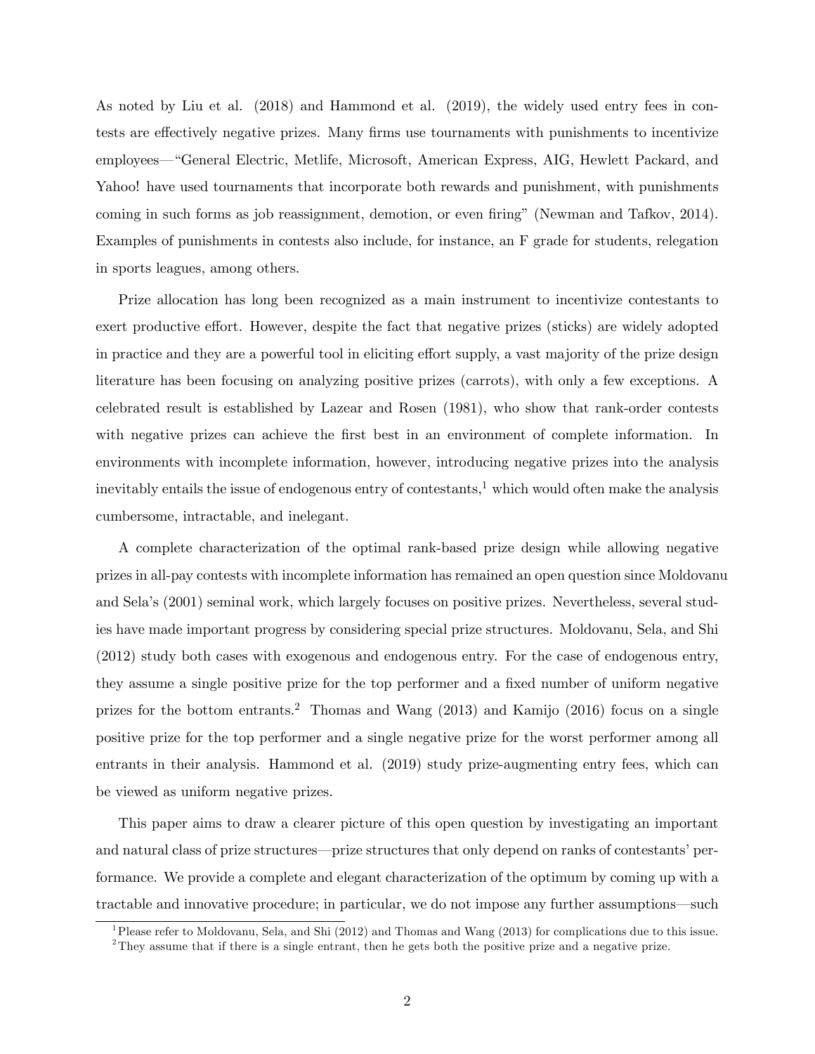As noted by Liu et al. (2018) and Hammond et al. (2019), the widely used entry fees in contests are effectively negative prizes. Many firms use tournaments with punishments to incentivize employees—"General Electric, Metlife, Microsoft, American Express, AIG, Hewlett Packard, and Yahoo! have used tournaments that incorporate both rewards and punishment, with punishments coming in such forms as job reassignment, demotion, or even firing" (Newman and Tafkov, 2014). Examples of punishments in contests also include, for instance, an F grade for students, relegation in sports leagues, among others.

Prize allocation has long been recognized as a main instrument to incentivize contestants to exert productive effort. However, despite the fact that negative prizes (sticks) are widely adopted in practice and they are a powerful tool in eliciting effort supply, a vast majority of the prize design literature has been focusing on analyzing positive prizes (carrots), with only a few exceptions. A celebrated result is established by Lazear and Rosen (1981), who show that rank-order contests with negative prizes can achieve the first best in an environment of complete information. In environments with incomplete information, however, introducing negative prizes into the analysis inevitably entails the issue of endogenous entry of contestants,[1] which would often make the analysis cumbersome, intractable, and inelegant.

A complete characterization of the optimal rank-based prize design while allowing negative prizes in all-pay contests with incomplete information has remained an open question since Moldovanu and Sela's (2001) seminal work, which largely focuses on positive prizes. Nevertheless, several studies have made important progress by considering special prize structures. Moldovanu, Sela, and Shi (2012) study both cases with exogenous and endogenous entry. For the case of endogenous entry, they assume a single positive prize for the top performer and a fixed number of uniform negative prizes for the bottom entrants.[2] Thomas and Wang (2013) and Kamijo (2016) focus on a single positive prize for the top performer and a single negative prize for the worst performer among all entrants in their analysis. Hammond et al. (2019) study prize-augmenting entry fees, which can be viewed as uniform negative prizes.

This paper aims to draw a clearer picture of this open question by investigating an important and natural class of prize structures—prize structures that only depend on ranks of contestants' performance. We provide a complete and elegant characterization of the optimum by coming up with a tractable and innovative procedure; in particular, we do not impose any further assumptions—such

[1] Please refer to Moldovanu, Sela, and Shi (2012) and Thomas and Wang (2013) for complications due to this issue.

[2] They assume that if there is a single entrant, then he gets both the positive prize and a negative prize.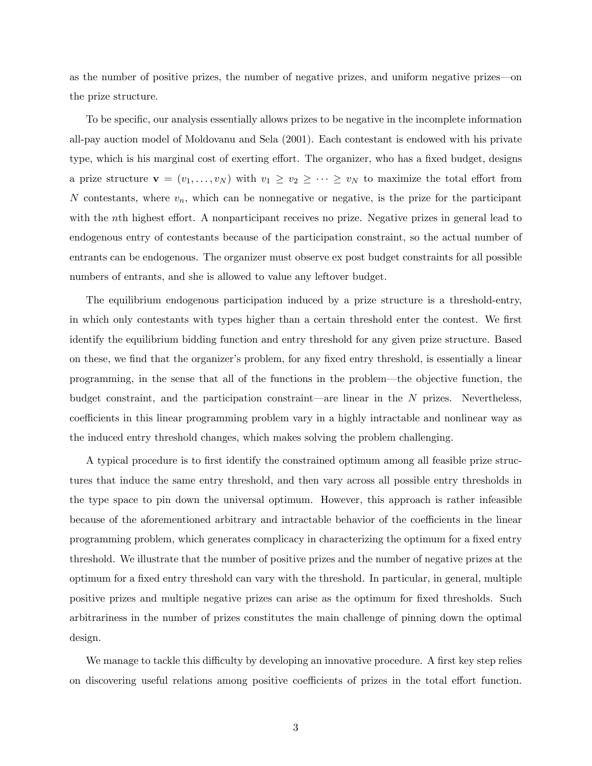as the number of positive prizes, the number of negative prizes, and uniform negative prizes—on the prize structure.

To be specific, our analysis essentially allows prizes to be negative in the incomplete information all-pay auction model of Moldovanu and Sela (2001). Each contestant is endowed with his private type, which is his marginal cost of exerting effort. The organizer, who has a fixed budget, designs a prize structure $\mathbf{v} = (v_1, \ldots, v_N)$ with $v_1 \geq v_2 \geq \cdots \geq v_N$ to maximize the total effort from $N$ contestants, where $v_n$, which can be nonnegative or negative, is the prize for the participant with the $n$th highest effort. A nonparticipant receives no prize. Negative prizes in general lead to endogenous entry of contestants because of the participation constraint, so the actual number of entrants can be endogenous. The organizer must observe ex post budget constraints for all possible numbers of entrants, and she is allowed to value any leftover budget.

The equilibrium endogenous participation induced by a prize structure is a threshold-entry, in which only contestants with types higher than a certain threshold enter the contest. We first identify the equilibrium bidding function and entry threshold for any given prize structure. Based on these, we find that the organizer's problem, for any fixed entry threshold, is essentially a linear programming, in the sense that all of the functions in the problem—the objective function, the budget constraint, and the participation constraint—are linear in the $N$ prizes. Nevertheless, coefficients in this linear programming problem vary in a highly intractable and nonlinear way as the induced entry threshold changes, which makes solving the problem challenging.

A typical procedure is to first identify the constrained optimum among all feasible prize structures that induce the same entry threshold, and then vary across all possible entry thresholds in the type space to pin down the universal optimum. However, this approach is rather infeasible because of the aforementioned arbitrary and intractable behavior of the coefficients in the linear programming problem, which generates complicacy in characterizing the optimum for a fixed entry threshold. We illustrate that the number of positive prizes and the number of negative prizes at the optimum for a fixed entry threshold can vary with the threshold. In particular, in general, multiple positive prizes and multiple negative prizes can arise as the optimum for fixed thresholds. Such arbitrariness in the number of prizes constitutes the main challenge of pinning down the optimal design.

We manage to tackle this difficulty by developing an innovative procedure. A first key step relies on discovering useful relations among positive coefficients of prizes in the total effort function.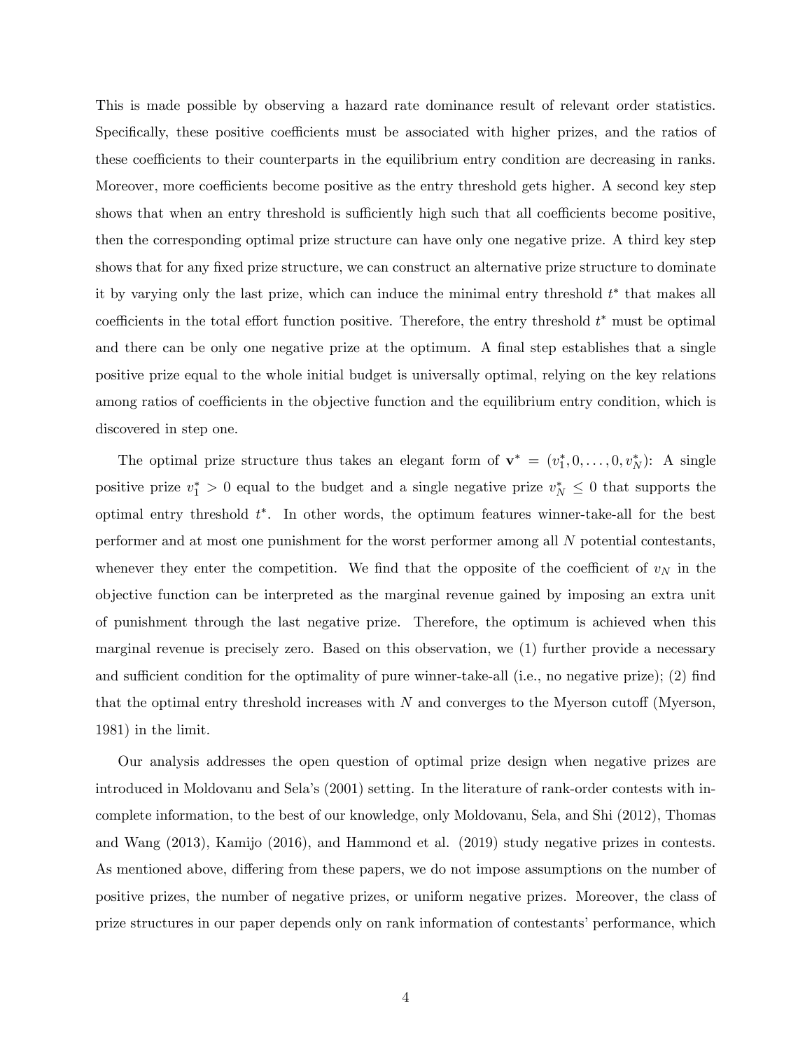This is made possible by observing a hazard rate dominance result of relevant order statistics. Specifically, these positive coefficients must be associated with higher prizes, and the ratios of these coefficients to their counterparts in the equilibrium entry condition are decreasing in ranks. Moreover, more coefficients become positive as the entry threshold gets higher. A second key step shows that when an entry threshold is sufficiently high such that all coefficients become positive, then the corresponding optimal prize structure can have only one negative prize. A third key step shows that for any fixed prize structure, we can construct an alternative prize structure to dominate it by varying only the last prize, which can induce the minimal entry threshold $t^*$ that makes all coefficients in the total effort function positive. Therefore, the entry threshold $t^*$ must be optimal and there can be only one negative prize at the optimum. A final step establishes that a single positive prize equal to the whole initial budget is universally optimal, relying on the key relations among ratios of coefficients in the objective function and the equilibrium entry condition, which is discovered in step one.

The optimal prize structure thus takes an elegant form of $\mathbf{v}^* = (v_1^*, 0, \ldots, 0, v_N^*)$: A single positive prize $v_1^* > 0$ equal to the budget and a single negative prize $v_N^* \leq 0$ that supports the optimal entry threshold $t^*$. In other words, the optimum features winner-take-all for the best performer and at most one punishment for the worst performer among all $N$ potential contestants, whenever they enter the competition. We find that the opposite of the coefficient of $v_N$ in the objective function can be interpreted as the marginal revenue gained by imposing an extra unit of punishment through the last negative prize. Therefore, the optimum is achieved when this marginal revenue is precisely zero. Based on this observation, we (1) further provide a necessary and sufficient condition for the optimality of pure winner-take-all (i.e., no negative prize); (2) find that the optimal entry threshold increases with $N$ and converges to the Myerson cutoff (Myerson, 1981) in the limit.

Our analysis addresses the open question of optimal prize design when negative prizes are introduced in Moldovanu and Sela's (2001) setting. In the literature of rank-order contests with incomplete information, to the best of our knowledge, only Moldovanu, Sela, and Shi (2012), Thomas and Wang (2013), Kamijo (2016), and Hammond et al. (2019) study negative prizes in contests. As mentioned above, differing from these papers, we do not impose assumptions on the number of positive prizes, the number of negative prizes, or uniform negative prizes. Moreover, the class of prize structures in our paper depends only on rank information of contestants' performance, which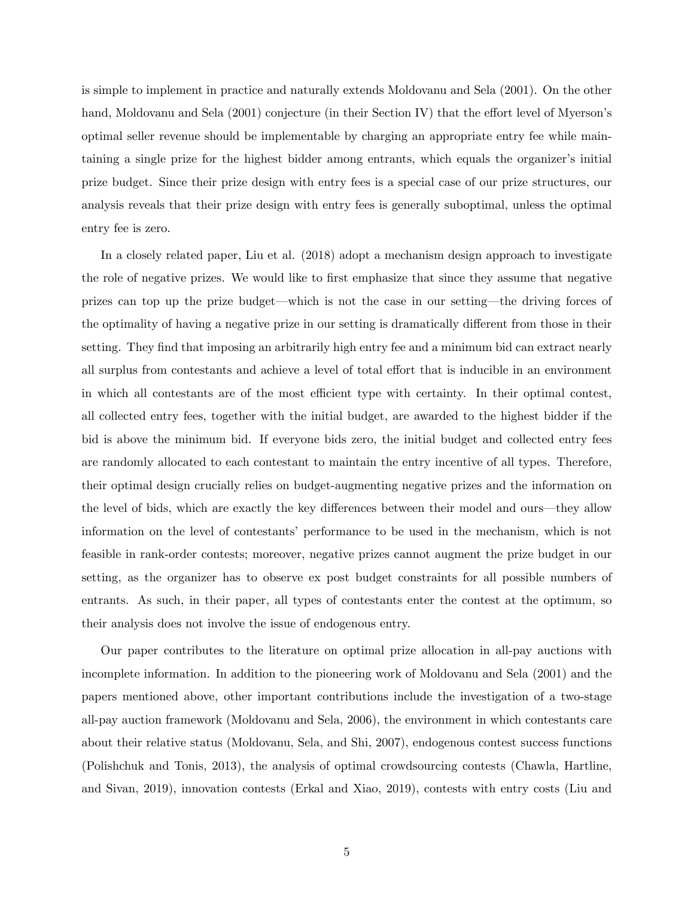is simple to implement in practice and naturally extends Moldovanu and Sela (2001). On the other hand, Moldovanu and Sela (2001) conjecture (in their Section IV) that the effort level of Myerson's optimal seller revenue should be implementable by charging an appropriate entry fee while maintaining a single prize for the highest bidder among entrants, which equals the organizer's initial prize budget. Since their prize design with entry fees is a special case of our prize structures, our analysis reveals that their prize design with entry fees is generally suboptimal, unless the optimal entry fee is zero.

In a closely related paper, Liu et al. (2018) adopt a mechanism design approach to investigate the role of negative prizes. We would like to first emphasize that since they assume that negative prizes can top up the prize budget—which is not the case in our setting—the driving forces of the optimality of having a negative prize in our setting is dramatically different from those in their setting. They find that imposing an arbitrarily high entry fee and a minimum bid can extract nearly all surplus from contestants and achieve a level of total effort that is inducible in an environment in which all contestants are of the most efficient type with certainty. In their optimal contest, all collected entry fees, together with the initial budget, are awarded to the highest bidder if the bid is above the minimum bid. If everyone bids zero, the initial budget and collected entry fees are randomly allocated to each contestant to maintain the entry incentive of all types. Therefore, their optimal design crucially relies on budget-augmenting negative prizes and the information on the level of bids, which are exactly the key differences between their model and ours—they allow information on the level of contestants' performance to be used in the mechanism, which is not feasible in rank-order contests; moreover, negative prizes cannot augment the prize budget in our setting, as the organizer has to observe ex post budget constraints for all possible numbers of entrants. As such, in their paper, all types of contestants enter the contest at the optimum, so their analysis does not involve the issue of endogenous entry.

Our paper contributes to the literature on optimal prize allocation in all-pay auctions with incomplete information. In addition to the pioneering work of Moldovanu and Sela (2001) and the papers mentioned above, other important contributions include the investigation of a two-stage all-pay auction framework (Moldovanu and Sela, 2006), the environment in which contestants care about their relative status (Moldovanu, Sela, and Shi, 2007), endogenous contest success functions (Polishchuk and Tonis, 2013), the analysis of optimal crowdsourcing contests (Chawla, Hartline, and Sivan, 2019), innovation contests (Erkal and Xiao, 2019), contests with entry costs (Liu and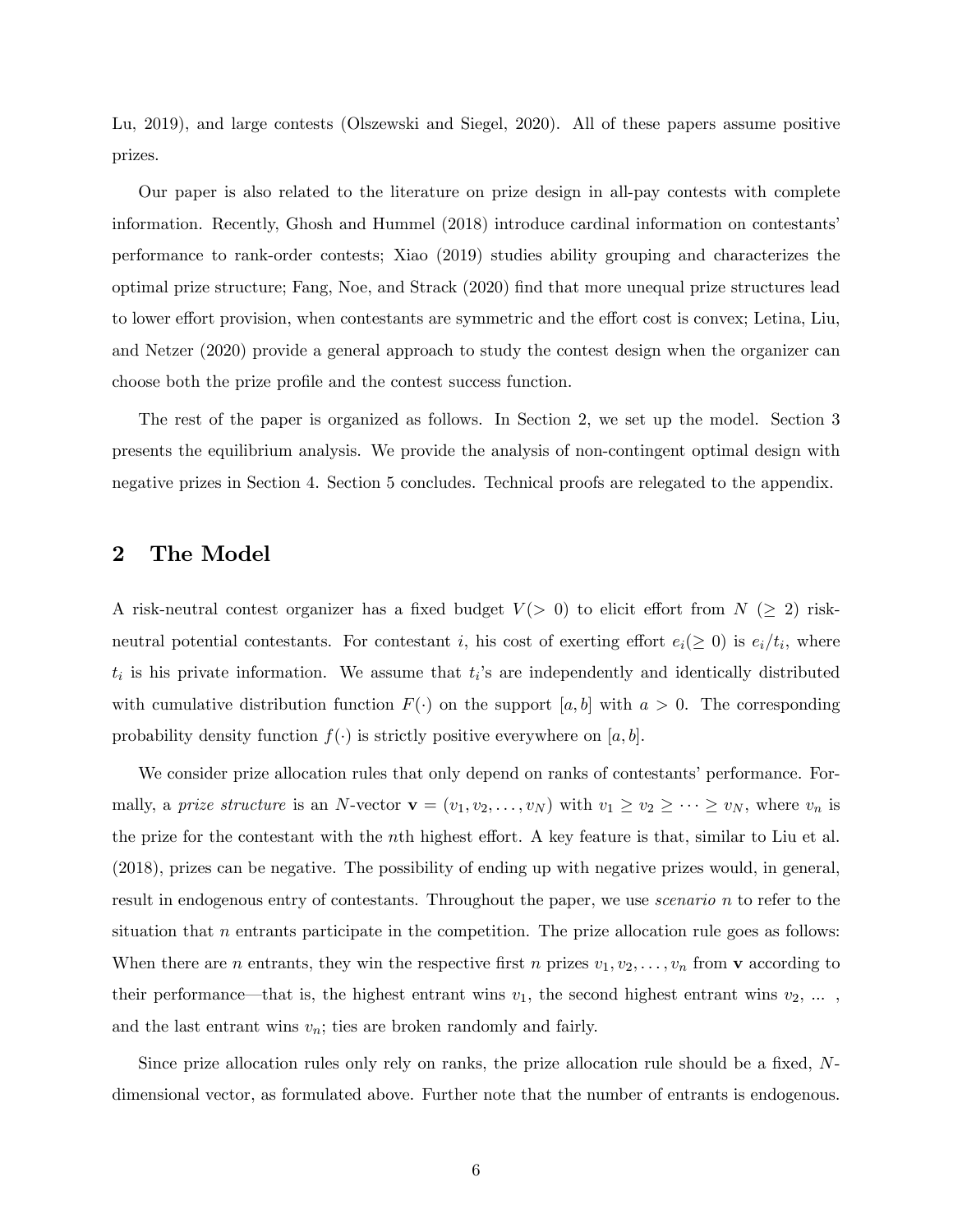Lu, 2019), and large contests (Olszewski and Siegel, 2020). All of these papers assume positive prizes.

Our paper is also related to the literature on prize design in all-pay contests with complete information. Recently, Ghosh and Hummel (2018) introduce cardinal information on contestants' performance to rank-order contests; Xiao (2019) studies ability grouping and characterizes the optimal prize structure; Fang, Noe, and Strack (2020) find that more unequal prize structures lead to lower effort provision, when contestants are symmetric and the effort cost is convex; Letina, Liu, and Netzer (2020) provide a general approach to study the contest design when the organizer can choose both the prize profile and the contest success function.

The rest of the paper is organized as follows. In Section 2, we set up the model. Section 3 presents the equilibrium analysis. We provide the analysis of non-contingent optimal design with negative prizes in Section 4. Section 5 concludes. Technical proofs are relegated to the appendix.

## 2 The Model

A risk-neutral contest organizer has a fixed budget $V (> 0)$ to elicit effort from $N$ $(\geq 2)$ risk-neutral potential contestants. For contestant $i$, his cost of exerting effort $e_i (\geq 0)$ is $e_i/t_i$, where $t_i$ is his private information. We assume that $t_i$'s are independently and identically distributed with cumulative distribution function $F(\cdot)$ on the support $[a, b]$ with $a > 0$. The corresponding probability density function $f(\cdot)$ is strictly positive everywhere on $[a, b]$.

We consider prize allocation rules that only depend on ranks of contestants' performance. Formally, a *prize structure* is an $N$-vector $\mathbf{v} = (v_1, v_2, \ldots, v_N)$ with $v_1 \geq v_2 \geq \cdots \geq v_N$, where $v_n$ is the prize for the contestant with the $n$th highest effort. A key feature is that, similar to Liu et al. (2018), prizes can be negative. The possibility of ending up with negative prizes would, in general, result in endogenous entry of contestants. Throughout the paper, we use *scenario* $n$ to refer to the situation that $n$ entrants participate in the competition. The prize allocation rule goes as follows: When there are $n$ entrants, they win the respective first $n$ prizes $v_1, v_2, \ldots, v_n$ from $\mathbf{v}$ according to their performance—that is, the highest entrant wins $v_1$, the second highest entrant wins $v_2$, ... , and the last entrant wins $v_n$; ties are broken randomly and fairly.

Since prize allocation rules only rely on ranks, the prize allocation rule should be a fixed, $N$-dimensional vector, as formulated above. Further note that the number of entrants is endogenous.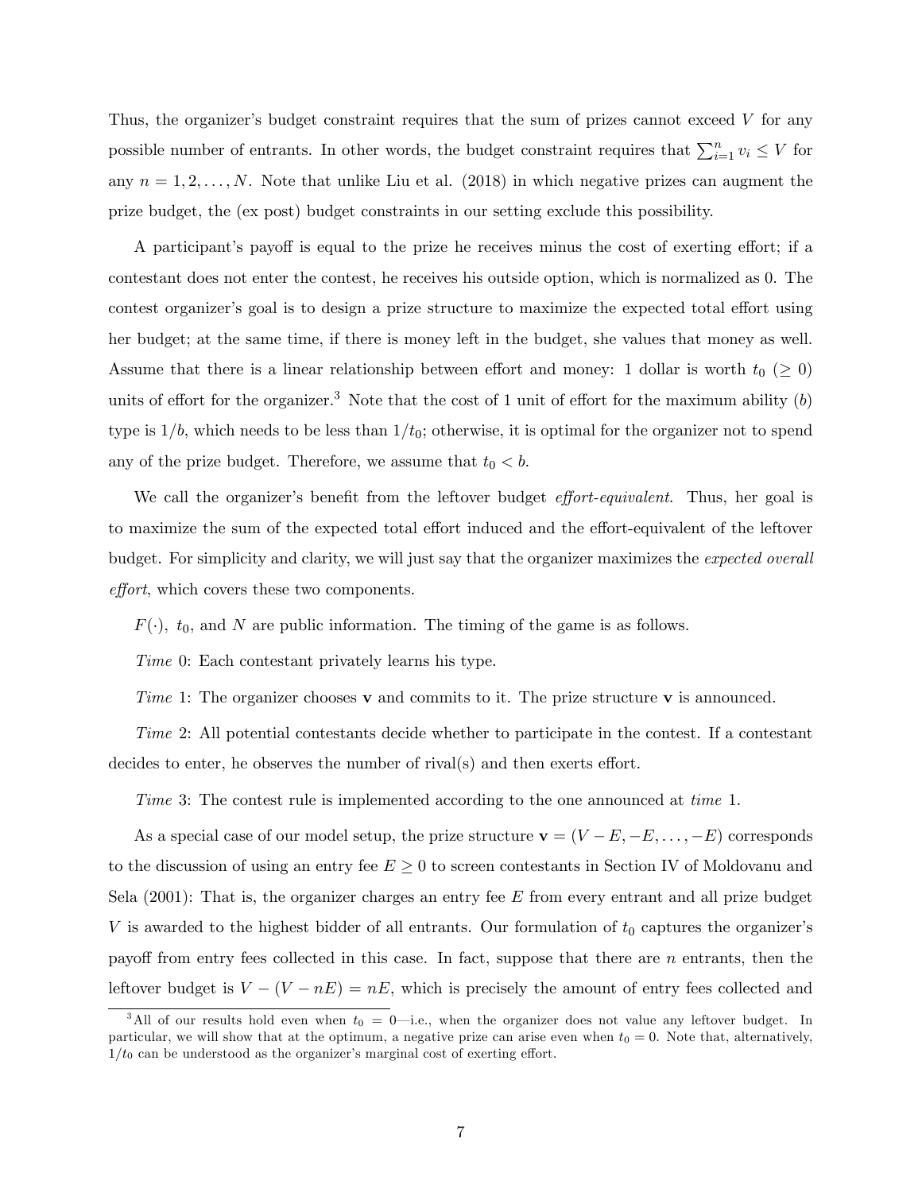Thus, the organizer's budget constraint requires that the sum of prizes cannot exceed $V$ for any possible number of entrants. In other words, the budget constraint requires that $\sum_{i=1}^{n} v_i \leq V$ for any $n = 1, 2, \ldots, N$. Note that unlike Liu et al. (2018) in which negative prizes can augment the prize budget, the (ex post) budget constraints in our setting exclude this possibility.

A participant's payoff is equal to the prize he receives minus the cost of exerting effort; if a contestant does not enter the contest, he receives his outside option, which is normalized as 0. The contest organizer's goal is to design a prize structure to maximize the expected total effort using her budget; at the same time, if there is money left in the budget, she values that money as well. Assume that there is a linear relationship between effort and money: 1 dollar is worth $t_0$ ($\geq 0$) units of effort for the organizer.[3] Note that the cost of 1 unit of effort for the maximum ability ($b$) type is $1/b$, which needs to be less than $1/t_0$; otherwise, it is optimal for the organizer not to spend any of the prize budget. Therefore, we assume that $t_0 < b$.

We call the organizer's benefit from the leftover budget *effort-equivalent*. Thus, her goal is to maximize the sum of the expected total effort induced and the effort-equivalent of the leftover budget. For simplicity and clarity, we will just say that the organizer maximizes the *expected overall effort*, which covers these two components.

$F(\cdot)$, $t_0$, and $N$ are public information. The timing of the game is as follows.

*Time* 0: Each contestant privately learns his type.

*Time* 1: The organizer chooses $\mathbf{v}$ and commits to it. The prize structure $\mathbf{v}$ is announced.

*Time* 2: All potential contestants decide whether to participate in the contest. If a contestant decides to enter, he observes the number of rival(s) and then exerts effort.

*Time* 3: The contest rule is implemented according to the one announced at *time* 1.

As a special case of our model setup, the prize structure $\mathbf{v} = (V - E, -E, \ldots, -E)$ corresponds to the discussion of using an entry fee $E \geq 0$ to screen contestants in Section IV of Moldovanu and Sela (2001): That is, the organizer charges an entry fee $E$ from every entrant and all prize budget $V$ is awarded to the highest bidder of all entrants. Our formulation of $t_0$ captures the organizer's payoff from entry fees collected in this case. In fact, suppose that there are $n$ entrants, then the leftover budget is $V - (V - nE) = nE$, which is precisely the amount of entry fees collected and

[3] All of our results hold even when $t_0 = 0$—i.e., when the organizer does not value any leftover budget. In particular, we will show that at the optimum, a negative prize can arise even when $t_0 = 0$. Note that, alternatively, $1/t_0$ can be understood as the organizer's marginal cost of exerting effort.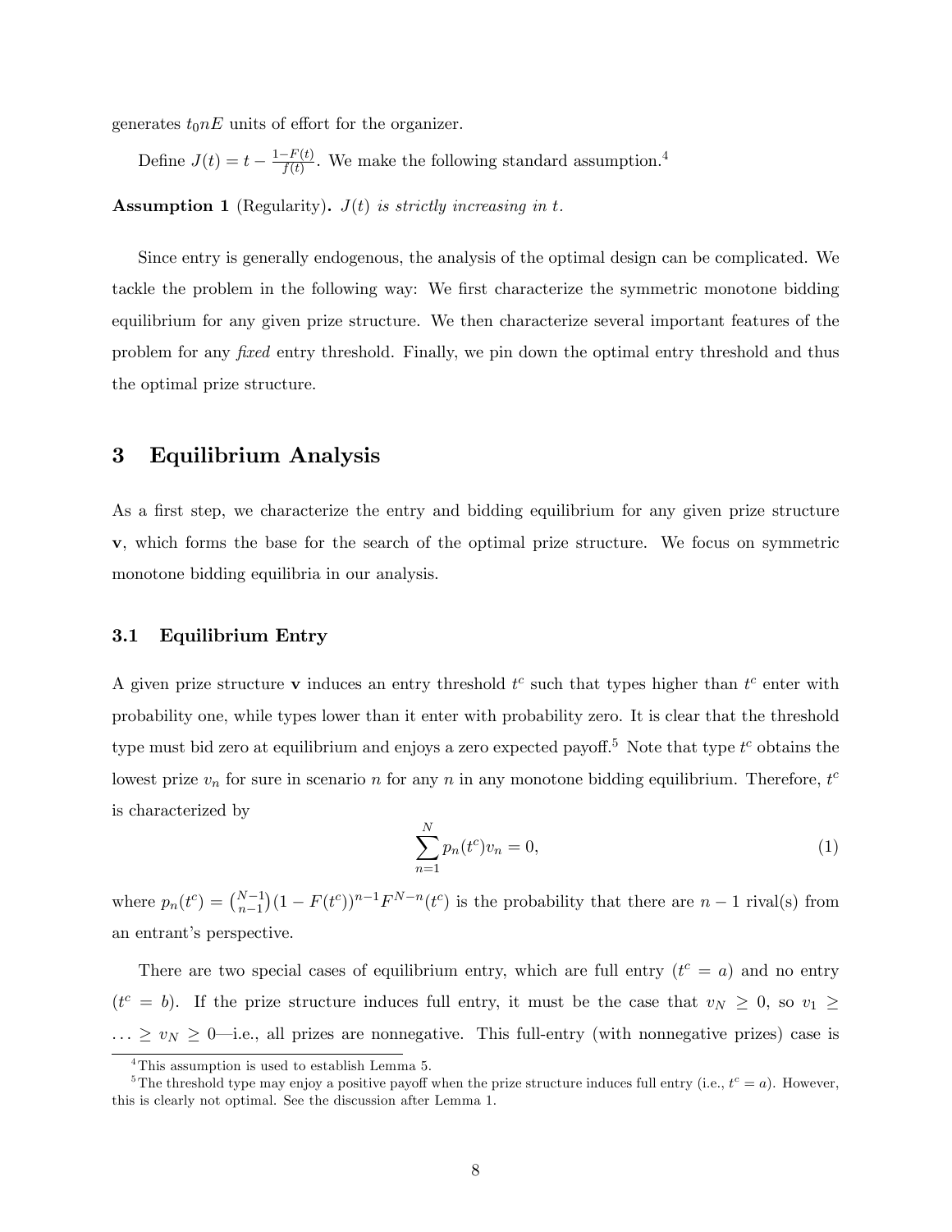generates $t_0 nE$ units of effort for the organizer.

Define $J(t) = t - \frac{1-F(t)}{f(t)}$. We make the following standard assumption.[4]

**Assumption 1** (Regularity)**.** *$J(t)$ is strictly increasing in $t$.*

Since entry is generally endogenous, the analysis of the optimal design can be complicated. We tackle the problem in the following way: We first characterize the symmetric monotone bidding equilibrium for any given prize structure. We then characterize several important features of the problem for any *fixed* entry threshold. Finally, we pin down the optimal entry threshold and thus the optimal prize structure.

## 3 Equilibrium Analysis

As a first step, we characterize the entry and bidding equilibrium for any given prize structure $\mathbf{v}$, which forms the base for the search of the optimal prize structure. We focus on symmetric monotone bidding equilibria in our analysis.

### 3.1 Equilibrium Entry

A given prize structure $\mathbf{v}$ induces an entry threshold $t^c$ such that types higher than $t^c$ enter with probability one, while types lower than it enter with probability zero. It is clear that the threshold type must bid zero at equilibrium and enjoys a zero expected payoff.[5] Note that type $t^c$ obtains the lowest prize $v_n$ for sure in scenario $n$ for any $n$ in any monotone bidding equilibrium. Therefore, $t^c$ is characterized by

$$\sum_{n=1}^{N} p_n(t^c) v_n = 0, \tag{1}$$

where $p_n(t^c) = \binom{N-1}{n-1}(1-F(t^c))^{n-1}F^{N-n}(t^c)$ is the probability that there are $n-1$ rival(s) from an entrant's perspective.

There are two special cases of equilibrium entry, which are full entry ($t^c = a$) and no entry ($t^c = b$). If the prize structure induces full entry, it must be the case that $v_N \geq 0$, so $v_1 \geq \ldots \geq v_N \geq 0$—i.e., all prizes are nonnegative. This full-entry (with nonnegative prizes) case is

[4] This assumption is used to establish Lemma 5.

[5] The threshold type may enjoy a positive payoff when the prize structure induces full entry (i.e., $t^c = a$). However, this is clearly not optimal. See the discussion after Lemma 1.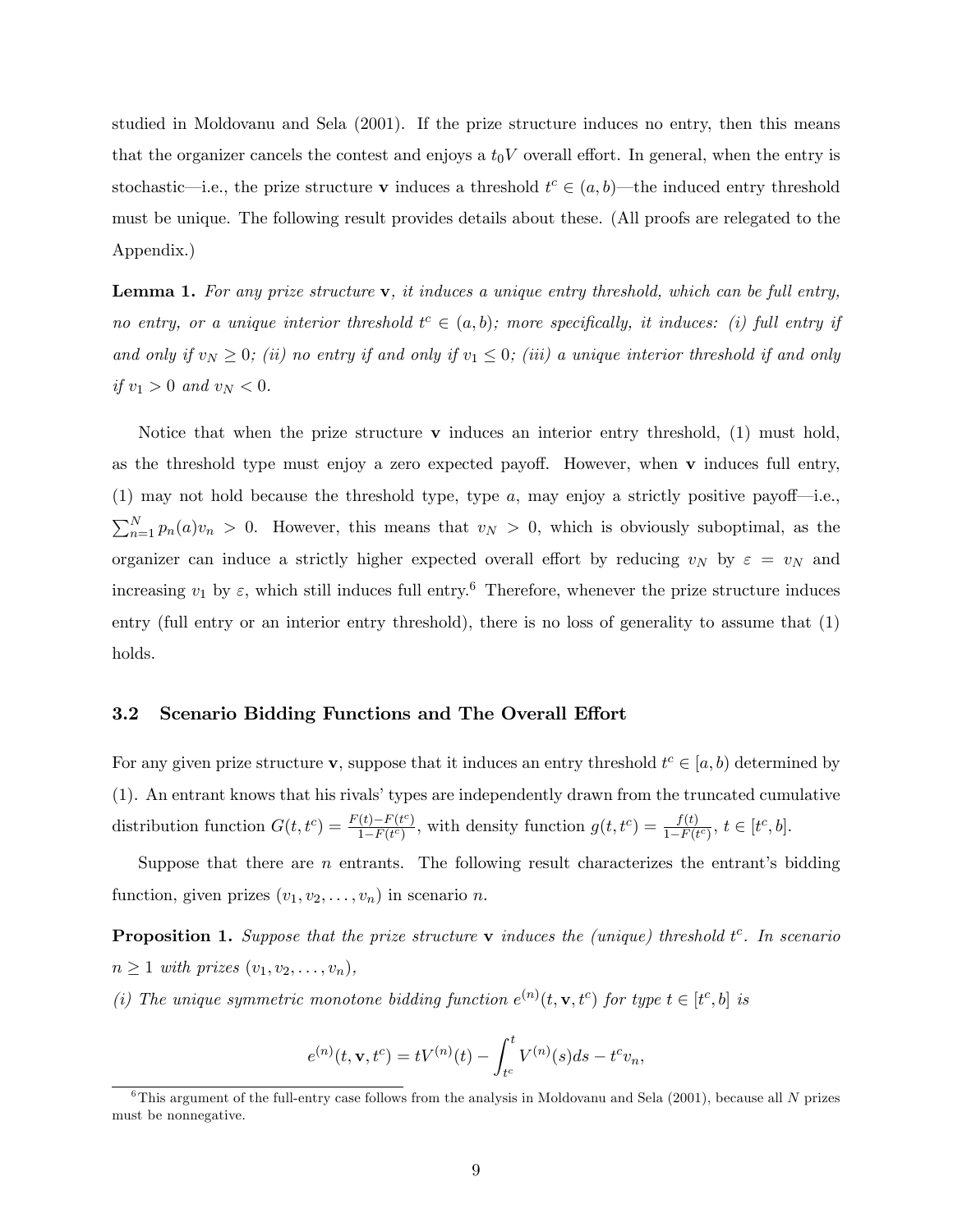studied in Moldovanu and Sela (2001). If the prize structure induces no entry, then this means that the organizer cancels the contest and enjoys a $t_0 V$ overall effort. In general, when the entry is stochastic—i.e., the prize structure $\mathbf{v}$ induces a threshold $t^c \in (a, b)$—the induced entry threshold must be unique. The following result provides details about these. (All proofs are relegated to the Appendix.)

**Lemma 1.** *For any prize structure $\mathbf{v}$, it induces a unique entry threshold, which can be full entry, no entry, or a unique interior threshold $t^c \in (a, b)$; more specifically, it induces: (i) full entry if and only if $v_N \geq 0$; (ii) no entry if and only if $v_1 \leq 0$; (iii) a unique interior threshold if and only if $v_1 > 0$ and $v_N < 0$.*

Notice that when the prize structure $\mathbf{v}$ induces an interior entry threshold, (1) must hold, as the threshold type must enjoy a zero expected payoff. However, when $\mathbf{v}$ induces full entry, (1) may not hold because the threshold type, type $a$, may enjoy a strictly positive payoff—i.e., $\sum_{n=1}^{N} p_n(a) v_n > 0$. However, this means that $v_N > 0$, which is obviously suboptimal, as the organizer can induce a strictly higher expected overall effort by reducing $v_N$ by $\varepsilon = v_N$ and increasing $v_1$ by $\varepsilon$, which still induces full entry.[6] Therefore, whenever the prize structure induces entry (full entry or an interior entry threshold), there is no loss of generality to assume that (1) holds.

### 3.2 Scenario Bidding Functions and The Overall Effort

For any given prize structure $\mathbf{v}$, suppose that it induces an entry threshold $t^c \in [a, b)$ determined by (1). An entrant knows that his rivals' types are independently drawn from the truncated cumulative distribution function $G(t, t^c) = \frac{F(t) - F(t^c)}{1 - F(t^c)}$, with density function $g(t, t^c) = \frac{f(t)}{1 - F(t^c)}$, $t \in [t^c, b]$.

Suppose that there are $n$ entrants. The following result characterizes the entrant's bidding function, given prizes $(v_1, v_2, \ldots, v_n)$ in scenario $n$.

**Proposition 1.** *Suppose that the prize structure $\mathbf{v}$ induces the (unique) threshold $t^c$. In scenario $n \geq 1$ with prizes $(v_1, v_2, \ldots, v_n)$,*

*(i) The unique symmetric monotone bidding function $e^{(n)}(t, \mathbf{v}, t^c)$ for type $t \in [t^c, b]$ is*

$$e^{(n)}(t, \mathbf{v}, t^c) = tV^{(n)}(t) - \int_{t^c}^{t} V^{(n)}(s) ds - t^c v_n,$$

[6] This argument of the full-entry case follows from the analysis in Moldovanu and Sela (2001), because all $N$ prizes must be nonnegative.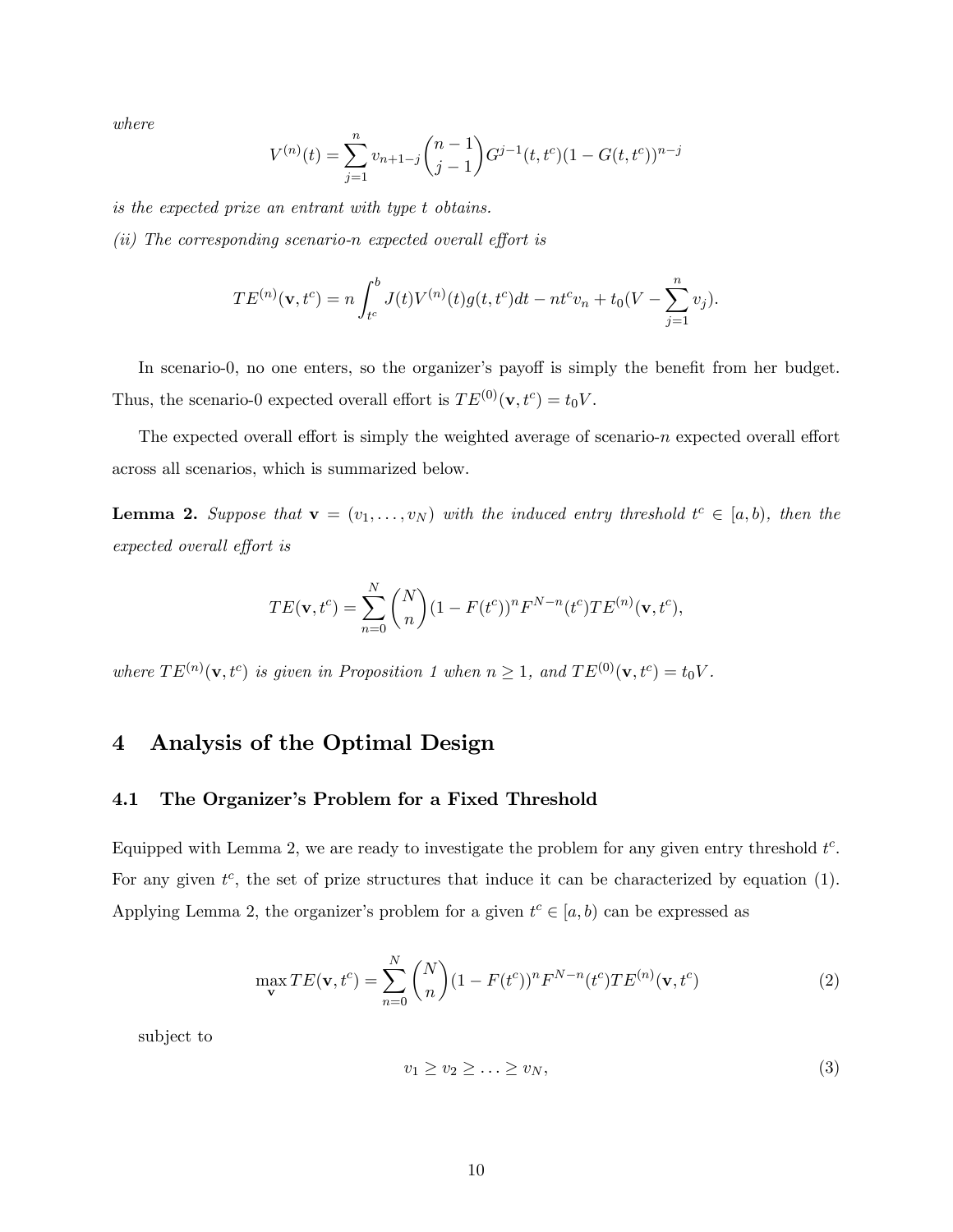*where*

$$V^{(n)}(t) = \sum_{j=1}^{n} v_{n+1-j} \binom{n-1}{j-1} G^{j-1}(t, t^c)(1 - G(t, t^c))^{n-j}$$

*is the expected prize an entrant with type $t$ obtains.*

*(ii) The corresponding scenario-$n$ expected overall effort is*

$$TE^{(n)}(\mathbf{v}, t^c) = n \int_{t^c}^{b} J(t) V^{(n)}(t) g(t, t^c) dt - n t^c v_n + t_0 (V - \sum_{j=1}^{n} v_j).$$

In scenario-0, no one enters, so the organizer's payoff is simply the benefit from her budget. Thus, the scenario-0 expected overall effort is $TE^{(0)}(\mathbf{v}, t^c) = t_0 V$.

The expected overall effort is simply the weighted average of scenario-$n$ expected overall effort across all scenarios, which is summarized below.

**Lemma 2.** *Suppose that $\mathbf{v} = (v_1, \ldots, v_N)$ with the induced entry threshold $t^c \in [a, b)$, then the expected overall effort is*

$$TE(\mathbf{v}, t^c) = \sum_{n=0}^{N} \binom{N}{n} (1 - F(t^c))^n F^{N-n}(t^c) TE^{(n)}(\mathbf{v}, t^c),$$

*where $TE^{(n)}(\mathbf{v}, t^c)$ is given in Proposition 1 when $n \geq 1$, and $TE^{(0)}(\mathbf{v}, t^c) = t_0 V$.*

# 4 Analysis of the Optimal Design

## 4.1 The Organizer's Problem for a Fixed Threshold

Equipped with Lemma 2, we are ready to investigate the problem for any given entry threshold $t^c$. For any given $t^c$, the set of prize structures that induce it can be characterized by equation (1). Applying Lemma 2, the organizer's problem for a given $t^c \in [a, b)$ can be expressed as

$$\max_{\mathbf{v}} TE(\mathbf{v}, t^c) = \sum_{n=0}^{N} \binom{N}{n} (1 - F(t^c))^n F^{N-n}(t^c) TE^{(n)}(\mathbf{v}, t^c) \tag{2}$$

subject to

$$v_1 \geq v_2 \geq \ldots \geq v_N, \tag{3}$$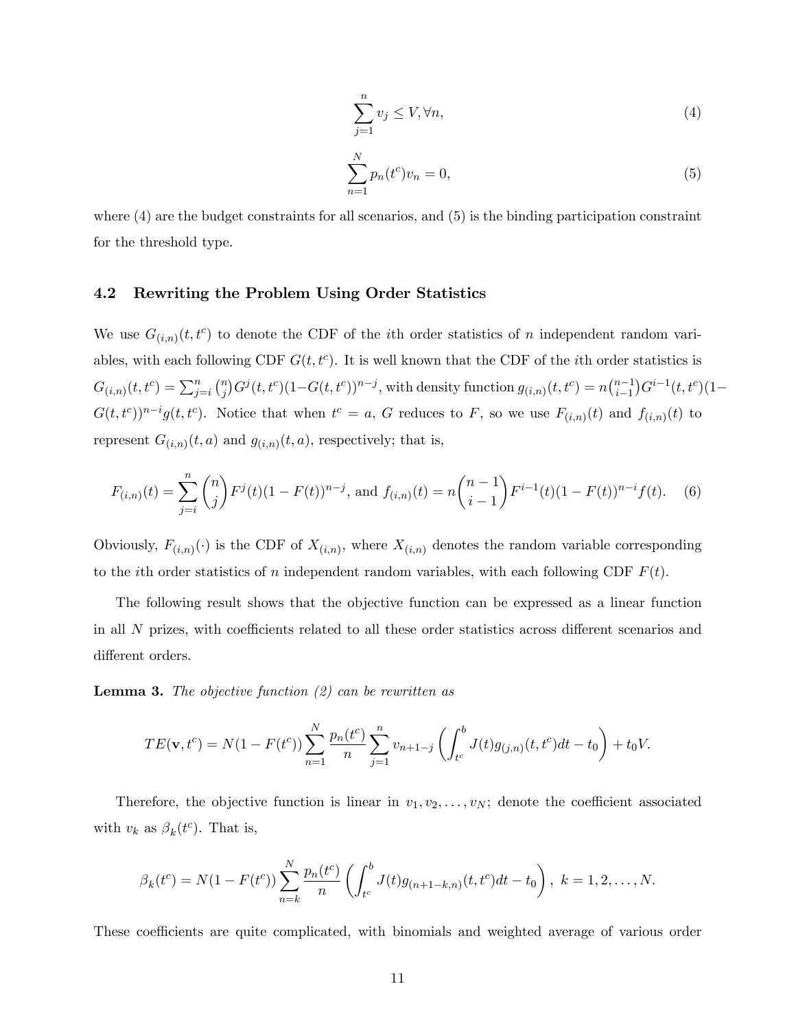$$\sum_{j=1}^{n} v_j \leq V, \forall n, \tag{4}$$

$$\sum_{n=1}^{N} p_n(t^c) v_n = 0, \tag{5}$$

where (4) are the budget constraints for all scenarios, and (5) is the binding participation constraint for the threshold type.

### 4.2 Rewriting the Problem Using Order Statistics

We use $G_{(i,n)}(t, t^c)$ to denote the CDF of the $i$th order statistics of $n$ independent random variables, with each following CDF $G(t, t^c)$. It is well known that the CDF of the $i$th order statistics is $G_{(i,n)}(t, t^c) = \sum_{j=i}^{n} \binom{n}{j} G^j(t, t^c)(1-G(t, t^c))^{n-j}$, with density function $g_{(i,n)}(t, t^c) = n\binom{n-1}{i-1} G^{i-1}(t, t^c)(1-G(t, t^c))^{n-i} g(t, t^c)$. Notice that when $t^c = a$, $G$ reduces to $F$, so we use $F_{(i,n)}(t)$ and $f_{(i,n)}(t)$ to represent $G_{(i,n)}(t, a)$ and $g_{(i,n)}(t, a)$, respectively; that is,

$$F_{(i,n)}(t) = \sum_{j=i}^{n} \binom{n}{j} F^j(t)(1-F(t))^{n-j}, \text{ and } f_{(i,n)}(t) = n\binom{n-1}{i-1} F^{i-1}(t)(1-F(t))^{n-i} f(t). \tag{6}$$

Obviously, $F_{(i,n)}(\cdot)$ is the CDF of $X_{(i,n)}$, where $X_{(i,n)}$ denotes the random variable corresponding to the $i$th order statistics of $n$ independent random variables, with each following CDF $F(t)$.

The following result shows that the objective function can be expressed as a linear function in all $N$ prizes, with coefficients related to all these order statistics across different scenarios and different orders.

**Lemma 3.** *The objective function (2) can be rewritten as*

$$TE(\mathbf{v}, t^c) = N(1-F(t^c)) \sum_{n=1}^{N} \frac{p_n(t^c)}{n} \sum_{j=1}^{n} v_{n+1-j} \left( \int_{t^c}^{b} J(t) g_{(j,n)}(t, t^c) dt - t_0 \right) + t_0 V.$$

Therefore, the objective function is linear in $v_1, v_2, \ldots, v_N$; denote the coefficient associated with $v_k$ as $\beta_k(t^c)$. That is,

$$\beta_k(t^c) = N(1-F(t^c)) \sum_{n=k}^{N} \frac{p_n(t^c)}{n} \left( \int_{t^c}^{b} J(t) g_{(n+1-k,n)}(t, t^c) dt - t_0 \right), \; k = 1, 2, \ldots, N.$$

These coefficients are quite complicated, with binomials and weighted average of various order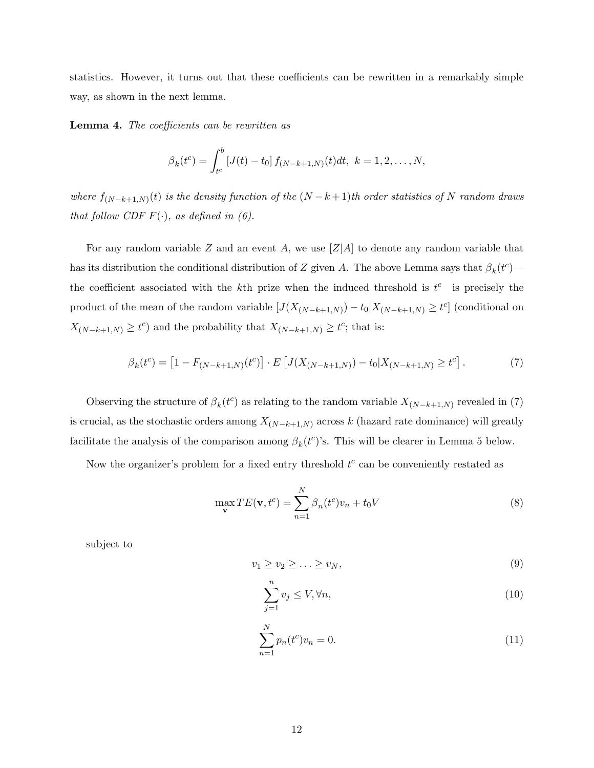statistics. However, it turns out that these coefficients can be rewritten in a remarkably simple way, as shown in the next lemma.

**Lemma 4.** *The coefficients can be rewritten as*

$$\beta_k(t^c) = \int_{t^c}^{b} [J(t) - t_0] f_{(N-k+1,N)}(t) dt, \ k = 1, 2, \ldots, N,$$

*where $f_{(N-k+1,N)}(t)$ is the density function of the $(N-k+1)$th order statistics of $N$ random draws that follow CDF $F(\cdot)$, as defined in (6).*

For any random variable $Z$ and an event $A$, we use $[Z|A]$ to denote any random variable that has its distribution the conditional distribution of $Z$ given $A$. The above Lemma says that $\beta_k(t^c)$—the coefficient associated with the $k$th prize when the induced threshold is $t^c$—is precisely the product of the mean of the random variable $[J(X_{(N-k+1,N)}) - t_0 | X_{(N-k+1,N)} \geq t^c]$ (conditional on $X_{(N-k+1,N)} \geq t^c$) and the probability that $X_{(N-k+1,N)} \geq t^c$; that is:

$$\beta_k(t^c) = \left[1 - F_{(N-k+1,N)}(t^c)\right] \cdot E\left[J(X_{(N-k+1,N)}) - t_0 | X_{(N-k+1,N)} \geq t^c\right]. \tag{7}$$

Observing the structure of $\beta_k(t^c)$ as relating to the random variable $X_{(N-k+1,N)}$ revealed in (7) is crucial, as the stochastic orders among $X_{(N-k+1,N)}$ across $k$ (hazard rate dominance) will greatly facilitate the analysis of the comparison among $\beta_k(t^c)$'s. This will be clearer in Lemma 5 below.

Now the organizer's problem for a fixed entry threshold $t^c$ can be conveniently restated as

$$\max_{\mathbf{v}} TE(\mathbf{v}, t^c) = \sum_{n=1}^{N} \beta_n(t^c) v_n + t_0 V \tag{8}$$

subject to

$$v_1 \geq v_2 \geq \ldots \geq v_N, \tag{9}$$

$$\sum_{j=1}^{n} v_j \leq V, \forall n, \tag{10}$$

$$\sum_{n=1}^{N} p_n(t^c) v_n = 0. \tag{11}$$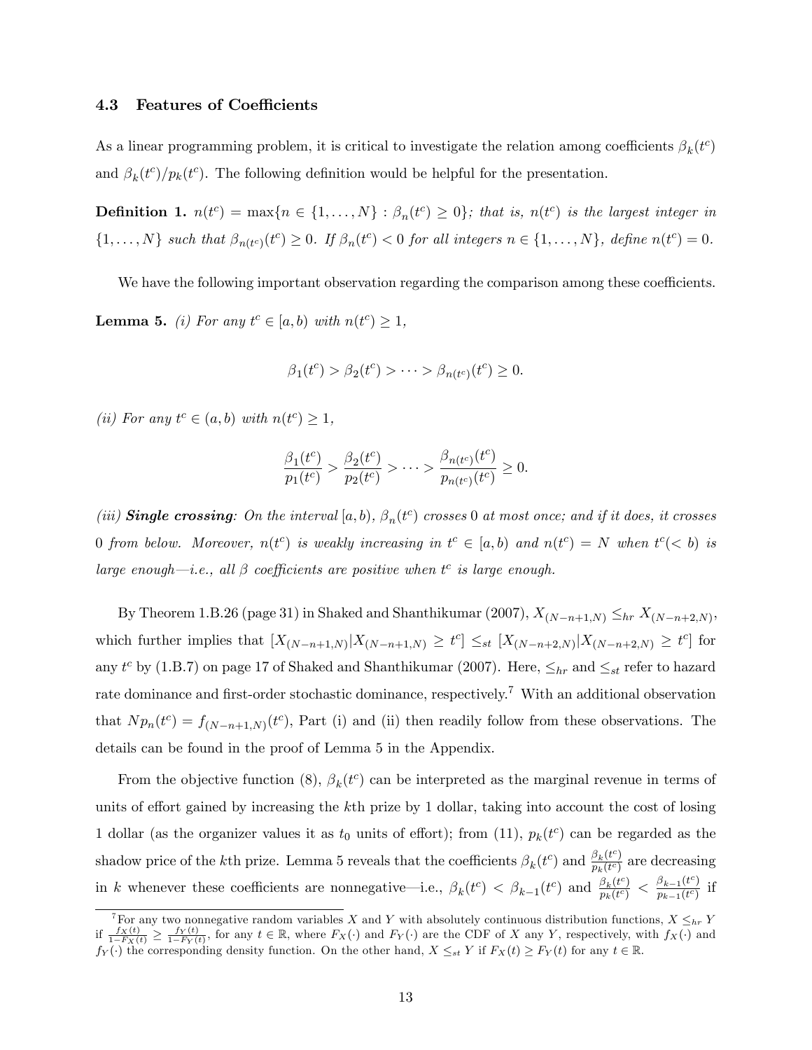### 4.3 Features of Coefficients

As a linear programming problem, it is critical to investigate the relation among coefficients $\beta_k(t^c)$ and $\beta_k(t^c)/p_k(t^c)$. The following definition would be helpful for the presentation.

**Definition 1.** *$n(t^c) = \max\{n \in \{1, \ldots, N\} : \beta_n(t^c) \geq 0\}$; that is, $n(t^c)$ is the largest integer in $\{1, \ldots, N\}$ such that $\beta_{n(t^c)}(t^c) \geq 0$. If $\beta_n(t^c) < 0$ for all integers $n \in \{1, \ldots, N\}$, define $n(t^c) = 0$.*

We have the following important observation regarding the comparison among these coefficients.

**Lemma 5.** *(i) For any $t^c \in [a, b)$ with $n(t^c) \geq 1$,*

$$\beta_1(t^c) > \beta_2(t^c) > \cdots > \beta_{n(t^c)}(t^c) \geq 0.$$

*(ii) For any $t^c \in (a, b)$ with $n(t^c) \geq 1$,*

$$\frac{\beta_1(t^c)}{p_1(t^c)} > \frac{\beta_2(t^c)}{p_2(t^c)} > \cdots > \frac{\beta_{n(t^c)}(t^c)}{p_{n(t^c)}(t^c)} \geq 0.$$

*(iii) **Single crossing**: On the interval $[a, b)$, $\beta_n(t^c)$ crosses $0$ at most once; and if it does, it crosses $0$ from below. Moreover, $n(t^c)$ is weakly increasing in $t^c \in [a, b)$ and $n(t^c) = N$ when $t^c (< b)$ is large enough—i.e., all $\beta$ coefficients are positive when $t^c$ is large enough.*

By Theorem 1.B.26 (page 31) in Shaked and Shanthikumar (2007), $X_{(N-n+1,N)} \leq_{hr} X_{(N-n+2,N)}$, which further implies that $[X_{(N-n+1,N)} | X_{(N-n+1,N)} \geq t^c] \leq_{st} [X_{(N-n+2,N)} | X_{(N-n+2,N)} \geq t^c]$ for any $t^c$ by (1.B.7) on page 17 of Shaked and Shanthikumar (2007). Here, $\leq_{hr}$ and $\leq_{st}$ refer to hazard rate dominance and first-order stochastic dominance, respectively.[7] With an additional observation that $Np_n(t^c) = f_{(N-n+1,N)}(t^c)$, Part (i) and (ii) then readily follow from these observations. The details can be found in the proof of Lemma 5 in the Appendix.

From the objective function (8), $\beta_k(t^c)$ can be interpreted as the marginal revenue in terms of units of effort gained by increasing the $k$th prize by 1 dollar, taking into account the cost of losing 1 dollar (as the organizer values it as $t_0$ units of effort); from (11), $p_k(t^c)$ can be regarded as the shadow price of the $k$th prize. Lemma 5 reveals that the coefficients $\beta_k(t^c)$ and $\frac{\beta_k(t^c)}{p_k(t^c)}$ are decreasing in $k$ whenever these coefficients are nonnegative—i.e., $\beta_k(t^c) < \beta_{k-1}(t^c)$ and $\frac{\beta_k(t^c)}{p_k(t^c)} < \frac{\beta_{k-1}(t^c)}{p_{k-1}(t^c)}$ if

[7] For any two nonnegative random variables $X$ and $Y$ with absolutely continuous distribution functions, $X \leq_{hr} Y$ if $\frac{f_X(t)}{1-F_X(t)} \geq \frac{f_Y(t)}{1-F_Y(t)}$, for any $t \in \mathbb{R}$, where $F_X(\cdot)$ and $F_Y(\cdot)$ are the CDF of $X$ any $Y$, respectively, with $f_X(\cdot)$ and $f_Y(\cdot)$ the corresponding density function. On the other hand, $X \leq_{st} Y$ if $F_X(t) \geq F_Y(t)$ for any $t \in \mathbb{R}$.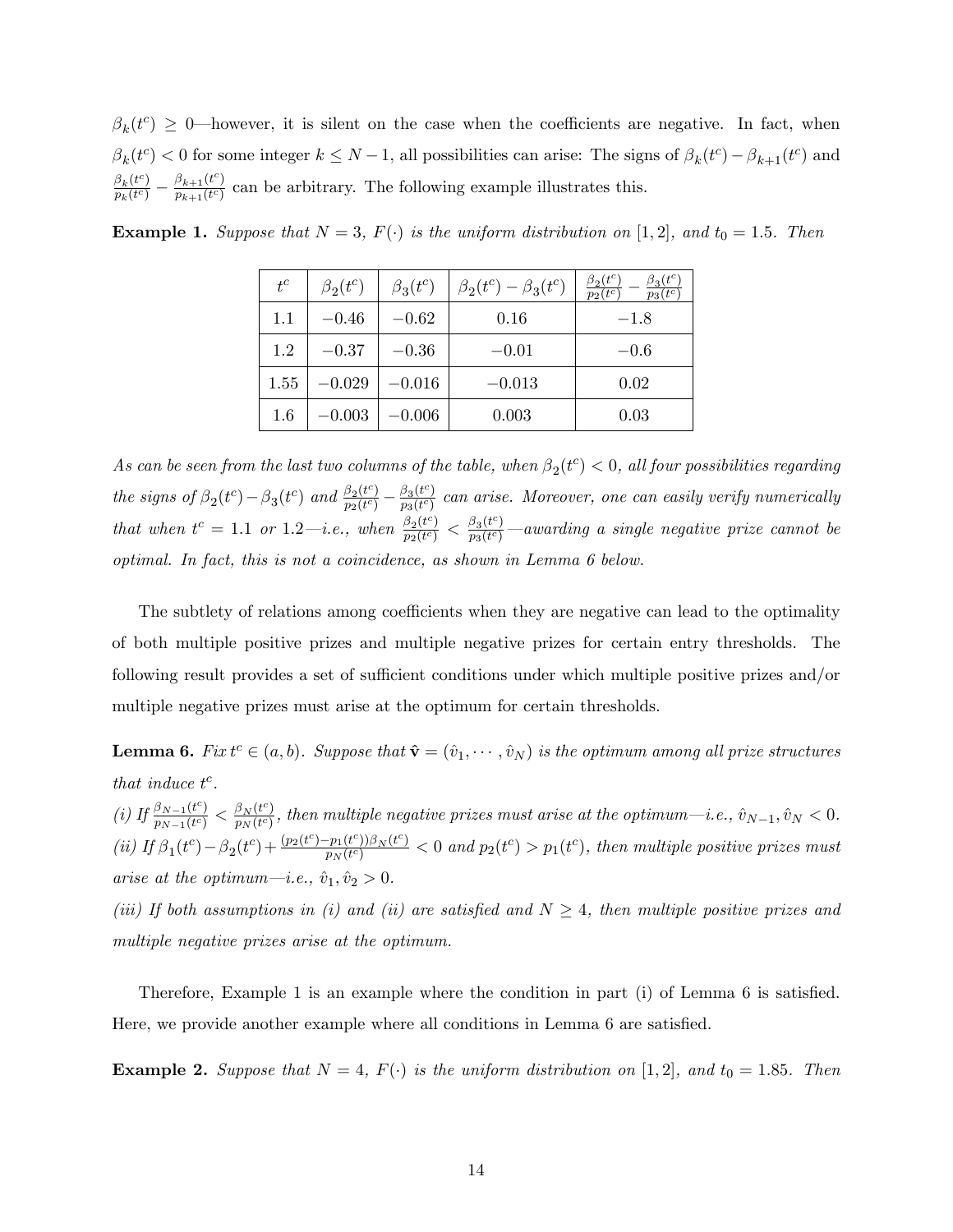$\beta_k(t^c) \geq 0$—however, it is silent on the case when the coefficients are negative. In fact, when $\beta_k(t^c) < 0$ for some integer $k \leq N-1$, all possibilities can arise: The signs of $\beta_k(t^c) - \beta_{k+1}(t^c)$ and $\frac{\beta_k(t^c)}{p_k(t^c)} - \frac{\beta_{k+1}(t^c)}{p_{k+1}(t^c)}$ can be arbitrary. The following example illustrates this.

**Example 1.** *Suppose that $N = 3$, $F(\cdot)$ is the uniform distribution on $[1, 2]$, and $t_0 = 1.5$. Then*

| $t^c$ | $\beta_2(t^c)$ | $\beta_3(t^c)$ | $\beta_2(t^c) - \beta_3(t^c)$ | $\frac{\beta_2(t^c)}{p_2(t^c)} - \frac{\beta_3(t^c)}{p_3(t^c)}$ |
|---|---|---|---|---|
| 1.1 | $-0.46$ | $-0.62$ | 0.16 | $-1.8$ |
| 1.2 | $-0.37$ | $-0.36$ | $-0.01$ | $-0.6$ |
| 1.55 | $-0.029$ | $-0.016$ | $-0.013$ | 0.02 |
| 1.6 | $-0.003$ | $-0.006$ | 0.003 | 0.03 |

*As can be seen from the last two columns of the table, when $\beta_2(t^c) < 0$, all four possibilities regarding the signs of $\beta_2(t^c) - \beta_3(t^c)$ and $\frac{\beta_2(t^c)}{p_2(t^c)} - \frac{\beta_3(t^c)}{p_3(t^c)}$ can arise. Moreover, one can easily verify numerically that when $t^c = 1.1$ or $1.2$—i.e., when $\frac{\beta_2(t^c)}{p_2(t^c)} < \frac{\beta_3(t^c)}{p_3(t^c)}$—awarding a single negative prize cannot be optimal. In fact, this is not a coincidence, as shown in Lemma 6 below.*

The subtlety of relations among coefficients when they are negative can lead to the optimality of both multiple positive prizes and multiple negative prizes for certain entry thresholds. The following result provides a set of sufficient conditions under which multiple positive prizes and/or multiple negative prizes must arise at the optimum for certain thresholds.

**Lemma 6.** *Fix $t^c \in (a, b)$. Suppose that $\hat{\mathbf{v}} = (\hat{v}_1, \cdots, \hat{v}_N)$ is the optimum among all prize structures that induce $t^c$.*
*(i) If $\frac{\beta_{N-1}(t^c)}{p_{N-1}(t^c)} < \frac{\beta_N(t^c)}{p_N(t^c)}$, then multiple negative prizes must arise at the optimum—i.e., $\hat{v}_{N-1}, \hat{v}_N < 0$.*
*(ii) If $\beta_1(t^c) - \beta_2(t^c) + \frac{(p_2(t^c) - p_1(t^c))\beta_N(t^c)}{p_N(t^c)} < 0$ and $p_2(t^c) > p_1(t^c)$, then multiple positive prizes must arise at the optimum—i.e., $\hat{v}_1, \hat{v}_2 > 0$.*
*(iii) If both assumptions in (i) and (ii) are satisfied and $N \geq 4$, then multiple positive prizes and multiple negative prizes arise at the optimum.*

Therefore, Example 1 is an example where the condition in part (i) of Lemma 6 is satisfied. Here, we provide another example where all conditions in Lemma 6 are satisfied.

**Example 2.** *Suppose that $N = 4$, $F(\cdot)$ is the uniform distribution on $[1, 2]$, and $t_0 = 1.85$. Then*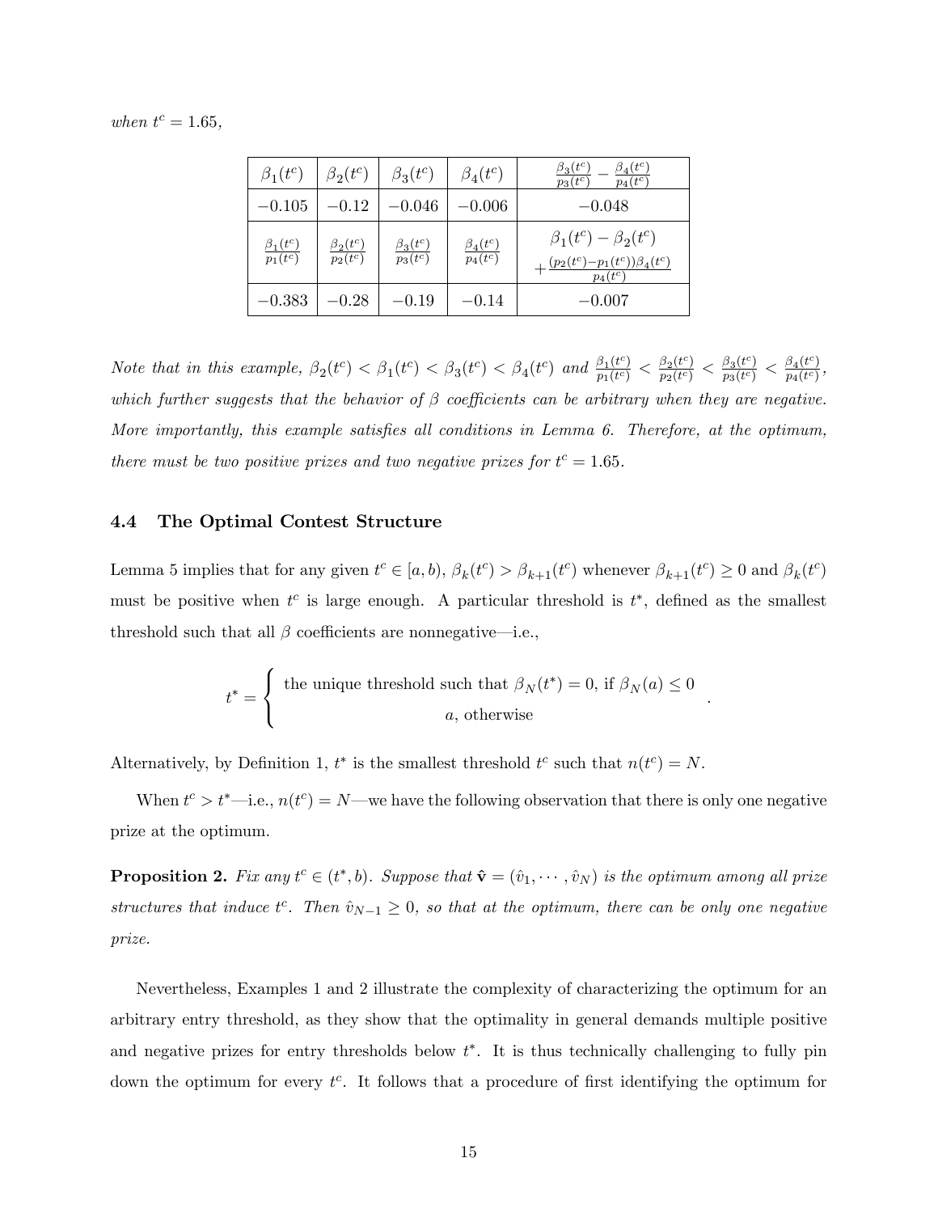*when $t^c = 1.65$,*

| $\beta_1(t^c)$ | $\beta_2(t^c)$ | $\beta_3(t^c)$ | $\beta_4(t^c)$ | $\frac{\beta_3(t^c)}{p_3(t^c)} - \frac{\beta_4(t^c)}{p_4(t^c)}$ |
|---|---|---|---|---|
| $-0.105$ | $-0.12$ | $-0.046$ | $-0.006$ | $-0.048$ |
| $\frac{\beta_1(t^c)}{p_1(t^c)}$ | $\frac{\beta_2(t^c)}{p_2(t^c)}$ | $\frac{\beta_3(t^c)}{p_3(t^c)}$ | $\frac{\beta_4(t^c)}{p_4(t^c)}$ | $\beta_1(t^c) - \beta_2(t^c) + \frac{(p_2(t^c)-p_1(t^c))\beta_4(t^c)}{p_4(t^c)}$ |
| $-0.383$ | $-0.28$ | $-0.19$ | $-0.14$ | $-0.007$ |

*Note that in this example, $\beta_2(t^c) < \beta_1(t^c) < \beta_3(t^c) < \beta_4(t^c)$ and $\frac{\beta_1(t^c)}{p_1(t^c)} < \frac{\beta_2(t^c)}{p_2(t^c)} < \frac{\beta_3(t^c)}{p_3(t^c)} < \frac{\beta_4(t^c)}{p_4(t^c)}$, which further suggests that the behavior of $\beta$ coefficients can be arbitrary when they are negative. More importantly, this example satisfies all conditions in Lemma 6. Therefore, at the optimum, there must be two positive prizes and two negative prizes for $t^c = 1.65$.*

### 4.4 The Optimal Contest Structure

Lemma 5 implies that for any given $t^c \in [a, b)$, $\beta_k(t^c) > \beta_{k+1}(t^c)$ whenever $\beta_{k+1}(t^c) \geq 0$ and $\beta_k(t^c)$ must be positive when $t^c$ is large enough. A particular threshold is $t^*$, defined as the smallest threshold such that all $\beta$ coefficients are nonnegative—i.e.,

$$t^* = \begin{cases} \text{the unique threshold such that } \beta_N(t^*) = 0, \text{ if } \beta_N(a) \leq 0 \\ a, \text{ otherwise} \end{cases}.$$

Alternatively, by Definition 1, $t^*$ is the smallest threshold $t^c$ such that $n(t^c) = N$.

When $t^c > t^*$—i.e., $n(t^c) = N$—we have the following observation that there is only one negative prize at the optimum.

**Proposition 2.** *Fix any $t^c \in (t^*, b)$. Suppose that $\hat{\mathbf{v}} = (\hat{v}_1, \cdots, \hat{v}_N)$ is the optimum among all prize structures that induce $t^c$. Then $\hat{v}_{N-1} \geq 0$, so that at the optimum, there can be only one negative prize.*

Nevertheless, Examples 1 and 2 illustrate the complexity of characterizing the optimum for an arbitrary entry threshold, as they show that the optimality in general demands multiple positive and negative prizes for entry thresholds below $t^*$. It is thus technically challenging to fully pin down the optimum for every $t^c$. It follows that a procedure of first identifying the optimum for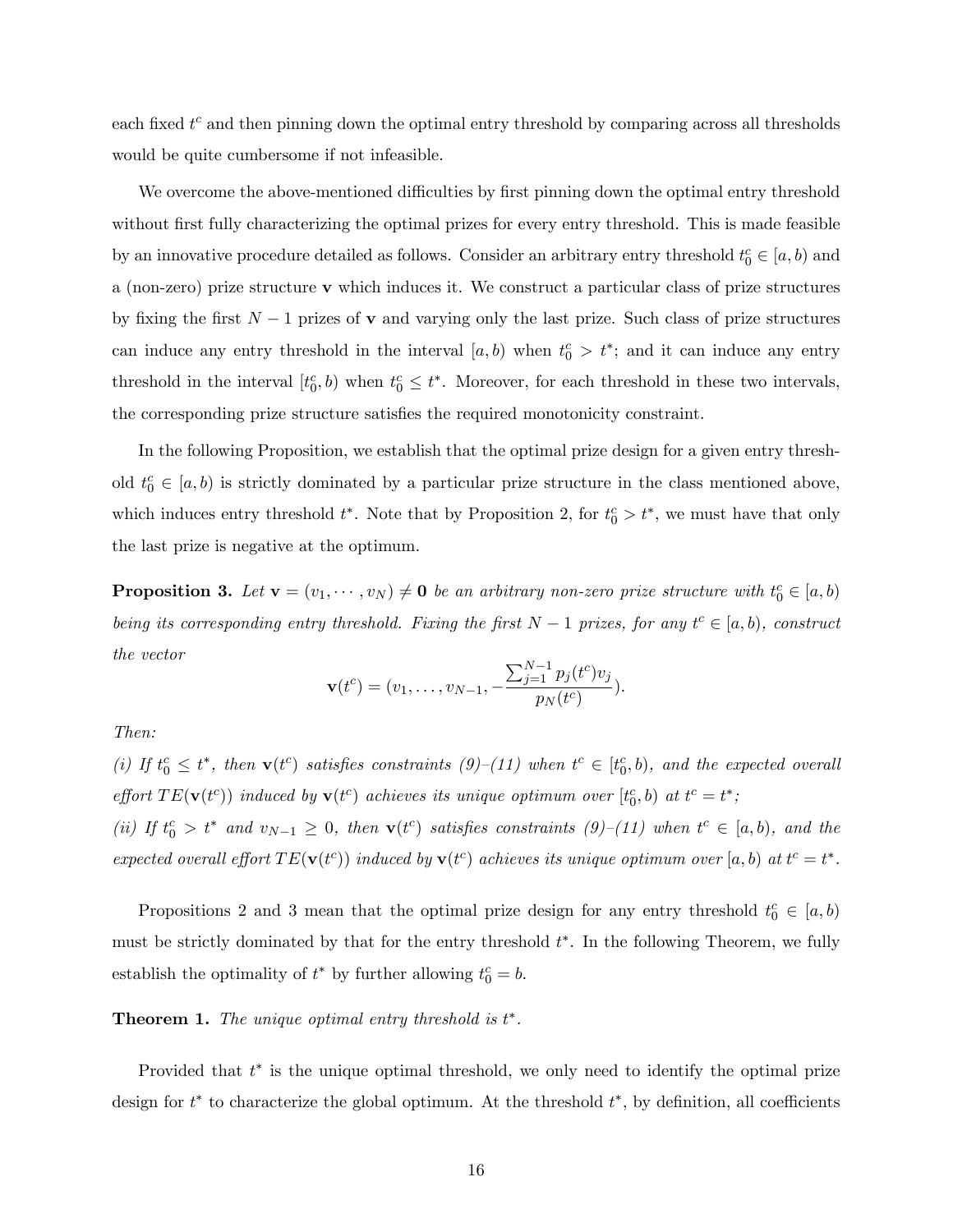each fixed $t^c$ and then pinning down the optimal entry threshold by comparing across all thresholds would be quite cumbersome if not infeasible.

We overcome the above-mentioned difficulties by first pinning down the optimal entry threshold without first fully characterizing the optimal prizes for every entry threshold. This is made feasible by an innovative procedure detailed as follows. Consider an arbitrary entry threshold $t_0^c \in [a, b)$ and a (non-zero) prize structure $\mathbf{v}$ which induces it. We construct a particular class of prize structures by fixing the first $N-1$ prizes of $\mathbf{v}$ and varying only the last prize. Such class of prize structures can induce any entry threshold in the interval $[a, b)$ when $t_0^c > t^*$; and it can induce any entry threshold in the interval $[t_0^c, b)$ when $t_0^c \leq t^*$. Moreover, for each threshold in these two intervals, the corresponding prize structure satisfies the required monotonicity constraint.

In the following Proposition, we establish that the optimal prize design for a given entry threshold $t_0^c \in [a, b)$ is strictly dominated by a particular prize structure in the class mentioned above, which induces entry threshold $t^*$. Note that by Proposition 2, for $t_0^c > t^*$, we must have that only the last prize is negative at the optimum.

**Proposition 3.** *Let $\mathbf{v} = (v_1, \cdots, v_N) \neq \mathbf{0}$ be an arbitrary non-zero prize structure with $t_0^c \in [a, b)$ being its corresponding entry threshold. Fixing the first $N-1$ prizes, for any $t^c \in [a, b)$, construct the vector*

$$\mathbf{v}(t^c) = (v_1, \ldots, v_{N-1}, -\frac{\sum_{j=1}^{N-1} p_j(t^c) v_j}{p_N(t^c)}).$$

*Then:*

*(i) If $t_0^c \leq t^*$, then $\mathbf{v}(t^c)$ satisfies constraints (9)–(11) when $t^c \in [t_0^c, b)$, and the expected overall effort $TE(\mathbf{v}(t^c))$ induced by $\mathbf{v}(t^c)$ achieves its unique optimum over $[t_0^c, b)$ at $t^c = t^*$;*

*(ii) If $t_0^c > t^*$ and $v_{N-1} \geq 0$, then $\mathbf{v}(t^c)$ satisfies constraints (9)–(11) when $t^c \in [a, b)$, and the expected overall effort $TE(\mathbf{v}(t^c))$ induced by $\mathbf{v}(t^c)$ achieves its unique optimum over $[a, b)$ at $t^c = t^*$.*

Propositions 2 and 3 mean that the optimal prize design for any entry threshold $t_0^c \in [a, b)$ must be strictly dominated by that for the entry threshold $t^*$. In the following Theorem, we fully establish the optimality of $t^*$ by further allowing $t_0^c = b$.

**Theorem 1.** *The unique optimal entry threshold is $t^*$.*

Provided that $t^*$ is the unique optimal threshold, we only need to identify the optimal prize design for $t^*$ to characterize the global optimum. At the threshold $t^*$, by definition, all coefficients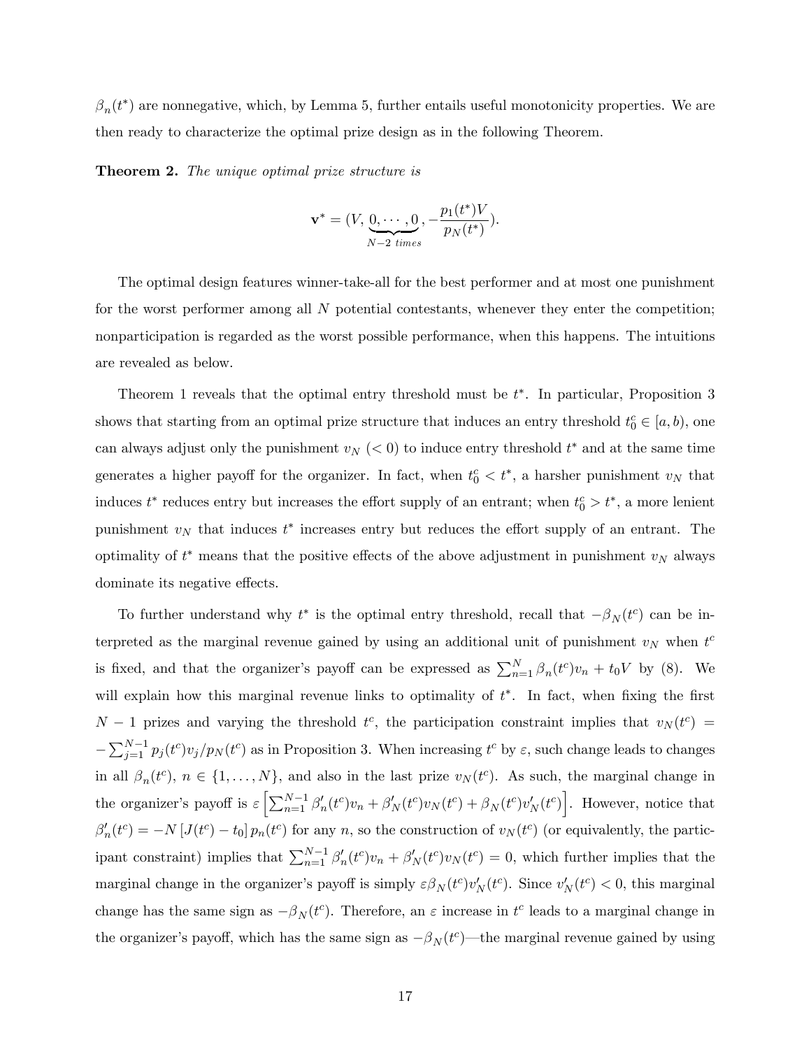$\beta_n(t^*)$ are nonnegative, which, by Lemma 5, further entails useful monotonicity properties. We are then ready to characterize the optimal prize design as in the following Theorem.

**Theorem 2.** *The unique optimal prize structure is*

$$\mathbf{v}^* = (V, \underbrace{0, \cdots, 0}_{N-2 \ times}, -\frac{p_1(t^*)V}{p_N(t^*)}).$$

The optimal design features winner-take-all for the best performer and at most one punishment for the worst performer among all $N$ potential contestants, whenever they enter the competition; nonparticipation is regarded as the worst possible performance, when this happens. The intuitions are revealed as below.

Theorem 1 reveals that the optimal entry threshold must be $t^*$. In particular, Proposition 3 shows that starting from an optimal prize structure that induces an entry threshold $t_0^c \in [a, b)$, one can always adjust only the punishment $v_N$ $(< 0)$ to induce entry threshold $t^*$ and at the same time generates a higher payoff for the organizer. In fact, when $t_0^c < t^*$, a harsher punishment $v_N$ that induces $t^*$ reduces entry but increases the effort supply of an entrant; when $t_0^c > t^*$, a more lenient punishment $v_N$ that induces $t^*$ increases entry but reduces the effort supply of an entrant. The optimality of $t^*$ means that the positive effects of the above adjustment in punishment $v_N$ always dominate its negative effects.

To further understand why $t^*$ is the optimal entry threshold, recall that $-\beta_N(t^c)$ can be interpreted as the marginal revenue gained by using an additional unit of punishment $v_N$ when $t^c$ is fixed, and that the organizer's payoff can be expressed as $\sum_{n=1}^N \beta_n(t^c)v_n + t_0 V$ by (8). We will explain how this marginal revenue links to optimality of $t^*$. In fact, when fixing the first $N-1$ prizes and varying the threshold $t^c$, the participation constraint implies that $v_N(t^c) = -\sum_{j=1}^{N-1} p_j(t^c)v_j/p_N(t^c)$ as in Proposition 3. When increasing $t^c$ by $\varepsilon$, such change leads to changes in all $\beta_n(t^c)$, $n \in \{1, \ldots, N\}$, and also in the last prize $v_N(t^c)$. As such, the marginal change in the organizer's payoff is $\varepsilon \left[\sum_{n=1}^{N-1} \beta_n'(t^c)v_n + \beta_N'(t^c)v_N(t^c) + \beta_N(t^c)v_N'(t^c)\right]$. However, notice that $\beta_n'(t^c) = -N\left[J(t^c) - t_0\right]p_n(t^c)$ for any $n$, so the construction of $v_N(t^c)$ (or equivalently, the participant constraint) implies that $\sum_{n=1}^{N-1} \beta_n'(t^c)v_n + \beta_N'(t^c)v_N(t^c) = 0$, which further implies that the marginal change in the organizer's payoff is simply $\varepsilon\beta_N(t^c)v_N'(t^c)$. Since $v_N'(t^c) < 0$, this marginal change has the same sign as $-\beta_N(t^c)$. Therefore, an $\varepsilon$ increase in $t^c$ leads to a marginal change in the organizer's payoff, which has the same sign as $-\beta_N(t^c)$—the marginal revenue gained by using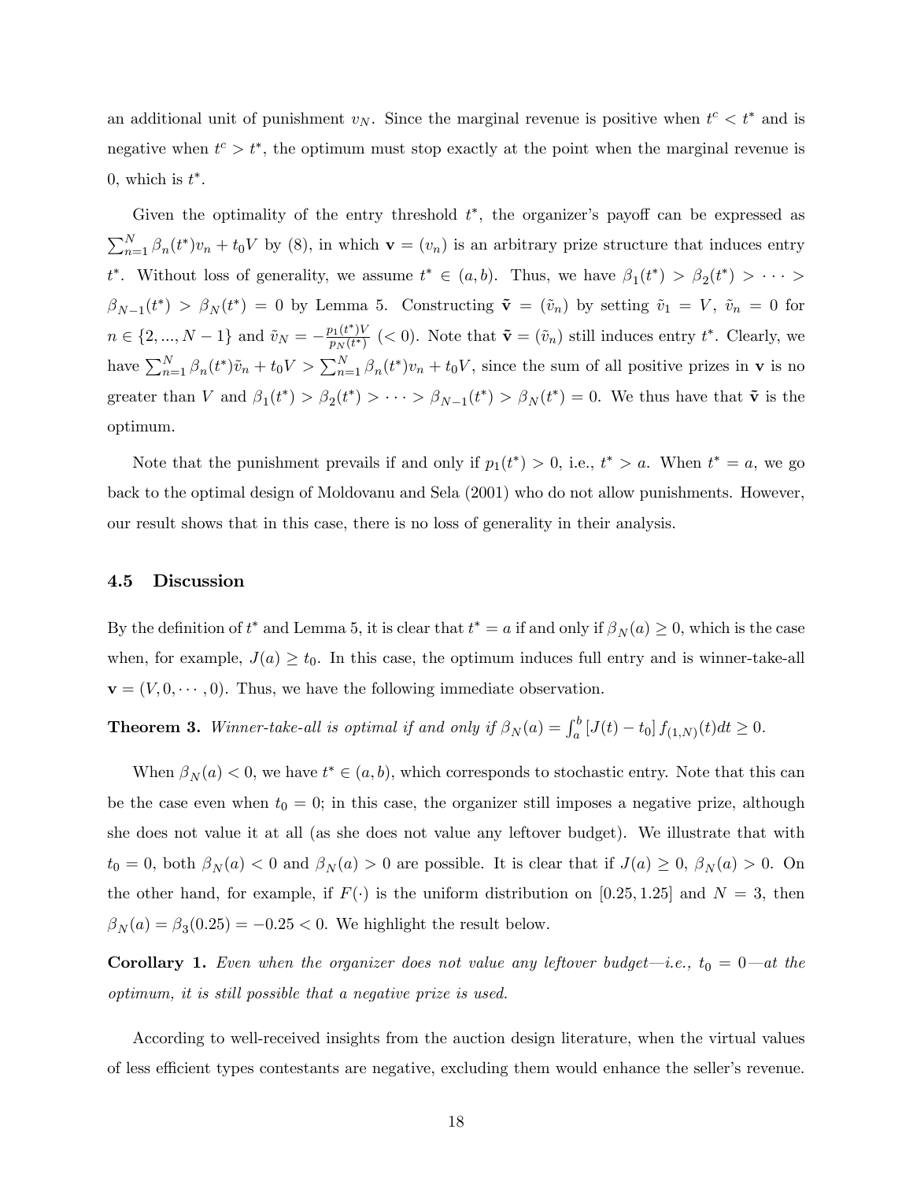an additional unit of punishment $v_N$. Since the marginal revenue is positive when $t^c < t^*$ and is negative when $t^c > t^*$, the optimum must stop exactly at the point when the marginal revenue is 0, which is $t^*$.

Given the optimality of the entry threshold $t^*$, the organizer's payoff can be expressed as $\sum_{n=1}^{N} \beta_n(t^*)v_n + t_0 V$ by (8), in which $\mathbf{v} = (v_n)$ is an arbitrary prize structure that induces entry $t^*$. Without loss of generality, we assume $t^* \in (a, b)$. Thus, we have $\beta_1(t^*) > \beta_2(t^*) > \cdots > \beta_{N-1}(t^*) > \beta_N(t^*) = 0$ by Lemma 5. Constructing $\tilde{\mathbf{v}} = (\tilde{v}_n)$ by setting $\tilde{v}_1 = V$, $\tilde{v}_n = 0$ for $n \in \{2, ..., N-1\}$ and $\tilde{v}_N = -\frac{p_1(t^*)V}{p_N(t^*)}$ $(< 0)$. Note that $\tilde{\mathbf{v}} = (\tilde{v}_n)$ still induces entry $t^*$. Clearly, we have $\sum_{n=1}^{N} \beta_n(t^*)\tilde{v}_n + t_0 V > \sum_{n=1}^{N} \beta_n(t^*)v_n + t_0 V$, since the sum of all positive prizes in $\mathbf{v}$ is no greater than $V$ and $\beta_1(t^*) > \beta_2(t^*) > \cdots > \beta_{N-1}(t^*) > \beta_N(t^*) = 0$. We thus have that $\tilde{\mathbf{v}}$ is the optimum.

Note that the punishment prevails if and only if $p_1(t^*) > 0$, i.e., $t^* > a$. When $t^* = a$, we go back to the optimal design of Moldovanu and Sela (2001) who do not allow punishments. However, our result shows that in this case, there is no loss of generality in their analysis.

### 4.5 Discussion

By the definition of $t^*$ and Lemma 5, it is clear that $t^* = a$ if and only if $\beta_N(a) \geq 0$, which is the case when, for example, $J(a) \geq t_0$. In this case, the optimum induces full entry and is winner-take-all $\mathbf{v} = (V, 0, \cdots, 0)$. Thus, we have the following immediate observation.

**Theorem 3.** *Winner-take-all is optimal if and only if* $\beta_N(a) = \int_a^b [J(t) - t_0] f_{(1,N)}(t)dt \geq 0$.

When $\beta_N(a) < 0$, we have $t^* \in (a, b)$, which corresponds to stochastic entry. Note that this can be the case even when $t_0 = 0$; in this case, the organizer still imposes a negative prize, although she does not value it at all (as she does not value any leftover budget). We illustrate that with $t_0 = 0$, both $\beta_N(a) < 0$ and $\beta_N(a) > 0$ are possible. It is clear that if $J(a) \geq 0$, $\beta_N(a) > 0$. On the other hand, for example, if $F(\cdot)$ is the uniform distribution on $[0.25, 1.25]$ and $N = 3$, then $\beta_N(a) = \beta_3(0.25) = -0.25 < 0$. We highlight the result below.

**Corollary 1.** *Even when the organizer does not value any leftover budget—i.e.,* $t_0 = 0$*—at the optimum, it is still possible that a negative prize is used.*

According to well-received insights from the auction design literature, when the virtual values of less efficient types contestants are negative, excluding them would enhance the seller's revenue.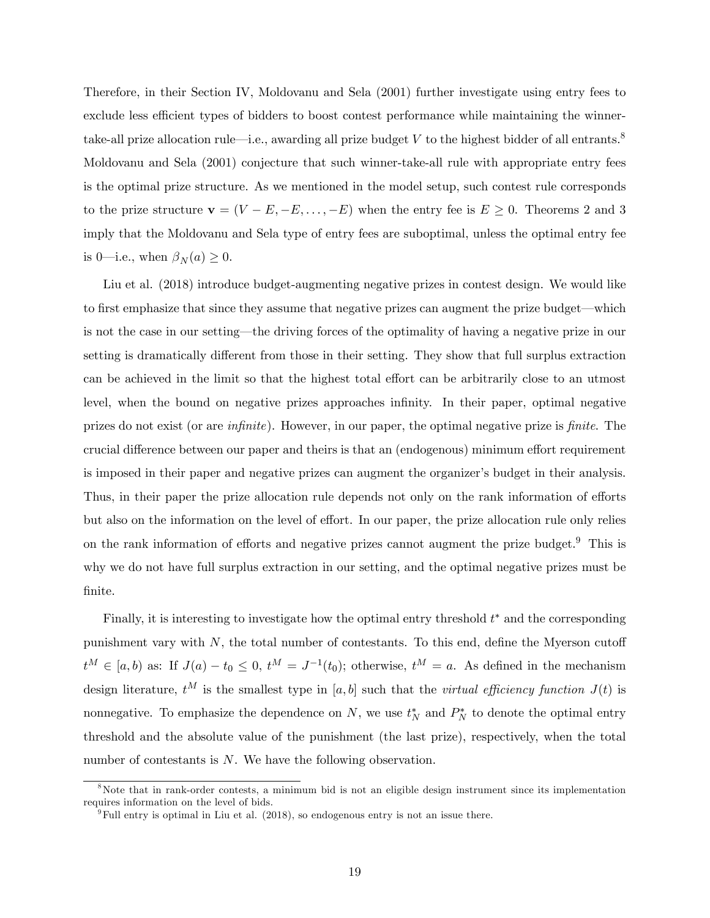Therefore, in their Section IV, Moldovanu and Sela (2001) further investigate using entry fees to exclude less efficient types of bidders to boost contest performance while maintaining the winner-take-all prize allocation rule—i.e., awarding all prize budget $V$ to the highest bidder of all entrants.[8] Moldovanu and Sela (2001) conjecture that such winner-take-all rule with appropriate entry fees is the optimal prize structure. As we mentioned in the model setup, such contest rule corresponds to the prize structure $\mathbf{v} = (V - E, -E, \ldots, -E)$ when the entry fee is $E \geq 0$. Theorems 2 and 3 imply that the Moldovanu and Sela type of entry fees are suboptimal, unless the optimal entry fee is 0—i.e., when $\beta_N(a) \geq 0$.

Liu et al. (2018) introduce budget-augmenting negative prizes in contest design. We would like to first emphasize that since they assume that negative prizes can augment the prize budget—which is not the case in our setting—the driving forces of the optimality of having a negative prize in our setting is dramatically different from those in their setting. They show that full surplus extraction can be achieved in the limit so that the highest total effort can be arbitrarily close to an utmost level, when the bound on negative prizes approaches infinity. In their paper, optimal negative prizes do not exist (or are *infinite*). However, in our paper, the optimal negative prize is *finite*. The crucial difference between our paper and theirs is that an (endogenous) minimum effort requirement is imposed in their paper and negative prizes can augment the organizer's budget in their analysis. Thus, in their paper the prize allocation rule depends not only on the rank information of efforts but also on the information on the level of effort. In our paper, the prize allocation rule only relies on the rank information of efforts and negative prizes cannot augment the prize budget.[9] This is why we do not have full surplus extraction in our setting, and the optimal negative prizes must be finite.

Finally, it is interesting to investigate how the optimal entry threshold $t^*$ and the corresponding punishment vary with $N$, the total number of contestants. To this end, define the Myerson cutoff $t^M \in [a, b)$ as: If $J(a) - t_0 \leq 0$, $t^M = J^{-1}(t_0)$; otherwise, $t^M = a$. As defined in the mechanism design literature, $t^M$ is the smallest type in $[a, b]$ such that the *virtual efficiency function* $J(t)$ is nonnegative. To emphasize the dependence on $N$, we use $t_N^*$ and $P_N^*$ to denote the optimal entry threshold and the absolute value of the punishment (the last prize), respectively, when the total number of contestants is $N$. We have the following observation.

[8] Note that in rank-order contests, a minimum bid is not an eligible design instrument since its implementation requires information on the level of bids.

[9] Full entry is optimal in Liu et al. (2018), so endogenous entry is not an issue there.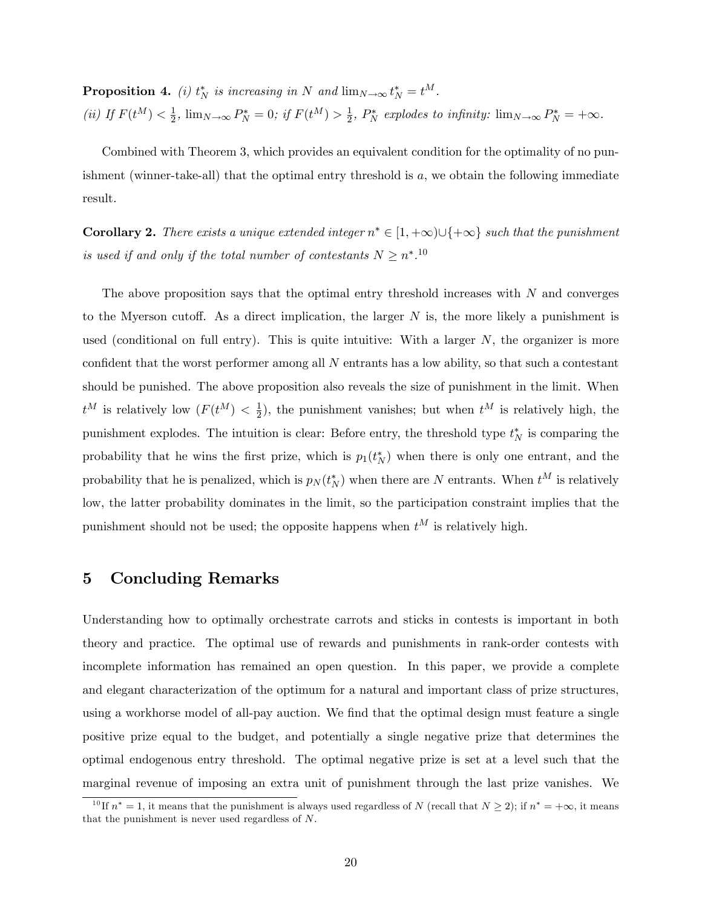**Proposition 4.** *(i) $t_N^*$ is increasing in $N$ and $\lim_{N\to\infty} t_N^* = t^M$.*
*(ii) If $F(t^M) < \frac{1}{2}$, $\lim_{N\to\infty} P_N^* = 0$; if $F(t^M) > \frac{1}{2}$, $P_N^*$ explodes to infinity: $\lim_{N\to\infty} P_N^* = +\infty$.*

Combined with Theorem 3, which provides an equivalent condition for the optimality of no punishment (winner-take-all) that the optimal entry threshold is $a$, we obtain the following immediate result.

**Corollary 2.** *There exists a unique extended integer $n^* \in [1, +\infty) \cup \{+\infty\}$ such that the punishment is used if and only if the total number of contestants $N \geq n^*$.*[10]

The above proposition says that the optimal entry threshold increases with $N$ and converges to the Myerson cutoff. As a direct implication, the larger $N$ is, the more likely a punishment is used (conditional on full entry). This is quite intuitive: With a larger $N$, the organizer is more confident that the worst performer among all $N$ entrants has a low ability, so that such a contestant should be punished. The above proposition also reveals the size of punishment in the limit. When $t^M$ is relatively low ($F(t^M) < \frac{1}{2}$), the punishment vanishes; but when $t^M$ is relatively high, the punishment explodes. The intuition is clear: Before entry, the threshold type $t_N^*$ is comparing the probability that he wins the first prize, which is $p_1(t_N^*)$ when there is only one entrant, and the probability that he is penalized, which is $p_N(t_N^*)$ when there are $N$ entrants. When $t^M$ is relatively low, the latter probability dominates in the limit, so the participation constraint implies that the punishment should not be used; the opposite happens when $t^M$ is relatively high.

## 5 Concluding Remarks

Understanding how to optimally orchestrate carrots and sticks in contests is important in both theory and practice. The optimal use of rewards and punishments in rank-order contests with incomplete information has remained an open question. In this paper, we provide a complete and elegant characterization of the optimum for a natural and important class of prize structures, using a workhorse model of all-pay auction. We find that the optimal design must feature a single positive prize equal to the budget, and potentially a single negative prize that determines the optimal endogenous entry threshold. The optimal negative prize is set at a level such that the marginal revenue of imposing an extra unit of punishment through the last prize vanishes. We

[10] If $n^* = 1$, it means that the punishment is always used regardless of $N$ (recall that $N \geq 2$); if $n^* = +\infty$, it means that the punishment is never used regardless of $N$.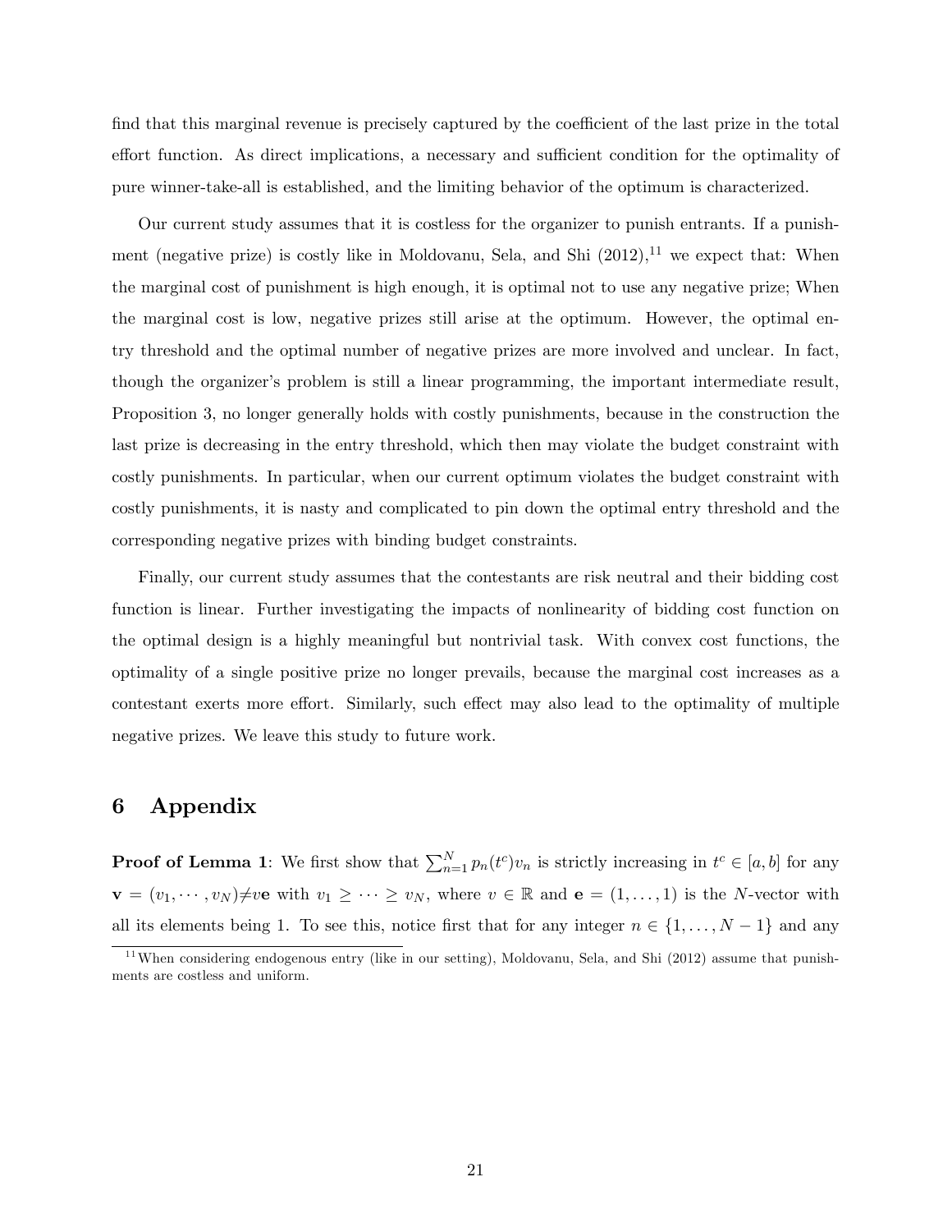find that this marginal revenue is precisely captured by the coefficient of the last prize in the total effort function. As direct implications, a necessary and sufficient condition for the optimality of pure winner-take-all is established, and the limiting behavior of the optimum is characterized.

Our current study assumes that it is costless for the organizer to punish entrants. If a punishment (negative prize) is costly like in Moldovanu, Sela, and Shi (2012),[11] we expect that: When the marginal cost of punishment is high enough, it is optimal not to use any negative prize; When the marginal cost is low, negative prizes still arise at the optimum. However, the optimal entry threshold and the optimal number of negative prizes are more involved and unclear. In fact, though the organizer's problem is still a linear programming, the important intermediate result, Proposition 3, no longer generally holds with costly punishments, because in the construction the last prize is decreasing in the entry threshold, which then may violate the budget constraint with costly punishments. In particular, when our current optimum violates the budget constraint with costly punishments, it is nasty and complicated to pin down the optimal entry threshold and the corresponding negative prizes with binding budget constraints.

Finally, our current study assumes that the contestants are risk neutral and their bidding cost function is linear. Further investigating the impacts of nonlinearity of bidding cost function on the optimal design is a highly meaningful but nontrivial task. With convex cost functions, the optimality of a single positive prize no longer prevails, because the marginal cost increases as a contestant exerts more effort. Similarly, such effect may also lead to the optimality of multiple negative prizes. We leave this study to future work.

# 6 Appendix

**Proof of Lemma 1**: We first show that $\sum_{n=1}^{N} p_n(t^c)v_n$ is strictly increasing in $t^c \in [a, b]$ for any $\mathbf{v} = (v_1, \cdots, v_N) \neq v\mathbf{e}$ with $v_1 \geq \cdots \geq v_N$, where $v \in \mathbb{R}$ and $\mathbf{e} = (1, \ldots, 1)$ is the $N$-vector with all its elements being 1. To see this, notice first that for any integer $n \in \{1, \ldots, N-1\}$ and any

[11] When considering endogenous entry (like in our setting), Moldovanu, Sela, and Shi (2012) assume that punishments are costless and uniform.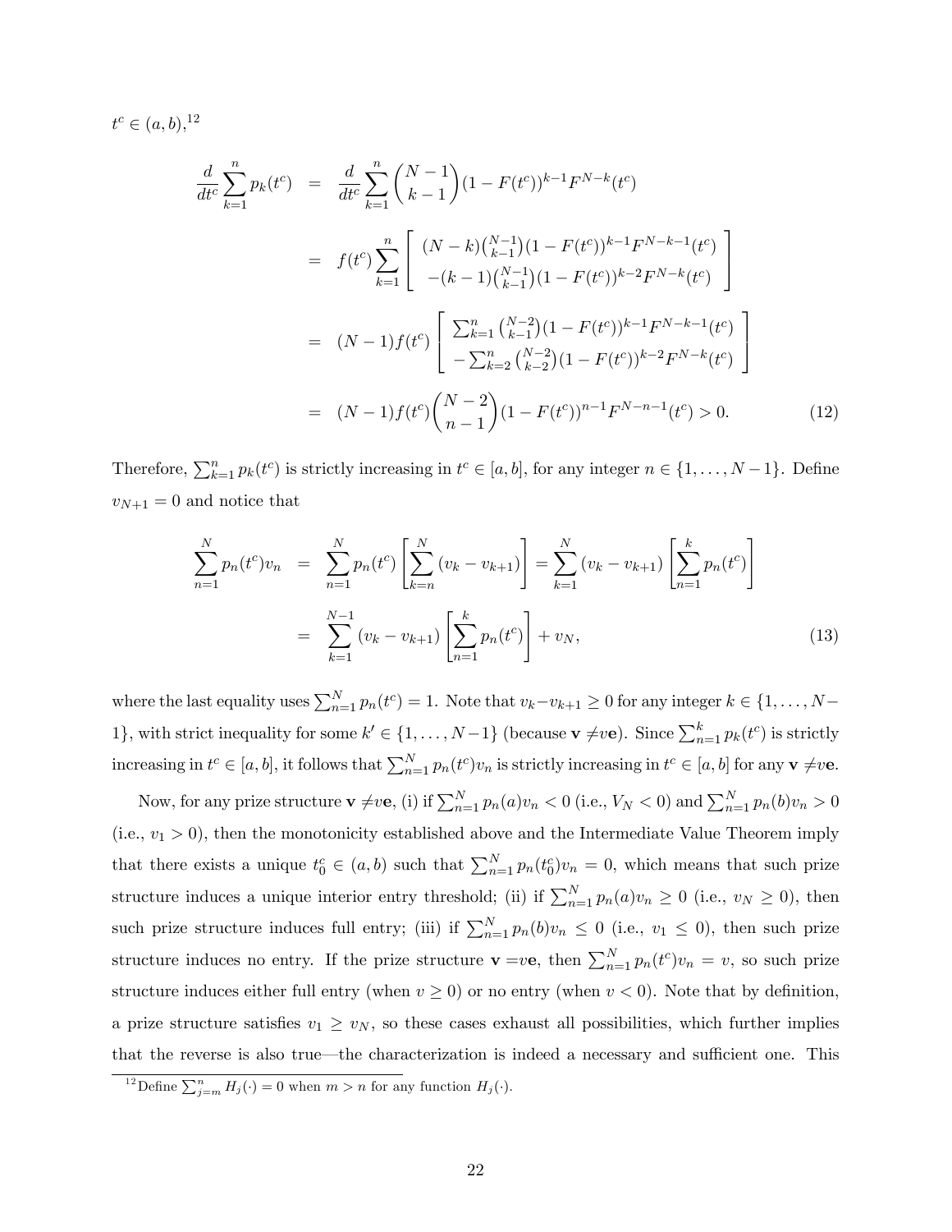$t^c \in (a,b)$,[12]

$$
\begin{aligned}
\frac{d}{dt^c}\sum_{k=1}^{n} p_k(t^c) &= \frac{d}{dt^c}\sum_{k=1}^{n}\binom{N-1}{k-1}(1-F(t^c))^{k-1}F^{N-k}(t^c) \\
&= f(t^c)\sum_{k=1}^{n}\left[\begin{array}{c} (N-k)\binom{N-1}{k-1}(1-F(t^c))^{k-1}F^{N-k-1}(t^c) \\ -(k-1)\binom{N-1}{k-1}(1-F(t^c))^{k-2}F^{N-k}(t^c) \end{array}\right] \\
&= (N-1)f(t^c)\left[\begin{array}{c} \sum_{k=1}^{n}\binom{N-2}{k-1}(1-F(t^c))^{k-1}F^{N-k-1}(t^c) \\ -\sum_{k=2}^{n}\binom{N-2}{k-2}(1-F(t^c))^{k-2}F^{N-k}(t^c) \end{array}\right] \\
&= (N-1)f(t^c)\binom{N-2}{n-1}(1-F(t^c))^{n-1}F^{N-n-1}(t^c) > 0. \qquad (12)
\end{aligned}
$$

Therefore, $\sum_{k=1}^{n} p_k(t^c)$ is strictly increasing in $t^c \in [a,b]$, for any integer $n \in \{1,\ldots,N-1\}$. Define $v_{N+1}=0$ and notice that

$$
\begin{aligned}
\sum_{n=1}^{N} p_n(t^c)v_n &= \sum_{n=1}^{N} p_n(t^c)\left[\sum_{k=n}^{N}(v_k - v_{k+1})\right] = \sum_{k=1}^{N}(v_k - v_{k+1})\left[\sum_{n=1}^{k} p_n(t^c)\right] \\
&= \sum_{k=1}^{N-1}(v_k - v_{k+1})\left[\sum_{n=1}^{k} p_n(t^c)\right] + v_N, \qquad (13)
\end{aligned}
$$

where the last equality uses $\sum_{n=1}^{N} p_n(t^c) = 1$. Note that $v_k - v_{k+1} \geq 0$ for any integer $k \in \{1,\ldots,N-1\}$, with strict inequality for some $k' \in \{1,\ldots,N-1\}$ (because $\mathbf{v} \neq v\mathbf{e}$). Since $\sum_{n=1}^{k} p_k(t^c)$ is strictly increasing in $t^c \in [a,b]$, it follows that $\sum_{n=1}^{N} p_n(t^c)v_n$ is strictly increasing in $t^c \in [a,b]$ for any $\mathbf{v} \neq v\mathbf{e}$.

Now, for any prize structure $\mathbf{v} \neq v\mathbf{e}$, (i) if $\sum_{n=1}^{N} p_n(a)v_n < 0$ (i.e., $V_N < 0$) and $\sum_{n=1}^{N} p_n(b)v_n > 0$ (i.e., $v_1 > 0$), then the monotonicity established above and the Intermediate Value Theorem imply that there exists a unique $t_0^c \in (a,b)$ such that $\sum_{n=1}^{N} p_n(t_0^c)v_n = 0$, which means that such prize structure induces a unique interior entry threshold; (ii) if $\sum_{n=1}^{N} p_n(a)v_n \geq 0$ (i.e., $v_N \geq 0$), then such prize structure induces full entry; (iii) if $\sum_{n=1}^{N} p_n(b)v_n \leq 0$ (i.e., $v_1 \leq 0$), then such prize structure induces no entry. If the prize structure $\mathbf{v} = v\mathbf{e}$, then $\sum_{n=1}^{N} p_n(t^c)v_n = v$, so such prize structure induces either full entry (when $v \geq 0$) or no entry (when $v < 0$). Note that by definition, a prize structure satisfies $v_1 \geq v_N$, so these cases exhaust all possibilities, which further implies that the reverse is also true—the characterization is indeed a necessary and sufficient one. This

[12] Define $\sum_{j=m}^{n} H_j(\cdot) = 0$ when $m > n$ for any function $H_j(\cdot)$.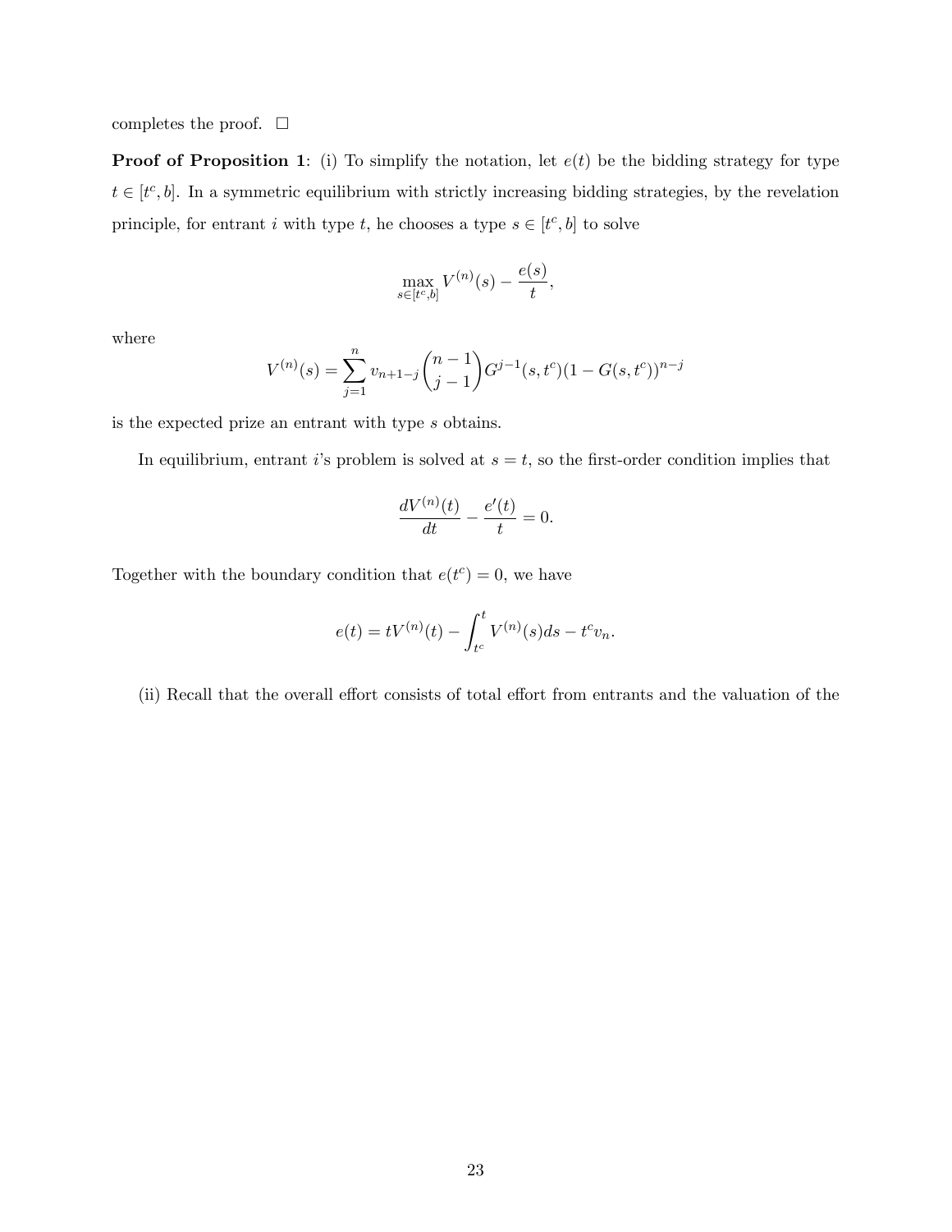completes the proof. □

**Proof of Proposition 1**: (i) To simplify the notation, let $e(t)$ be the bidding strategy for type $t \in [t^c, b]$. In a symmetric equilibrium with strictly increasing bidding strategies, by the revelation principle, for entrant $i$ with type $t$, he chooses a type $s \in [t^c, b]$ to solve

$$\max_{s \in [t^c, b]} V^{(n)}(s) - \frac{e(s)}{t},$$

where

$$V^{(n)}(s) = \sum_{j=1}^{n} v_{n+1-j} \binom{n-1}{j-1} G^{j-1}(s, t^c)(1 - G(s, t^c))^{n-j}$$

is the expected prize an entrant with type $s$ obtains.

In equilibrium, entrant $i$'s problem is solved at $s = t$, so the first-order condition implies that

$$\frac{dV^{(n)}(t)}{dt} - \frac{e'(t)}{t} = 0.$$

Together with the boundary condition that $e(t^c) = 0$, we have

$$e(t) = tV^{(n)}(t) - \int_{t^c}^{t} V^{(n)}(s)ds - t^c v_n.$$

(ii) Recall that the overall effort consists of total effort from entrants and the valuation of the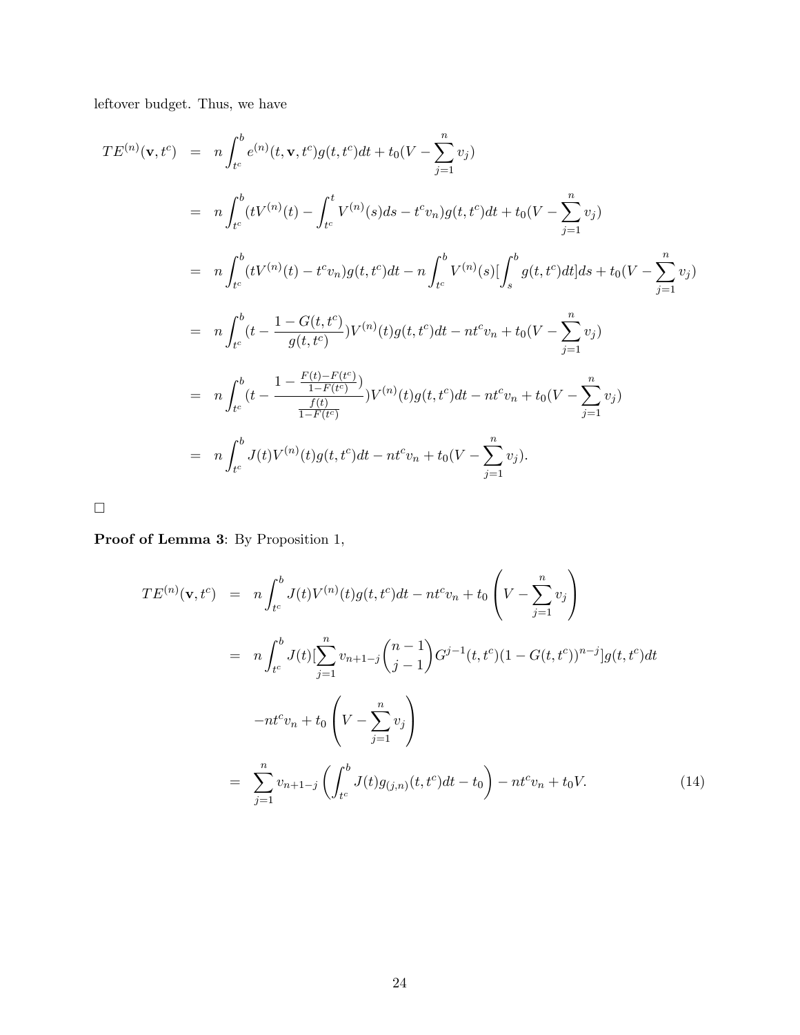leftover budget. Thus, we have

$$
\begin{aligned}
TE^{(n)}(\mathbf{v},t^c) &= n\int_{t^c}^{b} e^{(n)}(t,\mathbf{v},t^c)g(t,t^c)dt + t_0(V-\sum_{j=1}^{n} v_j) \\
&= n\int_{t^c}^{b} (tV^{(n)}(t) - \int_{t^c}^{t} V^{(n)}(s)ds - t^c v_n)g(t,t^c)dt + t_0(V-\sum_{j=1}^{n} v_j) \\
&= n\int_{t^c}^{b} (tV^{(n)}(t) - t^c v_n)g(t,t^c)dt - n\int_{t^c}^{b} V^{(n)}(s)[\int_{s}^{b} g(t,t^c)dt]ds + t_0(V-\sum_{j=1}^{n} v_j) \\
&= n\int_{t^c}^{b} (t - \frac{1-G(t,t^c)}{g(t,t^c)})V^{(n)}(t)g(t,t^c)dt - nt^c v_n + t_0(V-\sum_{j=1}^{n} v_j) \\
&= n\int_{t^c}^{b} (t - \frac{1-\frac{F(t)-F(t^c)}{1-F(t^c)})}{\frac{f(t)}{1-F(t^c)}})V^{(n)}(t)g(t,t^c)dt - nt^c v_n + t_0(V-\sum_{j=1}^{n} v_j) \\
&= n\int_{t^c}^{b} J(t)V^{(n)}(t)g(t,t^c)dt - nt^c v_n + t_0(V-\sum_{j=1}^{n} v_j).
\end{aligned}
$$

□

**Proof of Lemma 3**: By Proposition 1,

$$
\begin{aligned}
TE^{(n)}(\mathbf{v},t^c) &= n\int_{t^c}^{b} J(t)V^{(n)}(t)g(t,t^c)dt - nt^c v_n + t_0\left(V-\sum_{j=1}^{n} v_j\right) \\
&= n\int_{t^c}^{b} J(t)[\sum_{j=1}^{n} v_{n+1-j}\binom{n-1}{j-1}G^{j-1}(t,t^c)(1-G(t,t^c))^{n-j}]g(t,t^c)dt \\
&\quad -nt^c v_n + t_0\left(V-\sum_{j=1}^{n} v_j\right) \\
&= \sum_{j=1}^{n} v_{n+1-j}\left(\int_{t^c}^{b} J(t)g_{(j,n)}(t,t^c)dt - t_0\right) - nt^c v_n + t_0 V. \qquad (14)
\end{aligned}
$$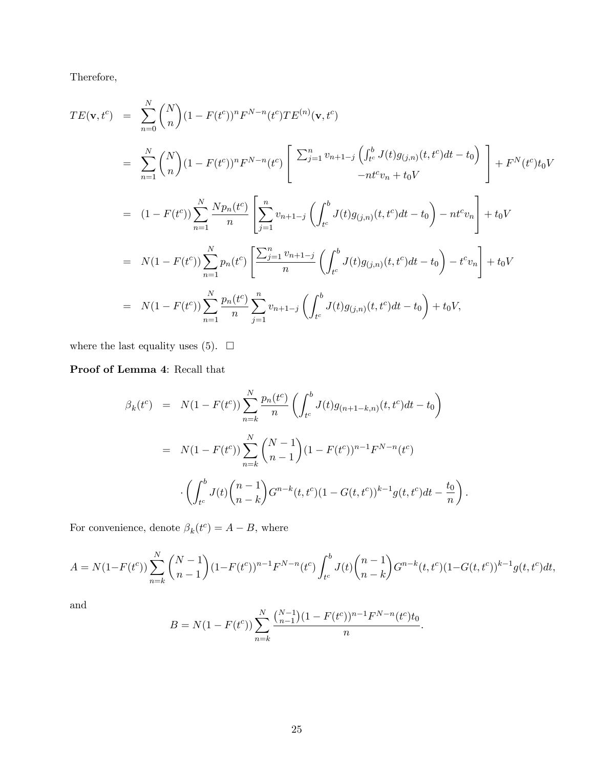Therefore,

$$
\begin{aligned}
TE(\mathbf{v}, t^c) &= \sum_{n=0}^{N} \binom{N}{n} (1-F(t^c))^n F^{N-n}(t^c) TE^{(n)}(\mathbf{v}, t^c) \\
&= \sum_{n=1}^{N} \binom{N}{n} (1-F(t^c))^n F^{N-n}(t^c) \left[ \begin{array}{c} \sum_{j=1}^{n} v_{n+1-j} \left( \int_{t^c}^{b} J(t) g_{(j,n)}(t, t^c) dt - t_0 \right) \\ -nt^c v_n + t_0 V \end{array} \right] + F^N(t^c) t_0 V \\
&= (1-F(t^c)) \sum_{n=1}^{N} \frac{N p_n(t^c)}{n} \left[ \sum_{j=1}^{n} v_{n+1-j} \left( \int_{t^c}^{b} J(t) g_{(j,n)}(t, t^c) dt - t_0 \right) - nt^c v_n \right] + t_0 V \\
&= N(1-F(t^c)) \sum_{n=1}^{N} p_n(t^c) \left[ \frac{\sum_{j=1}^{n} v_{n+1-j}}{n} \left( \int_{t^c}^{b} J(t) g_{(j,n)}(t, t^c) dt - t_0 \right) - t^c v_n \right] + t_0 V \\
&= N(1-F(t^c)) \sum_{n=1}^{N} \frac{p_n(t^c)}{n} \sum_{j=1}^{n} v_{n+1-j} \left( \int_{t^c}^{b} J(t) g_{(j,n)}(t, t^c) dt - t_0 \right) + t_0 V,
\end{aligned}
$$

where the last equality uses (5). □

**Proof of Lemma 4**: Recall that

$$
\begin{aligned}
\beta_k(t^c) &= N(1-F(t^c)) \sum_{n=k}^{N} \frac{p_n(t^c)}{n} \left( \int_{t^c}^{b} J(t) g_{(n+1-k,n)}(t, t^c) dt - t_0 \right) \\
&= N(1-F(t^c)) \sum_{n=k}^{N} \binom{N-1}{n-1} (1-F(t^c))^{n-1} F^{N-n}(t^c) \\
&\quad \cdot \left( \int_{t^c}^{b} J(t) \binom{n-1}{n-k} G^{n-k}(t, t^c)(1-G(t, t^c))^{k-1} g(t, t^c) dt - \frac{t_0}{n} \right).
\end{aligned}
$$

For convenience, denote $\beta_k(t^c) = A - B$, where

$$
A = N(1-F(t^c)) \sum_{n=k}^{N} \binom{N-1}{n-1} (1-F(t^c))^{n-1} F^{N-n}(t^c) \int_{t^c}^{b} J(t) \binom{n-1}{n-k} G^{n-k}(t, t^c)(1-G(t, t^c))^{k-1} g(t, t^c) dt,
$$

and

$$
B = N(1-F(t^c)) \sum_{n=k}^{N} \frac{\binom{N-1}{n-1} (1-F(t^c))^{n-1} F^{N-n}(t^c) t_0}{n}.
$$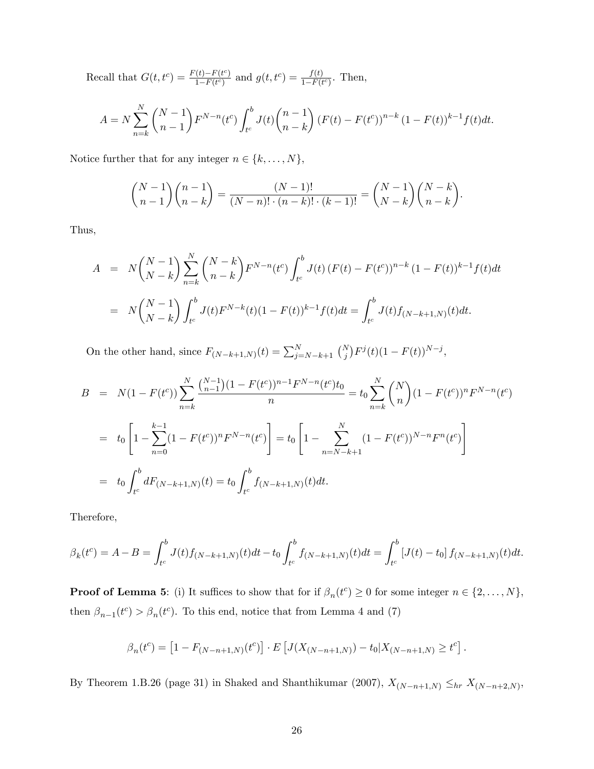Recall that $G(t, t^c) = \frac{F(t)-F(t^c)}{1-F(t^c)}$ and $g(t, t^c) = \frac{f(t)}{1-F(t^c)}$. Then,

$$A = N \sum_{n=k}^{N} \binom{N-1}{n-1} F^{N-n}(t^c) \int_{t^c}^{b} J(t) \binom{n-1}{n-k} (F(t) - F(t^c))^{n-k} (1 - F(t))^{k-1} f(t) dt.$$

Notice further that for any integer $n \in \{k, \ldots, N\}$,

$$\binom{N-1}{n-1}\binom{n-1}{n-k} = \frac{(N-1)!}{(N-n)! \cdot (n-k)! \cdot (k-1)!} = \binom{N-1}{N-k}\binom{N-k}{n-k}.$$

Thus,

$$\begin{aligned}
A &= N\binom{N-1}{N-k} \sum_{n=k}^{N} \binom{N-k}{n-k} F^{N-n}(t^c) \int_{t^c}^{b} J(t) (F(t) - F(t^c))^{n-k} (1 - F(t))^{k-1} f(t) dt \\
&= N\binom{N-1}{N-k} \int_{t^c}^{b} J(t) F^{N-k}(t)(1-F(t))^{k-1} f(t) dt = \int_{t^c}^{b} J(t) f_{(N-k+1,N)}(t) dt.
\end{aligned}$$

On the other hand, since $F_{(N-k+1,N)}(t) = \sum_{j=N-k+1}^{N} \binom{N}{j} F^j(t)(1-F(t))^{N-j}$,

$$\begin{aligned}
B &= N(1 - F(t^c)) \sum_{n=k}^{N} \frac{\binom{N-1}{n-1}(1-F(t^c))^{n-1} F^{N-n}(t^c) t_0}{n} = t_0 \sum_{n=k}^{N} \binom{N}{n} (1-F(t^c))^n F^{N-n}(t^c) \\
&= t_0 \left[1 - \sum_{n=0}^{k-1} (1-F(t^c))^n F^{N-n}(t^c)\right] = t_0 \left[1 - \sum_{n=N-k+1}^{N} (1-F(t^c))^{N-n} F^n(t^c)\right] \\
&= t_0 \int_{t^c}^{b} dF_{(N-k+1,N)}(t) = t_0 \int_{t^c}^{b} f_{(N-k+1,N)}(t) dt.
\end{aligned}$$

Therefore,

$$\beta_k(t^c) = A - B = \int_{t^c}^{b} J(t) f_{(N-k+1,N)}(t) dt - t_0 \int_{t^c}^{b} f_{(N-k+1,N)}(t) dt = \int_{t^c}^{b} [J(t) - t_0] f_{(N-k+1,N)}(t) dt.$$

**Proof of Lemma 5**: (i) It suffices to show that for if $\beta_n(t^c) \geq 0$ for some integer $n \in \{2, \ldots, N\}$, then $\beta_{n-1}(t^c) > \beta_n(t^c)$. To this end, notice that from Lemma 4 and (7)

$$\beta_n(t^c) = \left[1 - F_{(N-n+1,N)}(t^c)\right] \cdot E\left[J(X_{(N-n+1,N)}) - t_0 | X_{(N-n+1,N)} \geq t^c\right].$$

By Theorem 1.B.26 (page 31) in Shaked and Shanthikumar (2007), $X_{(N-n+1,N)} \leq_{hr} X_{(N-n+2,N)}$,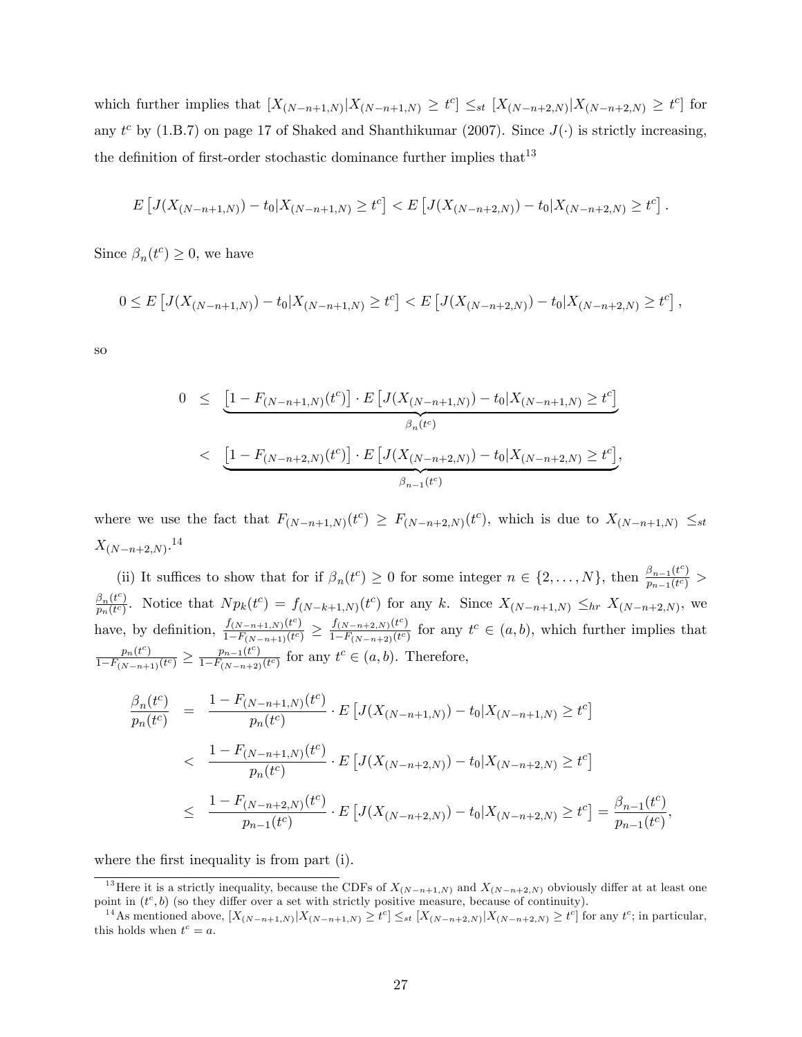which further implies that $[X_{(N-n+1,N)}|X_{(N-n+1,N)} \geq t^c] \leq_{st} [X_{(N-n+2,N)}|X_{(N-n+2,N)} \geq t^c]$ for any $t^c$ by (1.B.7) on page 17 of Shaked and Shanthikumar (2007). Since $J(\cdot)$ is strictly increasing, the definition of first-order stochastic dominance further implies that[13]

$$E\left[J(X_{(N-n+1,N)}) - t_0|X_{(N-n+1,N)} \geq t^c\right] < E\left[J(X_{(N-n+2,N)}) - t_0|X_{(N-n+2,N)} \geq t^c\right].$$

Since $\beta_n(t^c) \geq 0$, we have

$$0 \leq E\left[J(X_{(N-n+1,N)}) - t_0|X_{(N-n+1,N)} \geq t^c\right] < E\left[J(X_{(N-n+2,N)}) - t_0|X_{(N-n+2,N)} \geq t^c\right],$$

so

$$\begin{aligned}
0 &\leq \underbrace{\left[1 - F_{(N-n+1,N)}(t^c)\right] \cdot E\left[J(X_{(N-n+1,N)}) - t_0|X_{(N-n+1,N)} \geq t^c\right]}_{\beta_n(t^c)} \\
&< \underbrace{\left[1 - F_{(N-n+2,N)}(t^c)\right] \cdot E\left[J(X_{(N-n+2,N)}) - t_0|X_{(N-n+2,N)} \geq t^c\right]}_{\beta_{n-1}(t^c)},
\end{aligned}$$

where we use the fact that $F_{(N-n+1,N)}(t^c) \geq F_{(N-n+2,N)}(t^c)$, which is due to $X_{(N-n+1,N)} \leq_{st} X_{(N-n+2,N)}$.[14]

(ii) It suffices to show that for if $\beta_n(t^c) \geq 0$ for some integer $n \in \{2, \ldots, N\}$, then $\frac{\beta_{n-1}(t^c)}{p_{n-1}(t^c)} > \frac{\beta_n(t^c)}{p_n(t^c)}$. Notice that $Np_k(t^c) = f_{(N-k+1,N)}(t^c)$ for any $k$. Since $X_{(N-n+1,N)} \leq_{hr} X_{(N-n+2,N)}$, we have, by definition, $\frac{f_{(N-n+1,N)}(t^c)}{1-F_{(N-n+1)}(t^c)} \geq \frac{f_{(N-n+2,N)}(t^c)}{1-F_{(N-n+2)}(t^c)}$ for any $t^c \in (a, b)$, which further implies that $\frac{p_n(t^c)}{1-F_{(N-n+1)}(t^c)} \geq \frac{p_{n-1}(t^c)}{1-F_{(N-n+2)}(t^c)}$ for any $t^c \in (a, b)$. Therefore,

$$\begin{aligned}
\frac{\beta_n(t^c)}{p_n(t^c)} &= \frac{1 - F_{(N-n+1,N)}(t^c)}{p_n(t^c)} \cdot E\left[J(X_{(N-n+1,N)}) - t_0|X_{(N-n+1,N)} \geq t^c\right] \\
&< \frac{1 - F_{(N-n+1,N)}(t^c)}{p_n(t^c)} \cdot E\left[J(X_{(N-n+2,N)}) - t_0|X_{(N-n+2,N)} \geq t^c\right] \\
&\leq \frac{1 - F_{(N-n+2,N)}(t^c)}{p_{n-1}(t^c)} \cdot E\left[J(X_{(N-n+2,N)}) - t_0|X_{(N-n+2,N)} \geq t^c\right] = \frac{\beta_{n-1}(t^c)}{p_{n-1}(t^c)},
\end{aligned}$$

where the first inequality is from part (i).

[13] Here it is a strictly inequality, because the CDFs of $X_{(N-n+1,N)}$ and $X_{(N-n+2,N)}$ obviously differ at at least one point in $(t^c, b)$ (so they differ over a set with strictly positive measure, because of continuity).

[14] As mentioned above, $[X_{(N-n+1,N)}|X_{(N-n+1,N)} \geq t^c] \leq_{st} [X_{(N-n+2,N)}|X_{(N-n+2,N)} \geq t^c]$ for any $t^c$; in particular, this holds when $t^c = a$.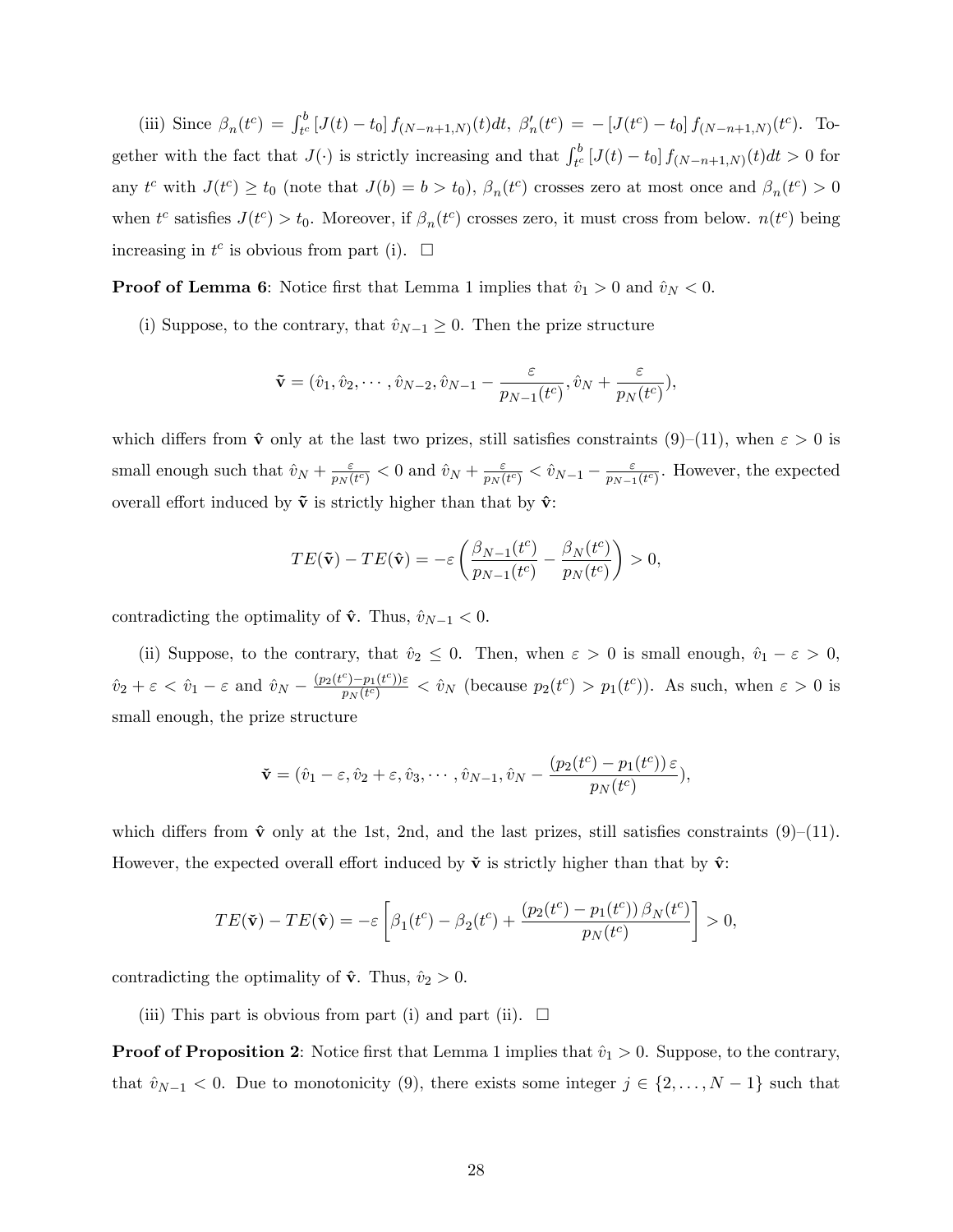(iii) Since $\beta_n(t^c) = \int_{t^c}^{b} [J(t) - t_0] f_{(N-n+1,N)}(t)dt$, $\beta_n'(t^c) = -[J(t^c) - t_0] f_{(N-n+1,N)}(t^c)$. Together with the fact that $J(\cdot)$ is strictly increasing and that $\int_{t^c}^{b} [J(t) - t_0] f_{(N-n+1,N)}(t)dt > 0$ for any $t^c$ with $J(t^c) \geq t_0$ (note that $J(b) = b > t_0$), $\beta_n(t^c)$ crosses zero at most once and $\beta_n(t^c) > 0$ when $t^c$ satisfies $J(t^c) > t_0$. Moreover, if $\beta_n(t^c)$ crosses zero, it must cross from below. $n(t^c)$ being increasing in $t^c$ is obvious from part (i). $\square$

**Proof of Lemma 6**: Notice first that Lemma 1 implies that $\hat{v}_1 > 0$ and $\hat{v}_N < 0$.

(i) Suppose, to the contrary, that $\hat{v}_{N-1} \geq 0$. Then the prize structure

$$\tilde{\mathbf{v}} = (\hat{v}_1, \hat{v}_2, \cdots, \hat{v}_{N-2}, \hat{v}_{N-1} - \frac{\varepsilon}{p_{N-1}(t^c)}, \hat{v}_N + \frac{\varepsilon}{p_N(t^c)}),$$

which differs from $\hat{\mathbf{v}}$ only at the last two prizes, still satisfies constraints (9)–(11), when $\varepsilon > 0$ is small enough such that $\hat{v}_N + \frac{\varepsilon}{p_N(t^c)} < 0$ and $\hat{v}_N + \frac{\varepsilon}{p_N(t^c)} < \hat{v}_{N-1} - \frac{\varepsilon}{p_{N-1}(t^c)}$. However, the expected overall effort induced by $\tilde{\mathbf{v}}$ is strictly higher than that by $\hat{\mathbf{v}}$:

$$TE(\tilde{\mathbf{v}}) - TE(\hat{\mathbf{v}}) = -\varepsilon \left( \frac{\beta_{N-1}(t^c)}{p_{N-1}(t^c)} - \frac{\beta_N(t^c)}{p_N(t^c)} \right) > 0,$$

contradicting the optimality of $\hat{\mathbf{v}}$. Thus, $\hat{v}_{N-1} < 0$.

(ii) Suppose, to the contrary, that $\hat{v}_2 \leq 0$. Then, when $\varepsilon > 0$ is small enough, $\hat{v}_1 - \varepsilon > 0$, $\hat{v}_2 + \varepsilon < \hat{v}_1 - \varepsilon$ and $\hat{v}_N - \frac{(p_2(t^c) - p_1(t^c))\varepsilon}{p_N(t^c)} < \hat{v}_N$ (because $p_2(t^c) > p_1(t^c)$). As such, when $\varepsilon > 0$ is small enough, the prize structure

$$\check{\mathbf{v}} = (\hat{v}_1 - \varepsilon, \hat{v}_2 + \varepsilon, \hat{v}_3, \cdots, \hat{v}_{N-1}, \hat{v}_N - \frac{(p_2(t^c) - p_1(t^c))\,\varepsilon}{p_N(t^c)}),$$

which differs from $\hat{\mathbf{v}}$ only at the 1st, 2nd, and the last prizes, still satisfies constraints (9)–(11). However, the expected overall effort induced by $\check{\mathbf{v}}$ is strictly higher than that by $\hat{\mathbf{v}}$:

$$TE(\check{\mathbf{v}}) - TE(\hat{\mathbf{v}}) = -\varepsilon \left[ \beta_1(t^c) - \beta_2(t^c) + \frac{(p_2(t^c) - p_1(t^c))\,\beta_N(t^c)}{p_N(t^c)} \right] > 0,$$

contradicting the optimality of $\hat{\mathbf{v}}$. Thus, $\hat{v}_2 > 0$.

(iii) This part is obvious from part (i) and part (ii). $\square$

**Proof of Proposition 2**: Notice first that Lemma 1 implies that $\hat{v}_1 > 0$. Suppose, to the contrary, that $\hat{v}_{N-1} < 0$. Due to monotonicity (9), there exists some integer $j \in \{2, \ldots, N-1\}$ such that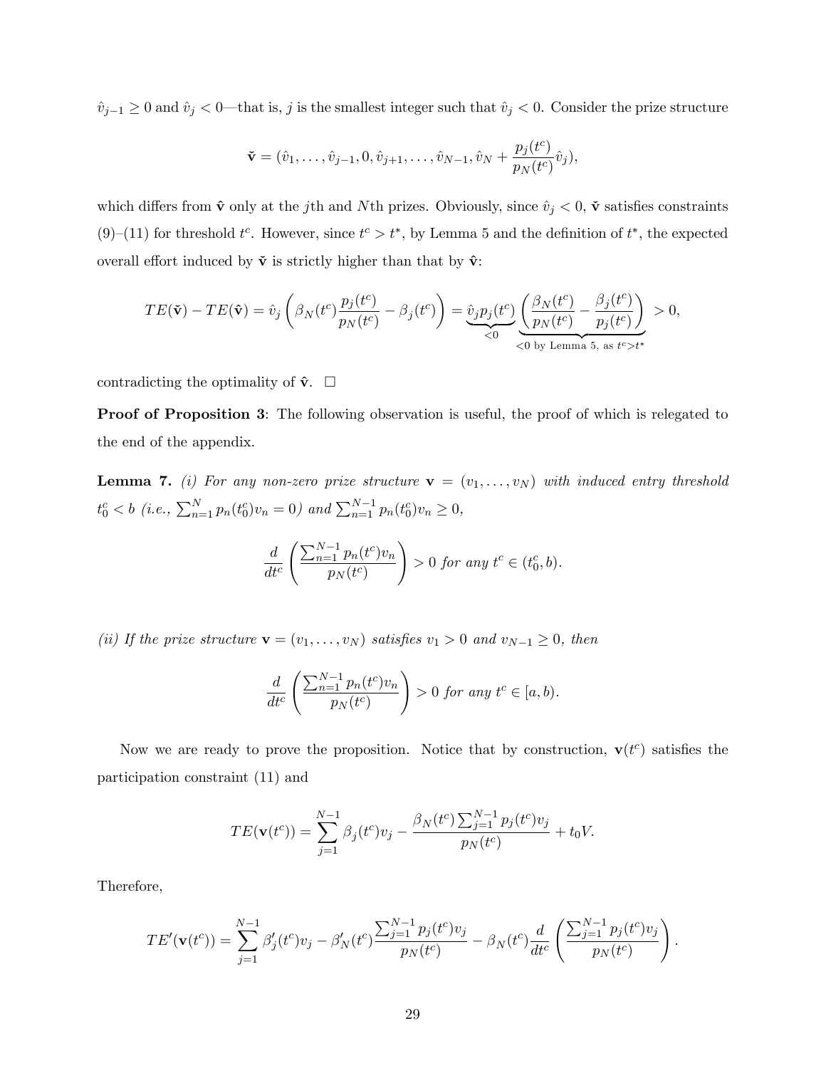$\hat{v}_{j-1} \geq 0$ and $\hat{v}_j < 0$—that is, $j$ is the smallest integer such that $\hat{v}_j < 0$. Consider the prize structure

$$\check{\mathbf{v}} = (\hat{v}_1, \ldots, \hat{v}_{j-1}, 0, \hat{v}_{j+1}, \ldots, \hat{v}_{N-1}, \hat{v}_N + \frac{p_j(t^c)}{p_N(t^c)}\hat{v}_j),$$

which differs from $\hat{\mathbf{v}}$ only at the $j$th and $N$th prizes. Obviously, since $\hat{v}_j < 0$, $\check{\mathbf{v}}$ satisfies constraints (9)–(11) for threshold $t^c$. However, since $t^c > t^*$, by Lemma 5 and the definition of $t^*$, the expected overall effort induced by $\check{\mathbf{v}}$ is strictly higher than that by $\hat{\mathbf{v}}$:

$$TE(\check{\mathbf{v}}) - TE(\hat{\mathbf{v}}) = \hat{v}_j \left( \beta_N(t^c) \frac{p_j(t^c)}{p_N(t^c)} - \beta_j(t^c) \right) = \underbrace{\hat{v}_j p_j(t^c)}_{<0} \underbrace{\left( \frac{\beta_N(t^c)}{p_N(t^c)} - \frac{\beta_j(t^c)}{p_j(t^c)} \right)}_{<0 \text{ by Lemma 5, as } t^c > t^*} > 0,$$

contradicting the optimality of $\hat{\mathbf{v}}$. $\square$

**Proof of Proposition 3**: The following observation is useful, the proof of which is relegated to the end of the appendix.

**Lemma 7.** *(i) For any non-zero prize structure $\mathbf{v} = (v_1, \ldots, v_N)$ with induced entry threshold $t_0^c < b$ (i.e., $\sum_{n=1}^{N} p_n(t_0^c) v_n = 0$) and $\sum_{n=1}^{N-1} p_n(t_0^c) v_n \geq 0$,*

$$\frac{d}{dt^c} \left( \frac{\sum_{n=1}^{N-1} p_n(t^c) v_n}{p_N(t^c)} \right) > 0 \text{ for any } t^c \in (t_0^c, b).$$

*(ii) If the prize structure $\mathbf{v} = (v_1, \ldots, v_N)$ satisfies $v_1 > 0$ and $v_{N-1} \geq 0$, then*

$$\frac{d}{dt^c} \left( \frac{\sum_{n=1}^{N-1} p_n(t^c) v_n}{p_N(t^c)} \right) > 0 \text{ for any } t^c \in [a, b).$$

Now we are ready to prove the proposition. Notice that by construction, $\mathbf{v}(t^c)$ satisfies the participation constraint (11) and

$$TE(\mathbf{v}(t^c)) = \sum_{j=1}^{N-1} \beta_j(t^c) v_j - \frac{\beta_N(t^c) \sum_{j=1}^{N-1} p_j(t^c) v_j}{p_N(t^c)} + t_0 V.$$

Therefore,

$$TE'(\mathbf{v}(t^c)) = \sum_{j=1}^{N-1} \beta_j'(t^c) v_j - \beta_N'(t^c) \frac{\sum_{j=1}^{N-1} p_j(t^c) v_j}{p_N(t^c)} - \beta_N(t^c) \frac{d}{dt^c} \left( \frac{\sum_{j=1}^{N-1} p_j(t^c) v_j}{p_N(t^c)} \right).$$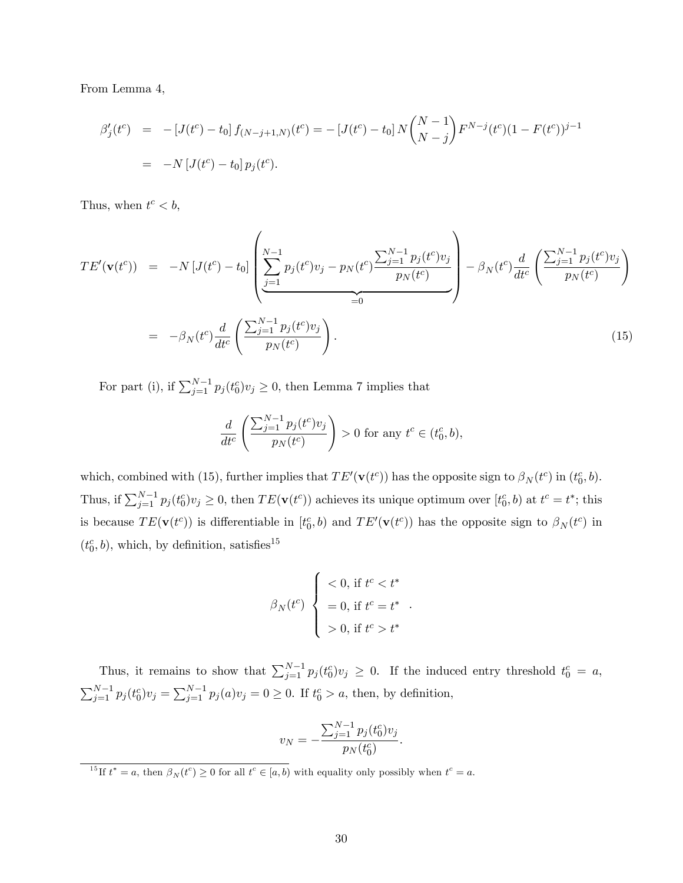From Lemma 4,

$$
\begin{aligned}
\beta_j'(t^c) &= -\left[J(t^c) - t_0\right] f_{(N-j+1,N)}(t^c) = -\left[J(t^c) - t_0\right] N \binom{N-1}{N-j} F^{N-j}(t^c)(1-F(t^c))^{j-1} \\
&= -N\left[J(t^c) - t_0\right] p_j(t^c).
\end{aligned}
$$

Thus, when $t^c < b$,

$$
\begin{aligned}
TE'(\mathbf{v}(t^c)) &= -N\left[J(t^c) - t_0\right] \left( \underbrace{\sum_{j=1}^{N-1} p_j(t^c) v_j - p_N(t^c) \frac{\sum_{j=1}^{N-1} p_j(t^c) v_j}{p_N(t^c)}}_{=0} \right) - \beta_N(t^c) \frac{d}{dt^c}\left( \frac{\sum_{j=1}^{N-1} p_j(t^c) v_j}{p_N(t^c)} \right) \\
&= -\beta_N(t^c) \frac{d}{dt^c}\left( \frac{\sum_{j=1}^{N-1} p_j(t^c) v_j}{p_N(t^c)} \right). \qquad (15)
\end{aligned}
$$

For part (i), if $\sum_{j=1}^{N-1} p_j(t_0^c) v_j \geq 0$, then Lemma 7 implies that

$$
\frac{d}{dt^c}\left( \frac{\sum_{j=1}^{N-1} p_j(t^c) v_j}{p_N(t^c)} \right) > 0 \text{ for any } t^c \in (t_0^c, b),
$$

which, combined with (15), further implies that $TE'(\mathbf{v}(t^c))$ has the opposite sign to $\beta_N(t^c)$ in $(t_0^c, b)$. Thus, if $\sum_{j=1}^{N-1} p_j(t_0^c) v_j \geq 0$, then $TE(\mathbf{v}(t^c))$ achieves its unique optimum over $[t_0^c, b)$ at $t^c = t^*$; this is because $TE(\mathbf{v}(t^c))$ is differentiable in $[t_0^c, b)$ and $TE'(\mathbf{v}(t^c))$ has the opposite sign to $\beta_N(t^c)$ in $(t_0^c, b)$, which, by definition, satisfies[15]

$$
\beta_N(t^c) \begin{cases} < 0, \text{ if } t^c < t^* \\ = 0, \text{ if } t^c = t^* \\ > 0, \text{ if } t^c > t^* \end{cases}.
$$

Thus, it remains to show that $\sum_{j=1}^{N-1} p_j(t_0^c) v_j \geq 0$. If the induced entry threshold $t_0^c = a$, $\sum_{j=1}^{N-1} p_j(t_0^c) v_j = \sum_{j=1}^{N-1} p_j(a) v_j = 0 \geq 0$. If $t_0^c > a$, then, by definition,

$$
v_N = -\frac{\sum_{j=1}^{N-1} p_j(t_0^c) v_j}{p_N(t_0^c)}.
$$

[15] If $t^* = a$, then $\beta_N(t^c) \geq 0$ for all $t^c \in [a, b)$ with equality only possibly when $t^c = a$.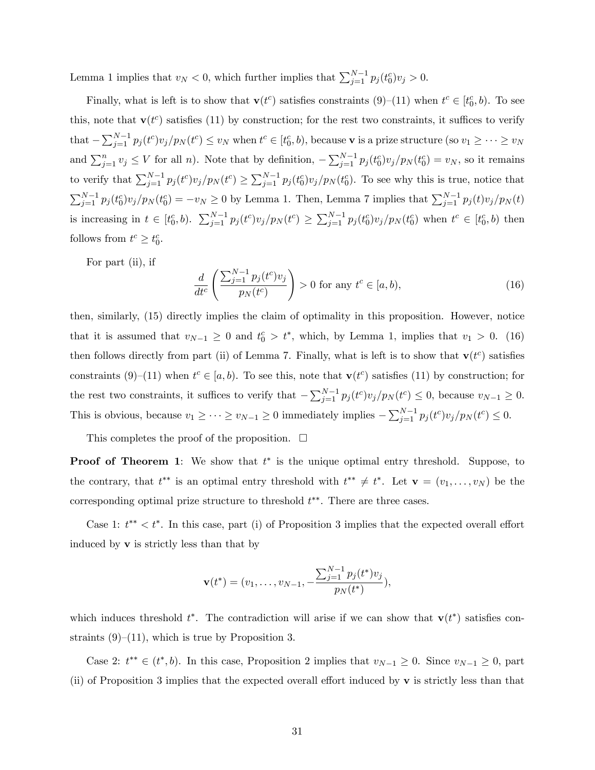Lemma 1 implies that $v_N < 0$, which further implies that $\sum_{j=1}^{N-1} p_j(t_0^c)v_j > 0$.

Finally, what is left is to show that $\mathbf{v}(t^c)$ satisfies constraints (9)–(11) when $t^c \in [t_0^c, b)$. To see this, note that $\mathbf{v}(t^c)$ satisfies (11) by construction; for the rest two constraints, it suffices to verify that $-\sum_{j=1}^{N-1} p_j(t^c)v_j/p_N(t^c) \leq v_N$ when $t^c \in [t_0^c, b)$, because $\mathbf{v}$ is a prize structure (so $v_1 \geq \cdots \geq v_N$ and $\sum_{j=1}^{n} v_j \leq V$ for all $n$). Note that by definition, $-\sum_{j=1}^{N-1} p_j(t_0^c)v_j/p_N(t_0^c) = v_N$, so it remains to verify that $\sum_{j=1}^{N-1} p_j(t^c)v_j/p_N(t^c) \geq \sum_{j=1}^{N-1} p_j(t_0^c)v_j/p_N(t_0^c)$. To see why this is true, notice that $\sum_{j=1}^{N-1} p_j(t_0^c)v_j/p_N(t_0^c) = -v_N \geq 0$ by Lemma 1. Then, Lemma 7 implies that $\sum_{j=1}^{N-1} p_j(t)v_j/p_N(t)$ is increasing in $t \in [t_0^c, b)$. $\sum_{j=1}^{N-1} p_j(t^c)v_j/p_N(t^c) \geq \sum_{j=1}^{N-1} p_j(t_0^c)v_j/p_N(t_0^c)$ when $t^c \in [t_0^c, b)$ then follows from $t^c \geq t_0^c$.

For part (ii), if

$$\frac{d}{dt^c}\left(\frac{\sum_{j=1}^{N-1} p_j(t^c)v_j}{p_N(t^c)}\right) > 0 \text{ for any } t^c \in [a, b), \tag{16}$$

then, similarly, (15) directly implies the claim of optimality in this proposition. However, notice that it is assumed that $v_{N-1} \geq 0$ and $t_0^c > t^*$, which, by Lemma 1, implies that $v_1 > 0$. (16) then follows directly from part (ii) of Lemma 7. Finally, what is left is to show that $\mathbf{v}(t^c)$ satisfies constraints (9)–(11) when $t^c \in [a, b)$. To see this, note that $\mathbf{v}(t^c)$ satisfies (11) by construction; for the rest two constraints, it suffices to verify that $-\sum_{j=1}^{N-1} p_j(t^c)v_j/p_N(t^c) \leq 0$, because $v_{N-1} \geq 0$. This is obvious, because $v_1 \geq \cdots \geq v_{N-1} \geq 0$ immediately implies $-\sum_{j=1}^{N-1} p_j(t^c)v_j/p_N(t^c) \leq 0$.

This completes the proof of the proposition. $\square$

**Proof of Theorem 1**: We show that $t^*$ is the unique optimal entry threshold. Suppose, to the contrary, that $t^{**}$ is an optimal entry threshold with $t^{**} \neq t^*$. Let $\mathbf{v} = (v_1, \ldots, v_N)$ be the corresponding optimal prize structure to threshold $t^{**}$. There are three cases.

Case 1: $t^{**} < t^*$. In this case, part (i) of Proposition 3 implies that the expected overall effort induced by $\mathbf{v}$ is strictly less than that by

$$\mathbf{v}(t^*) = (v_1, \ldots, v_{N-1}, -\frac{\sum_{j=1}^{N-1} p_j(t^*)v_j}{p_N(t^*)}),$$

which induces threshold $t^*$. The contradiction will arise if we can show that $\mathbf{v}(t^*)$ satisfies constraints (9)–(11), which is true by Proposition 3.

Case 2: $t^{**} \in (t^*, b)$. In this case, Proposition 2 implies that $v_{N-1} \geq 0$. Since $v_{N-1} \geq 0$, part (ii) of Proposition 3 implies that the expected overall effort induced by $\mathbf{v}$ is strictly less than that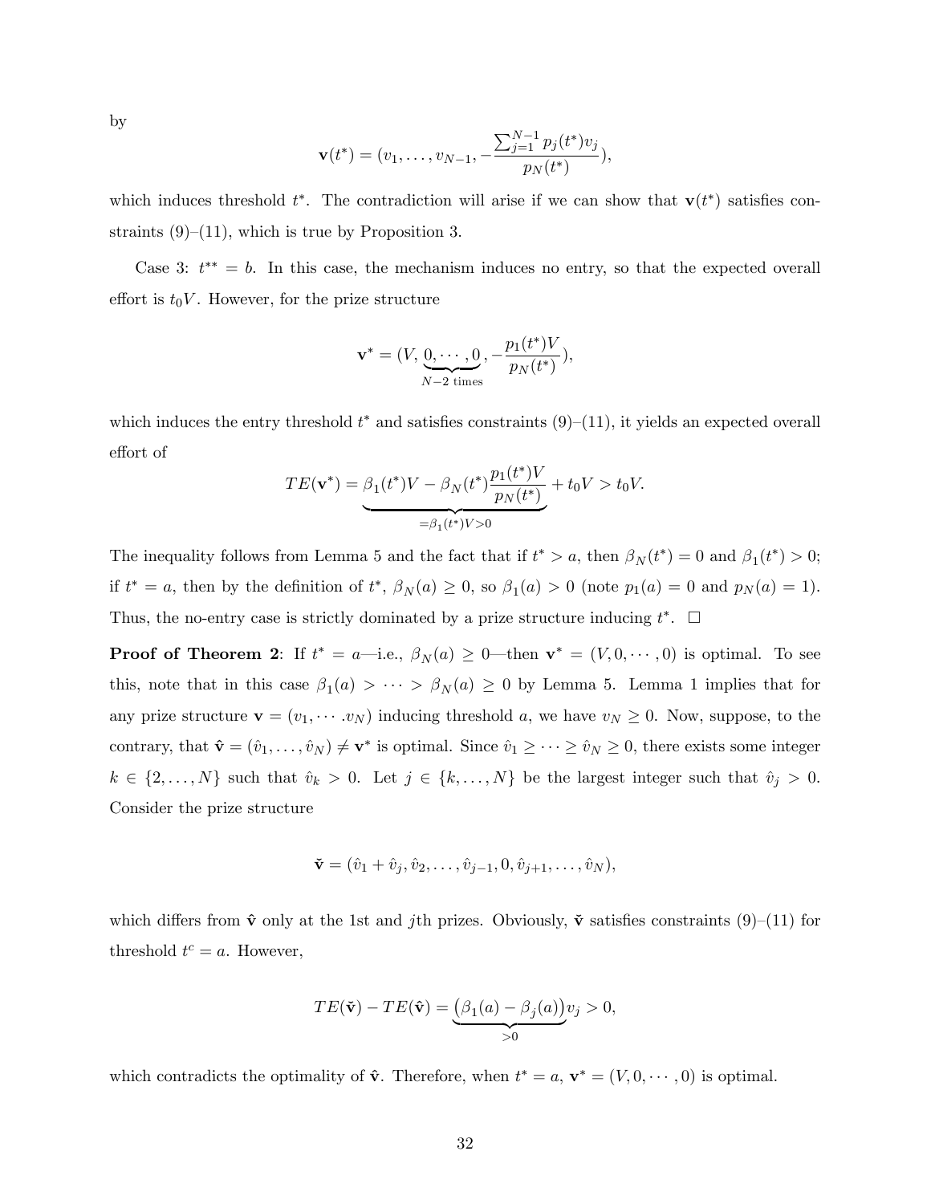by

$$\mathbf{v}(t^*) = (v_1, \ldots, v_{N-1}, -\frac{\sum_{j=1}^{N-1} p_j(t^*) v_j}{p_N(t^*)}),$$

which induces threshold $t^*$. The contradiction will arise if we can show that $\mathbf{v}(t^*)$ satisfies constraints (9)–(11), which is true by Proposition 3.

Case 3: $t^{**} = b$. In this case, the mechanism induces no entry, so that the expected overall effort is $t_0 V$. However, for the prize structure

$$\mathbf{v}^* = (V, \underbrace{0, \cdots, 0}_{N-2 \text{ times}}, -\frac{p_1(t^*)V}{p_N(t^*)}),$$

which induces the entry threshold $t^*$ and satisfies constraints (9)–(11), it yields an expected overall effort of

$$TE(\mathbf{v}^*) = \underbrace{\beta_1(t^*)V - \beta_N(t^*)\frac{p_1(t^*)V}{p_N(t^*)}}_{=\beta_1(t^*)V>0} + t_0 V > t_0 V.$$

The inequality follows from Lemma 5 and the fact that if $t^* > a$, then $\beta_N(t^*) = 0$ and $\beta_1(t^*) > 0$; if $t^* = a$, then by the definition of $t^*$, $\beta_N(a) \geq 0$, so $\beta_1(a) > 0$ (note $p_1(a) = 0$ and $p_N(a) = 1$). Thus, the no-entry case is strictly dominated by a prize structure inducing $t^*$. $\square$

**Proof of Theorem 2**: If $t^* = a$—i.e., $\beta_N(a) \geq 0$—then $\mathbf{v}^* = (V, 0, \cdots, 0)$ is optimal. To see this, note that in this case $\beta_1(a) > \cdots > \beta_N(a) \geq 0$ by Lemma 5. Lemma 1 implies that for any prize structure $\mathbf{v} = (v_1, \cdots .v_N)$ inducing threshold $a$, we have $v_N \geq 0$. Now, suppose, to the contrary, that $\hat{\mathbf{v}} = (\hat{v}_1, \ldots, \hat{v}_N) \neq \mathbf{v}^*$ is optimal. Since $\hat{v}_1 \geq \cdots \geq \hat{v}_N \geq 0$, there exists some integer $k \in \{2, \ldots, N\}$ such that $\hat{v}_k > 0$. Let $j \in \{k, \ldots, N\}$ be the largest integer such that $\hat{v}_j > 0$. Consider the prize structure

$$\check{\mathbf{v}} = (\hat{v}_1 + \hat{v}_j, \hat{v}_2, \ldots, \hat{v}_{j-1}, 0, \hat{v}_{j+1}, \ldots, \hat{v}_N),$$

which differs from $\hat{\mathbf{v}}$ only at the 1st and $j$th prizes. Obviously, $\check{\mathbf{v}}$ satisfies constraints (9)–(11) for threshold $t^c = a$. However,

$$TE(\check{\mathbf{v}}) - TE(\hat{\mathbf{v}}) = \underbrace{\big(\beta_1(a) - \beta_j(a)\big)}_{>0} v_j > 0,$$

which contradicts the optimality of $\hat{\mathbf{v}}$. Therefore, when $t^* = a$, $\mathbf{v}^* = (V, 0, \cdots, 0)$ is optimal.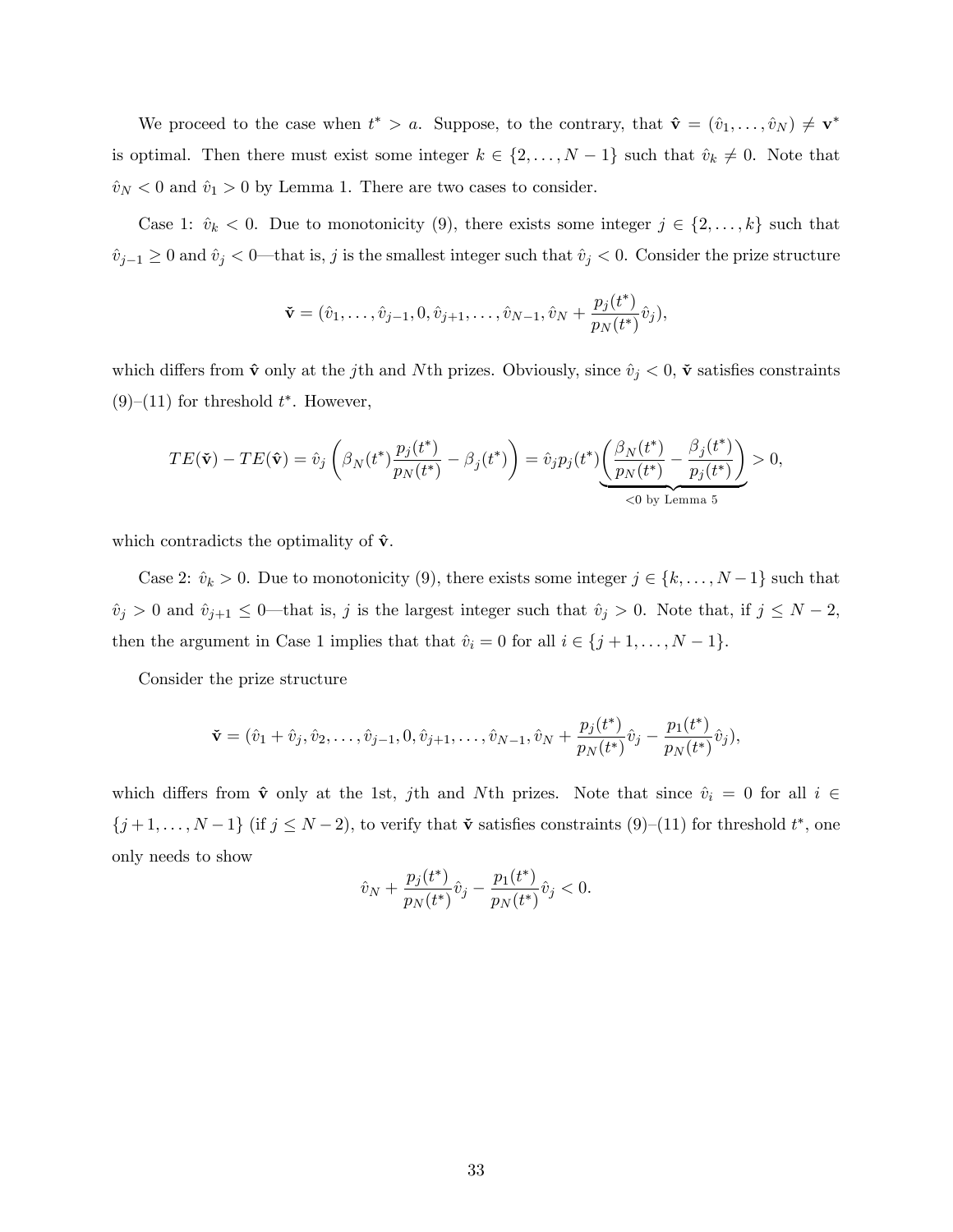We proceed to the case when $t^* > a$. Suppose, to the contrary, that $\hat{\mathbf{v}} = (\hat{v}_1, \ldots, \hat{v}_N) \neq \mathbf{v}^*$ is optimal. Then there must exist some integer $k \in \{2, \ldots, N-1\}$ such that $\hat{v}_k \neq 0$. Note that $\hat{v}_N < 0$ and $\hat{v}_1 > 0$ by Lemma 1. There are two cases to consider.

Case 1: $\hat{v}_k < 0$. Due to monotonicity (9), there exists some integer $j \in \{2, \ldots, k\}$ such that $\hat{v}_{j-1} \geq 0$ and $\hat{v}_j < 0$—that is, $j$ is the smallest integer such that $\hat{v}_j < 0$. Consider the prize structure

$$\check{\mathbf{v}} = (\hat{v}_1, \ldots, \hat{v}_{j-1}, 0, \hat{v}_{j+1}, \ldots, \hat{v}_{N-1}, \hat{v}_N + \frac{p_j(t^*)}{p_N(t^*)}\hat{v}_j),$$

which differs from $\hat{\mathbf{v}}$ only at the $j$th and $N$th prizes. Obviously, since $\hat{v}_j < 0$, $\check{\mathbf{v}}$ satisfies constraints (9)–(11) for threshold $t^*$. However,

$$TE(\check{\mathbf{v}}) - TE(\hat{\mathbf{v}}) = \hat{v}_j \left( \beta_N(t^*) \frac{p_j(t^*)}{p_N(t^*)} - \beta_j(t^*) \right) = \hat{v}_j p_j(t^*) \underbrace{\left( \frac{\beta_N(t^*)}{p_N(t^*)} - \frac{\beta_j(t^*)}{p_j(t^*)} \right)}_{<0 \text{ by Lemma 5}} > 0,$$

which contradicts the optimality of $\hat{\mathbf{v}}$.

Case 2: $\hat{v}_k > 0$. Due to monotonicity (9), there exists some integer $j \in \{k, \ldots, N-1\}$ such that $\hat{v}_j > 0$ and $\hat{v}_{j+1} \leq 0$—that is, $j$ is the largest integer such that $\hat{v}_j > 0$. Note that, if $j \leq N-2$, then the argument in Case 1 implies that that $\hat{v}_i = 0$ for all $i \in \{j+1, \ldots, N-1\}$.

Consider the prize structure

$$\check{\mathbf{v}} = (\hat{v}_1 + \hat{v}_j, \hat{v}_2, \ldots, \hat{v}_{j-1}, 0, \hat{v}_{j+1}, \ldots, \hat{v}_{N-1}, \hat{v}_N + \frac{p_j(t^*)}{p_N(t^*)}\hat{v}_j - \frac{p_1(t^*)}{p_N(t^*)}\hat{v}_j),$$

which differs from $\hat{\mathbf{v}}$ only at the 1st, $j$th and $N$th prizes. Note that since $\hat{v}_i = 0$ for all $i \in \{j+1, \ldots, N-1\}$ (if $j \leq N-2$), to verify that $\check{\mathbf{v}}$ satisfies constraints (9)–(11) for threshold $t^*$, one only needs to show

$$\hat{v}_N + \frac{p_j(t^*)}{p_N(t^*)}\hat{v}_j - \frac{p_1(t^*)}{p_N(t^*)}\hat{v}_j < 0.$$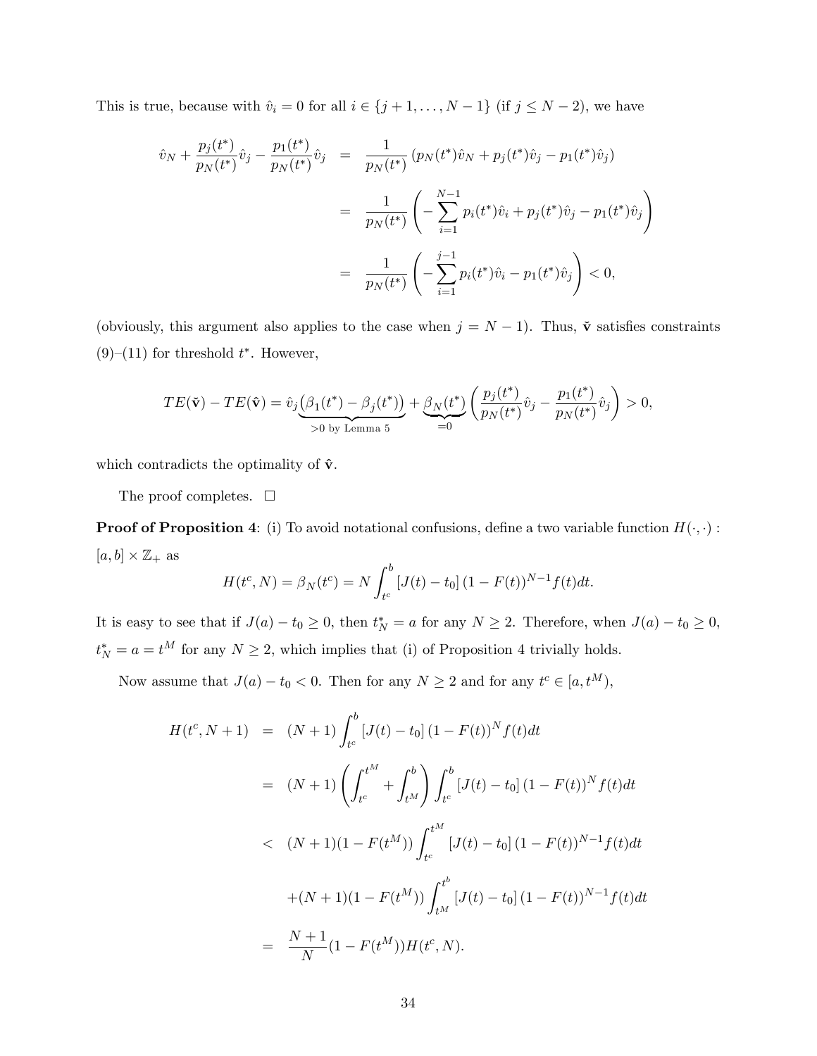This is true, because with $\hat{v}_i = 0$ for all $i \in \{j+1, \ldots, N-1\}$ (if $j \leq N-2$), we have

$$
\begin{aligned}
\hat{v}_N + \frac{p_j(t^*)}{p_N(t^*)}\hat{v}_j - \frac{p_1(t^*)}{p_N(t^*)}\hat{v}_j &= \frac{1}{p_N(t^*)}\left(p_N(t^*)\hat{v}_N + p_j(t^*)\hat{v}_j - p_1(t^*)\hat{v}_j\right) \\
&= \frac{1}{p_N(t^*)}\left(-\sum_{i=1}^{N-1} p_i(t^*)\hat{v}_i + p_j(t^*)\hat{v}_j - p_1(t^*)\hat{v}_j\right) \\
&= \frac{1}{p_N(t^*)}\left(-\sum_{i=1}^{j-1} p_i(t^*)\hat{v}_i - p_1(t^*)\hat{v}_j\right) < 0,
\end{aligned}
$$

(obviously, this argument also applies to the case when $j = N-1$). Thus, $\check{\mathbf{v}}$ satisfies constraints (9)–(11) for threshold $t^*$. However,

$$
TE(\check{\mathbf{v}}) - TE(\hat{\mathbf{v}}) = \hat{v}_j \underbrace{\left(\beta_1(t^*) - \beta_j(t^*)\right)}_{>0 \text{ by Lemma 5}} + \underbrace{\beta_N(t^*)}_{=0}\left(\frac{p_j(t^*)}{p_N(t^*)}\hat{v}_j - \frac{p_1(t^*)}{p_N(t^*)}\hat{v}_j\right) > 0,
$$

which contradicts the optimality of $\hat{\mathbf{v}}$.

The proof completes. $\square$

**Proof of Proposition 4**: (i) To avoid notational confusions, define a two variable function $H(\cdot,\cdot)$ : $[a,b] \times \mathbb{Z}_+$ as

$$
H(t^c, N) = \beta_N(t^c) = N\int_{t^c}^{b} \left[J(t) - t_0\right](1 - F(t))^{N-1} f(t)dt.
$$

It is easy to see that if $J(a) - t_0 \geq 0$, then $t_N^* = a$ for any $N \geq 2$. Therefore, when $J(a) - t_0 \geq 0$, $t_N^* = a = t^M$ for any $N \geq 2$, which implies that (i) of Proposition 4 trivially holds.

Now assume that $J(a) - t_0 < 0$. Then for any $N \geq 2$ and for any $t^c \in [a, t^M)$,

$$
\begin{aligned}
H(t^c, N+1) &= (N+1)\int_{t^c}^{b} \left[J(t) - t_0\right](1 - F(t))^{N} f(t)dt \\
&= (N+1)\left(\int_{t^c}^{t^M} + \int_{t^M}^{b}\right)\int_{t^c}^{b} \left[J(t) - t_0\right](1 - F(t))^{N} f(t)dt \\
&< (N+1)(1 - F(t^M))\int_{t^c}^{t^M} \left[J(t) - t_0\right](1 - F(t))^{N-1} f(t)dt \\
&\quad + (N+1)(1 - F(t^M))\int_{t^M}^{t^b} \left[J(t) - t_0\right](1 - F(t))^{N-1} f(t)dt \\
&= \frac{N+1}{N}(1 - F(t^M))H(t^c, N).
\end{aligned}
$$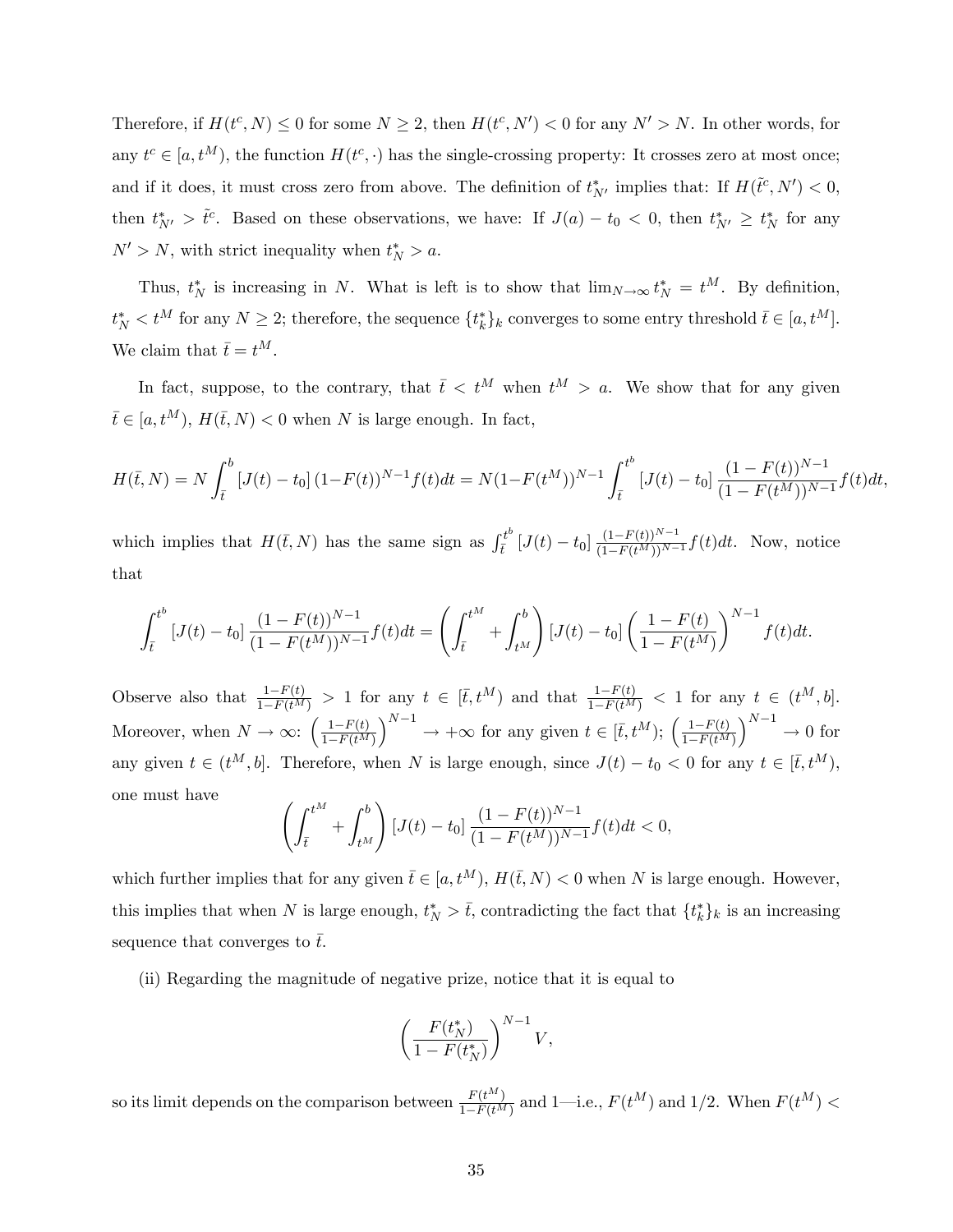Therefore, if $H(t^c, N) \leq 0$ for some $N \geq 2$, then $H(t^c, N') < 0$ for any $N' > N$. In other words, for any $t^c \in [a, t^M)$, the function $H(t^c, \cdot)$ has the single-crossing property: It crosses zero at most once; and if it does, it must cross zero from above. The definition of $t^*_{N'}$ implies that: If $H(\tilde{t}^c, N') < 0$, then $t^*_{N'} > \tilde{t}^c$. Based on these observations, we have: If $J(a) - t_0 < 0$, then $t^*_{N'} \geq t^*_N$ for any $N' > N$, with strict inequality when $t^*_N > a$.

Thus, $t^*_N$ is increasing in $N$. What is left is to show that $\lim_{N\to\infty} t^*_N = t^M$. By definition, $t^*_N < t^M$ for any $N \geq 2$; therefore, the sequence $\{t^*_k\}_k$ converges to some entry threshold $\bar{t} \in [a, t^M]$. We claim that $\bar{t} = t^M$.

In fact, suppose, to the contrary, that $\bar{t} < t^M$ when $t^M > a$. We show that for any given $\bar{t} \in [a, t^M)$, $H(\bar{t}, N) < 0$ when $N$ is large enough. In fact,

$$H(\bar{t}, N) = N \int_{\bar{t}}^{b} [J(t) - t_0] (1-F(t))^{N-1} f(t) dt = N(1-F(t^M))^{N-1} \int_{\bar{t}}^{t^b} [J(t) - t_0] \frac{(1-F(t))^{N-1}}{(1-F(t^M))^{N-1}} f(t) dt,$$

which implies that $H(\bar{t}, N)$ has the same sign as $\int_{\bar{t}}^{t^b} [J(t) - t_0] \frac{(1-F(t))^{N-1}}{(1-F(t^M))^{N-1}} f(t) dt$. Now, notice that

$$\int_{\bar{t}}^{t^b} [J(t) - t_0] \frac{(1-F(t))^{N-1}}{(1-F(t^M))^{N-1}} f(t) dt = \left( \int_{\bar{t}}^{t^M} + \int_{t^M}^{b} \right) [J(t) - t_0] \left( \frac{1-F(t)}{1-F(t^M)} \right)^{N-1} f(t) dt.$$

Observe also that $\frac{1-F(t)}{1-F(t^M)} > 1$ for any $t \in [\bar{t}, t^M)$ and that $\frac{1-F(t)}{1-F(t^M)} < 1$ for any $t \in (t^M, b]$. Moreover, when $N \to \infty$: $\left( \frac{1-F(t)}{1-F(t^M)} \right)^{N-1} \to +\infty$ for any given $t \in [\bar{t}, t^M)$; $\left( \frac{1-F(t)}{1-F(t^M)} \right)^{N-1} \to 0$ for any given $t \in (t^M, b]$. Therefore, when $N$ is large enough, since $J(t) - t_0 < 0$ for any $t \in [\bar{t}, t^M)$, one must have

$$\left( \int_{\bar{t}}^{t^M} + \int_{t^M}^{b} \right) [J(t) - t_0] \frac{(1-F(t))^{N-1}}{(1-F(t^M))^{N-1}} f(t) dt < 0,$$

which further implies that for any given $\bar{t} \in [a, t^M)$, $H(\bar{t}, N) < 0$ when $N$ is large enough. However, this implies that when $N$ is large enough, $t^*_N > \bar{t}$, contradicting the fact that $\{t^*_k\}_k$ is an increasing sequence that converges to $\bar{t}$.

(ii) Regarding the magnitude of negative prize, notice that it is equal to

$$\left( \frac{F(t^*_N)}{1-F(t^*_N)} \right)^{N-1} V,$$

so its limit depends on the comparison between $\frac{F(t^M)}{1-F(t^M)}$ and 1—i.e., $F(t^M)$ and 1/2. When $F(t^M) <$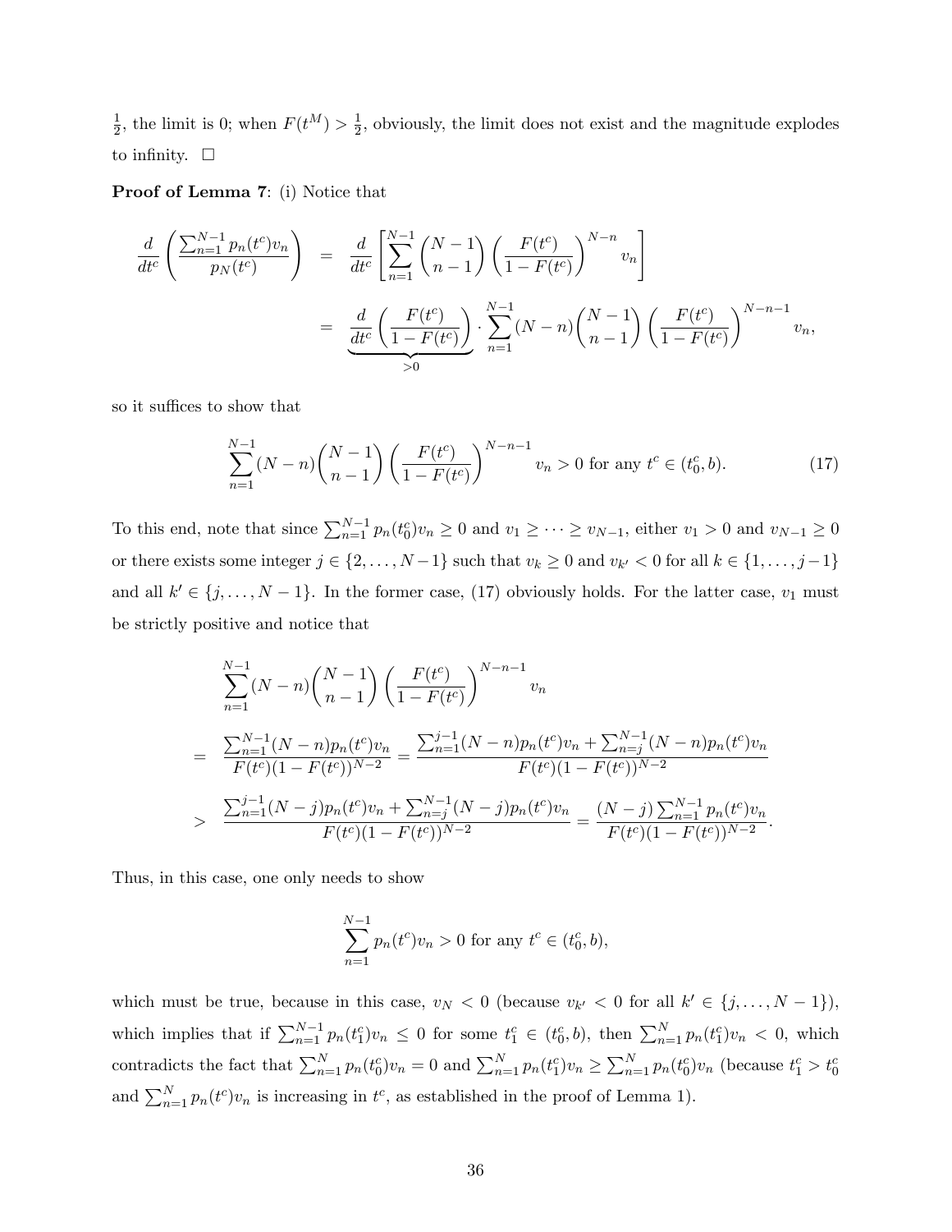$\frac{1}{2}$, the limit is 0; when $F(t_n^M) > \frac{1}{2}$, obviously, the limit does not exist and the magnitude explodes to infinity. $\square$

**Proof of Lemma 7**: (i) Notice that

$$
\begin{aligned}
\frac{d}{dt^c}\left(\frac{\sum_{n=1}^{N-1} p_n(t^c)v_n}{p_N(t^c)}\right) &= \frac{d}{dt^c}\left[\sum_{n=1}^{N-1}\binom{N-1}{n-1}\left(\frac{F(t^c)}{1-F(t^c)}\right)^{N-n} v_n\right] \\
&= \underbrace{\frac{d}{dt^c}\left(\frac{F(t^c)}{1-F(t^c)}\right)}_{>0} \cdot \sum_{n=1}^{N-1}(N-n)\binom{N-1}{n-1}\left(\frac{F(t^c)}{1-F(t^c)}\right)^{N-n-1} v_n,
\end{aligned}
$$

so it suffices to show that

$$
\sum_{n=1}^{N-1}(N-n)\binom{N-1}{n-1}\left(\frac{F(t^c)}{1-F(t^c)}\right)^{N-n-1} v_n > 0 \text{ for any } t^c \in (t_0^c, b). \tag{17}
$$

To this end, note that since $\sum_{n=1}^{N-1} p_n(t_0^c)v_n \geq 0$ and $v_1 \geq \cdots \geq v_{N-1}$, either $v_1 > 0$ and $v_{N-1} \geq 0$ or there exists some integer $j \in \{2, \ldots, N-1\}$ such that $v_k \geq 0$ and $v_{k'} < 0$ for all $k \in \{1, \ldots, j-1\}$ and all $k' \in \{j, \ldots, N-1\}$. In the former case, (17) obviously holds. For the latter case, $v_1$ must be strictly positive and notice that

$$
\begin{aligned}
&\sum_{n=1}^{N-1}(N-n)\binom{N-1}{n-1}\left(\frac{F(t^c)}{1-F(t^c)}\right)^{N-n-1} v_n \\
=\ & \frac{\sum_{n=1}^{N-1}(N-n)p_n(t^c)v_n}{F(t^c)(1-F(t^c))^{N-2}} = \frac{\sum_{n=1}^{j-1}(N-n)p_n(t^c)v_n + \sum_{n=j}^{N-1}(N-n)p_n(t^c)v_n}{F(t^c)(1-F(t^c))^{N-2}} \\
>\ & \frac{\sum_{n=1}^{j-1}(N-j)p_n(t^c)v_n + \sum_{n=j}^{N-1}(N-j)p_n(t^c)v_n}{F(t^c)(1-F(t^c))^{N-2}} = \frac{(N-j)\sum_{n=1}^{N-1}p_n(t^c)v_n}{F(t^c)(1-F(t^c))^{N-2}}.
\end{aligned}
$$

Thus, in this case, one only needs to show

$$
\sum_{n=1}^{N-1} p_n(t^c)v_n > 0 \text{ for any } t^c \in (t_0^c, b),
$$

which must be true, because in this case, $v_N < 0$ (because $v_{k'} < 0$ for all $k' \in \{j, \ldots, N-1\}$), which implies that if $\sum_{n=1}^{N-1} p_n(t_1^c)v_n \leq 0$ for some $t_1^c \in (t_0^c, b)$, then $\sum_{n=1}^{N} p_n(t_1^c)v_n < 0$, which contradicts the fact that $\sum_{n=1}^{N} p_n(t_0^c)v_n = 0$ and $\sum_{n=1}^{N} p_n(t_1^c)v_n \geq \sum_{n=1}^{N} p_n(t_0^c)v_n$ (because $t_1^c > t_0^c$ and $\sum_{n=1}^{N} p_n(t^c)v_n$ is increasing in $t^c$, as established in the proof of Lemma 1).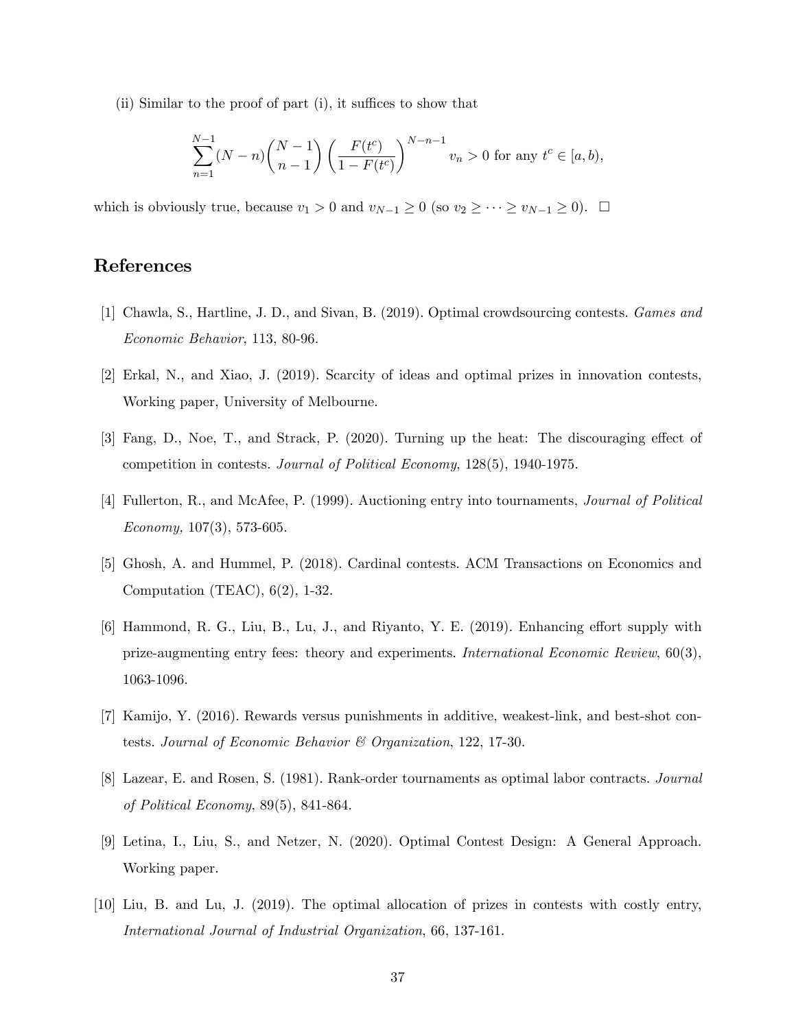(ii) Similar to the proof of part (i), it suffices to show that

$$\sum_{n=1}^{N-1} (N-n) \binom{N-1}{n-1} \left( \frac{F(t^c)}{1-F(t^c)} \right)^{N-n-1} v_n > 0 \text{ for any } t^c \in [a,b),$$

which is obviously true, because $v_1 > 0$ and $v_{N-1} \geq 0$ (so $v_2 \geq \cdots \geq v_{N-1} \geq 0$). $\square$

## References

[1] Chawla, S., Hartline, J. D., and Sivan, B. (2019). Optimal crowdsourcing contests. *Games and Economic Behavior*, 113, 80-96.

[2] Erkal, N., and Xiao, J. (2019). Scarcity of ideas and optimal prizes in innovation contests, Working paper, University of Melbourne.

[3] Fang, D., Noe, T., and Strack, P. (2020). Turning up the heat: The discouraging effect of competition in contests. *Journal of Political Economy*, 128(5), 1940-1975.

[4] Fullerton, R., and McAfee, P. (1999). Auctioning entry into tournaments, *Journal of Political Economy,* 107(3), 573-605.

[5] Ghosh, A. and Hummel, P. (2018). Cardinal contests. ACM Transactions on Economics and Computation (TEAC), 6(2), 1-32.

[6] Hammond, R. G., Liu, B., Lu, J., and Riyanto, Y. E. (2019). Enhancing effort supply with prize-augmenting entry fees: theory and experiments. *International Economic Review*, 60(3), 1063-1096.

[7] Kamijo, Y. (2016). Rewards versus punishments in additive, weakest-link, and best-shot contests. *Journal of Economic Behavior & Organization*, 122, 17-30.

[8] Lazear, E. and Rosen, S. (1981). Rank-order tournaments as optimal labor contracts. *Journal of Political Economy*, 89(5), 841-864.

[9] Letina, I., Liu, S., and Netzer, N. (2020). Optimal Contest Design: A General Approach. Working paper.

[10] Liu, B. and Lu, J. (2019). The optimal allocation of prizes in contests with costly entry, *International Journal of Industrial Organization*, 66, 137-161.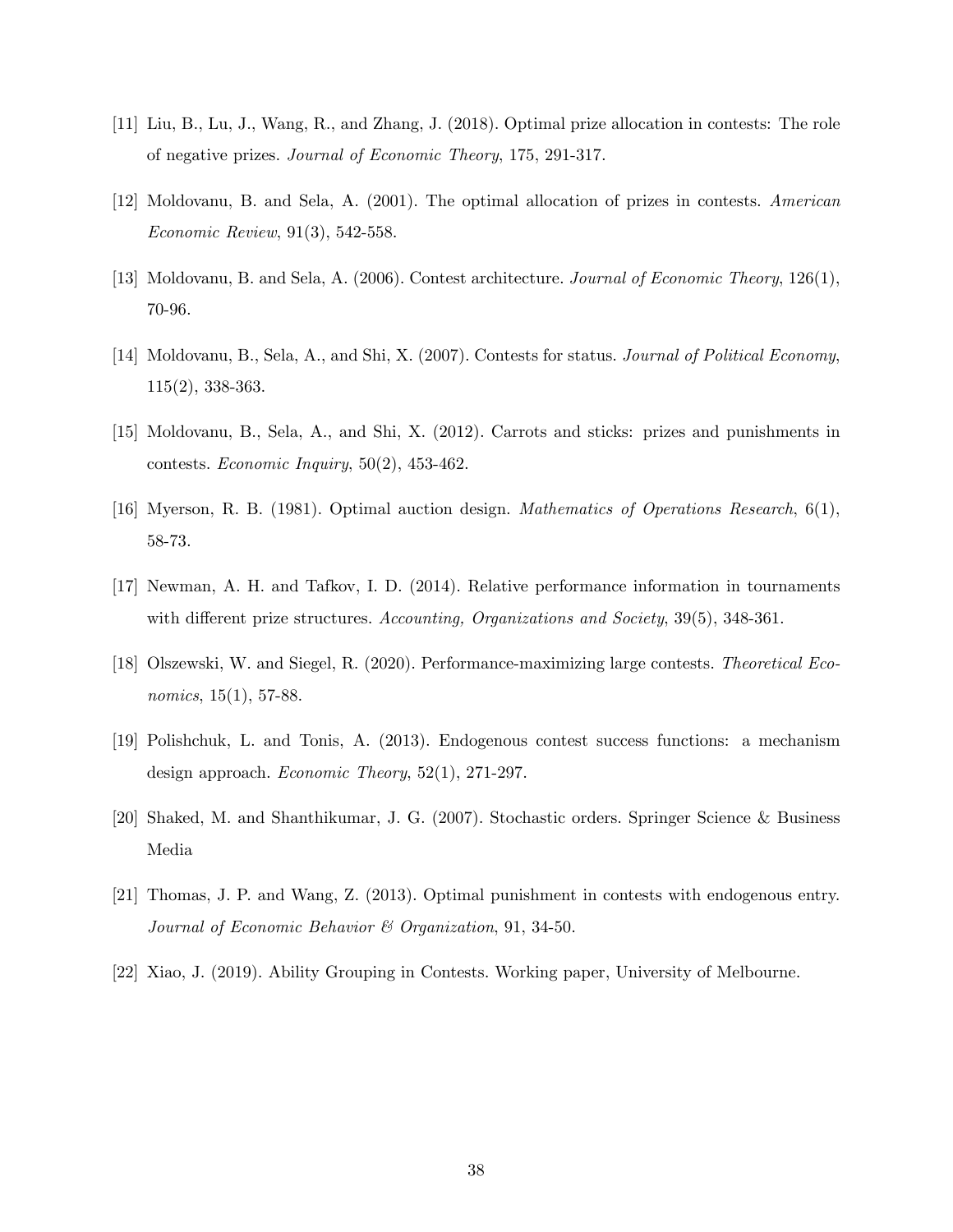[11] Liu, B., Lu, J., Wang, R., and Zhang, J. (2018). Optimal prize allocation in contests: The role of negative prizes. *Journal of Economic Theory*, 175, 291-317.

[12] Moldovanu, B. and Sela, A. (2001). The optimal allocation of prizes in contests. *American Economic Review*, 91(3), 542-558.

[13] Moldovanu, B. and Sela, A. (2006). Contest architecture. *Journal of Economic Theory*, 126(1), 70-96.

[14] Moldovanu, B., Sela, A., and Shi, X. (2007). Contests for status. *Journal of Political Economy*, 115(2), 338-363.

[15] Moldovanu, B., Sela, A., and Shi, X. (2012). Carrots and sticks: prizes and punishments in contests. *Economic Inquiry*, 50(2), 453-462.

[16] Myerson, R. B. (1981). Optimal auction design. *Mathematics of Operations Research*, 6(1), 58-73.

[17] Newman, A. H. and Tafkov, I. D. (2014). Relative performance information in tournaments with different prize structures. *Accounting, Organizations and Society*, 39(5), 348-361.

[18] Olszewski, W. and Siegel, R. (2020). Performance-maximizing large contests. *Theoretical Economics*, 15(1), 57-88.

[19] Polishchuk, L. and Tonis, A. (2013). Endogenous contest success functions: a mechanism design approach. *Economic Theory*, 52(1), 271-297.

[20] Shaked, M. and Shanthikumar, J. G. (2007). Stochastic orders. Springer Science & Business Media

[21] Thomas, J. P. and Wang, Z. (2013). Optimal punishment in contests with endogenous entry. *Journal of Economic Behavior & Organization*, 91, 34-50.

[22] Xiao, J. (2019). Ability Grouping in Contests. Working paper, University of Melbourne.